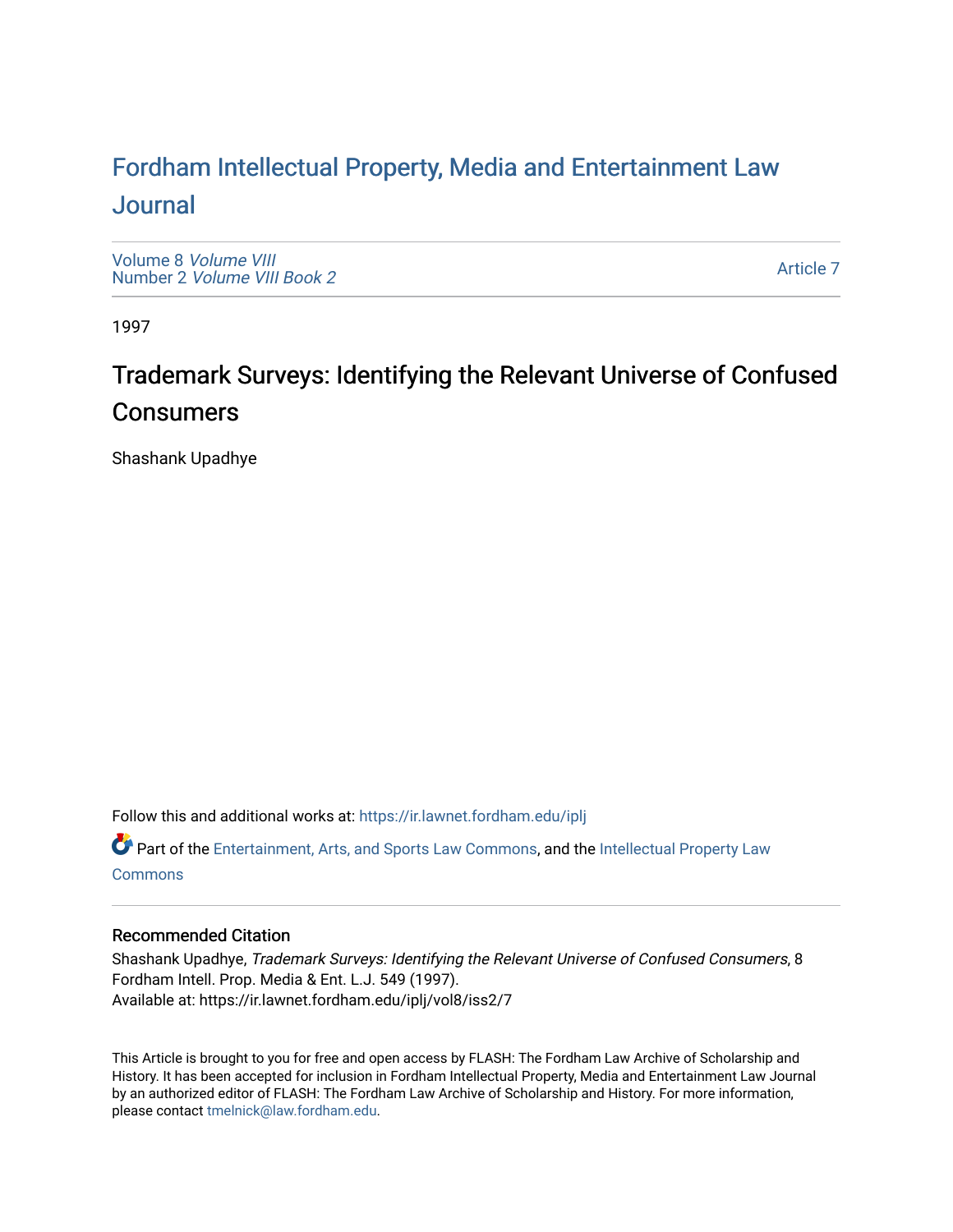# Fordham Intellectual Property, Media and Entertainment Law Journal

Volume 8 *Volume VIII*
Number 2 *Volume VIII Book 2*

Article 7

1997

## Trademark Surveys: Identifying the Relevant Universe of Confused Consumers

Shashank Upadhye

Follow this and additional works at: https://ir.lawnet.fordham.edu/iplj

Part of the Entertainment, Arts, and Sports Law Commons, and the Intellectual Property Law Commons

### Recommended Citation

Shashank Upadhye, *Trademark Surveys: Identifying the Relevant Universe of Confused Consumers*, 8 Fordham Intell. Prop. Media & Ent. L.J. 549 (1997).
Available at: https://ir.lawnet.fordham.edu/iplj/vol8/iss2/7

This Article is brought to you for free and open access by FLASH: The Fordham Law Archive of Scholarship and History. It has been accepted for inclusion in Fordham Intellectual Property, Media and Entertainment Law Journal by an authorized editor of FLASH: The Fordham Law Archive of Scholarship and History. For more information, please contact tmelnick@law.fordham.edu.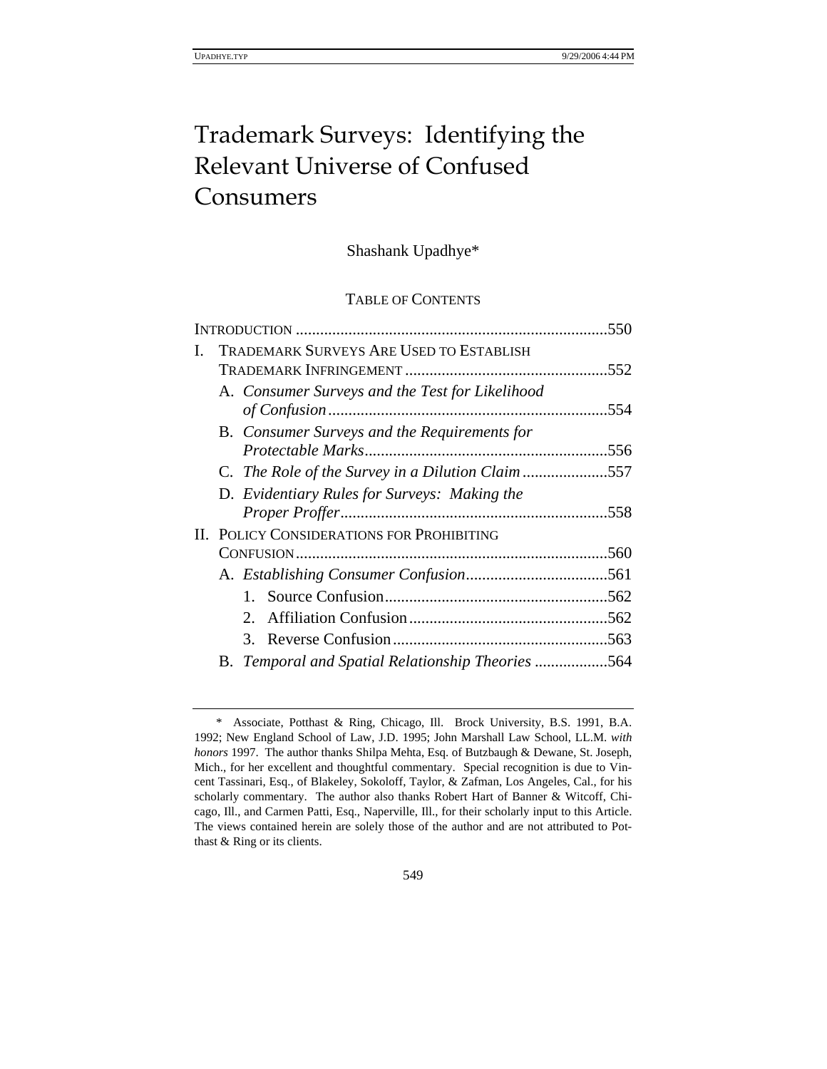# Trademark Surveys: Identifying the Relevant Universe of Confused Consumers

Shashank Upadhye*

TABLE OF CONTENTS

INTRODUCTION ....................................................................550

I. TRADEMARK SURVEYS ARE USED TO ESTABLISH TRADEMARK INFRINGEMENT ....................................................552

  A. *Consumer Surveys and the Test for Likelihood of Confusion* ....................................................554

  B. *Consumer Surveys and the Requirements for Protectable Marks* ....................................................556

  C. *The Role of the Survey in a Dilution Claim* ....................557

  D. *Evidentiary Rules for Surveys: Making the Proper Proffer* ....................................................558

II. POLICY CONSIDERATIONS FOR PROHIBITING CONFUSION ....................................................560

  A. *Establishing Consumer Confusion* ....................................561

    1. Source Confusion ....................................................562

    2. Affiliation Confusion ....................................................562

    3. Reverse Confusion ....................................................563

  B. *Temporal and Spatial Relationship Theories* ....................564

---

\* Associate, Potthast & Ring, Chicago, Ill. Brock University, B.S. 1991, B.A. 1992; New England School of Law, J.D. 1995; John Marshall Law School, LL.M. *with honors* 1997. The author thanks Shilpa Mehta, Esq. of Butzbaugh & Dewane, St. Joseph, Mich., for her excellent and thoughtful commentary. Special recognition is due to Vincent Tassinari, Esq., of Blakeley, Sokoloff, Taylor, & Zafman, Los Angeles, Cal., for his scholarly commentary. The author also thanks Robert Hart of Banner & Witcoff, Chicago, Ill., and Carmen Patti, Esq., Naperville, Ill., for their scholarly input to this Article. The views contained herein are solely those of the author and are not attributed to Potthast & Ring or its clients.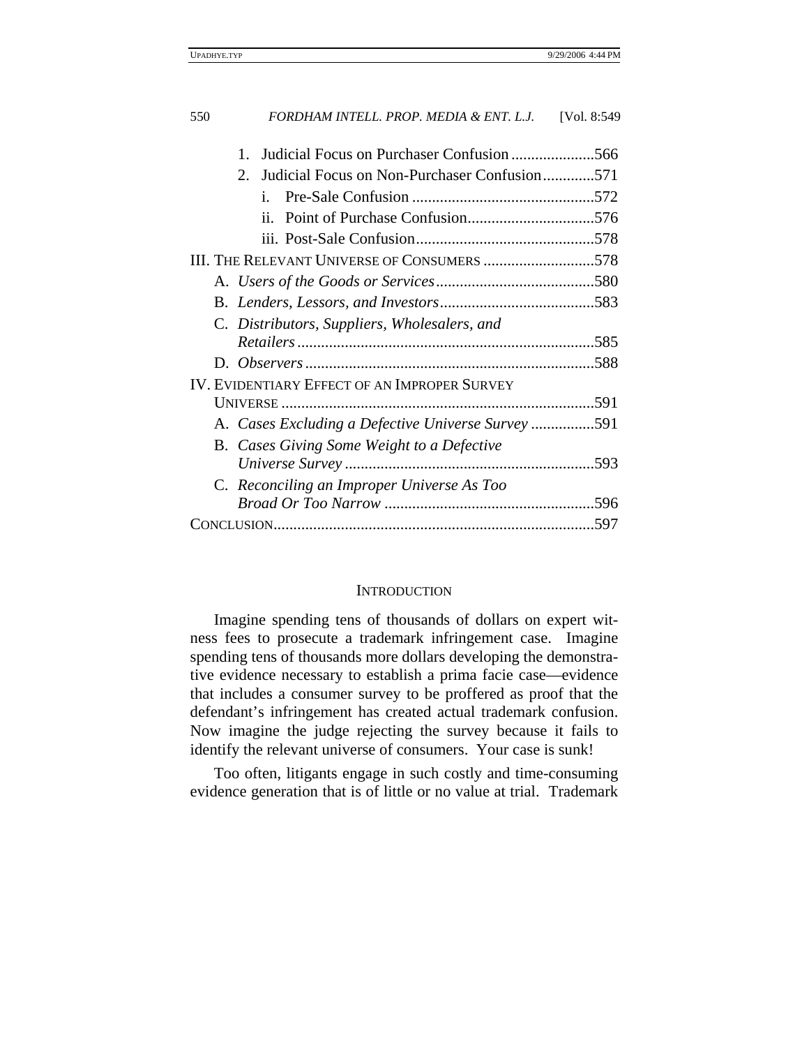1. Judicial Focus on Purchaser Confusion .....................566
2. Judicial Focus on Non-Purchaser Confusion.............571
   i. Pre-Sale Confusion .............................................572
   ii. Point of Purchase Confusion................................576
   iii. Post-Sale Confusion.............................................578

III. THE RELEVANT UNIVERSE OF CONSUMERS ............................578
   A. *Users of the Goods or Services*........................................580
   B. *Lenders, Lessors, and Investors*.......................................583
   C. *Distributors, Suppliers, Wholesalers, and Retailers*...........................................................................585
   D. *Observers*.........................................................................588

IV. EVIDENTIARY EFFECT OF AN IMPROPER SURVEY UNIVERSE ...............................................................................591
   A. *Cases Excluding a Defective Universe Survey* ................591
   B. *Cases Giving Some Weight to a Defective Universe Survey* ...............................................................593
   C. *Reconciling an Improper Universe As Too Broad Or Too Narrow* .....................................................596

CONCLUSION.................................................................................597

## INTRODUCTION

Imagine spending tens of thousands of dollars on expert witness fees to prosecute a trademark infringement case. Imagine spending tens of thousands more dollars developing the demonstrative evidence necessary to establish a prima facie case—evidence that includes a consumer survey to be proffered as proof that the defendant's infringement has created actual trademark confusion. Now imagine the judge rejecting the survey because it fails to identify the relevant universe of consumers. Your case is sunk!

Too often, litigants engage in such costly and time-consuming evidence generation that is of little or no value at trial. Trademark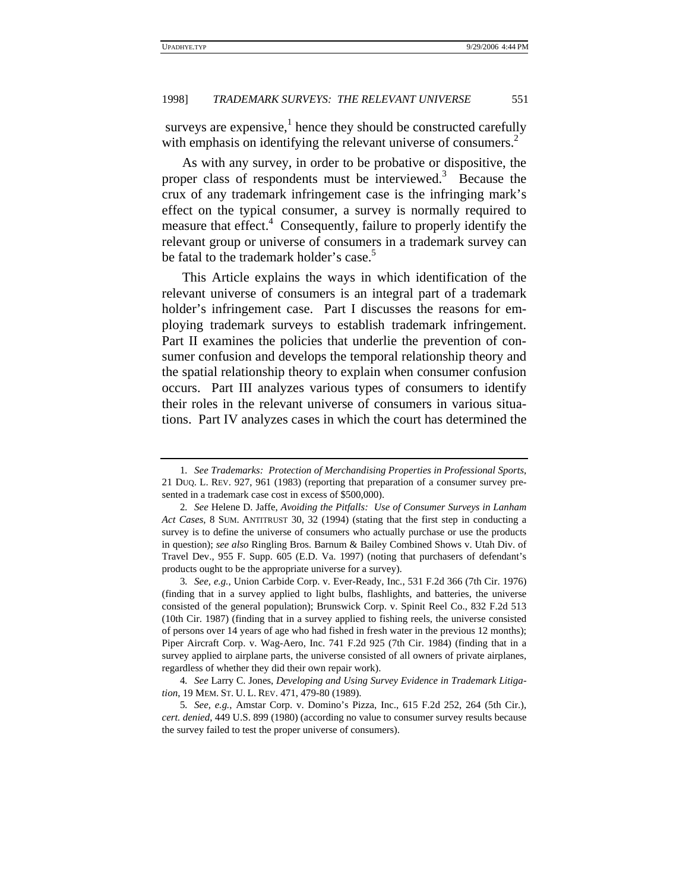surveys are expensive,[1] hence they should be constructed carefully with emphasis on identifying the relevant universe of consumers.[2]

As with any survey, in order to be probative or dispositive, the proper class of respondents must be interviewed.[3] Because the crux of any trademark infringement case is the infringing mark's effect on the typical consumer, a survey is normally required to measure that effect.[4] Consequently, failure to properly identify the relevant group or universe of consumers in a trademark survey can be fatal to the trademark holder's case.[5]

This Article explains the ways in which identification of the relevant universe of consumers is an integral part of a trademark holder's infringement case. Part I discusses the reasons for employing trademark surveys to establish trademark infringement. Part II examines the policies that underlie the prevention of consumer confusion and develops the temporal relationship theory and the spatial relationship theory to explain when consumer confusion occurs. Part III analyzes various types of consumers to identify their roles in the relevant universe of consumers in various situations. Part IV analyzes cases in which the court has determined the

---

1. *See Trademarks: Protection of Merchandising Properties in Professional Sports*, 21 DUQ. L. REV. 927, 961 (1983) (reporting that preparation of a consumer survey presented in a trademark case cost in excess of $500,000).

2. *See* Helene D. Jaffe, *Avoiding the Pitfalls: Use of Consumer Surveys in Lanham Act Cases*, 8 SUM. ANTITRUST 30, 32 (1994) (stating that the first step in conducting a survey is to define the universe of consumers who actually purchase or use the products in question); *see also* Ringling Bros. Barnum & Bailey Combined Shows v. Utah Div. of Travel Dev., 955 F. Supp. 605 (E.D. Va. 1997) (noting that purchasers of defendant's products ought to be the appropriate universe for a survey).

3. *See, e.g.,* Union Carbide Corp. v. Ever-Ready, Inc., 531 F.2d 366 (7th Cir. 1976) (finding that in a survey applied to light bulbs, flashlights, and batteries, the universe consisted of the general population); Brunswick Corp. v. Spinit Reel Co., 832 F.2d 513 (10th Cir. 1987) (finding that in a survey applied to fishing reels, the universe consisted of persons over 14 years of age who had fished in fresh water in the previous 12 months); Piper Aircraft Corp. v. Wag-Aero, Inc. 741 F.2d 925 (7th Cir. 1984) (finding that in a survey applied to airplane parts, the universe consisted of all owners of private airplanes, regardless of whether they did their own repair work).

4. *See* Larry C. Jones, *Developing and Using Survey Evidence in Trademark Litigation*, 19 MEM. ST. U. L. REV. 471, 479-80 (1989).

5. *See, e.g.*, Amstar Corp. v. Domino's Pizza, Inc., 615 F.2d 252, 264 (5th Cir.), *cert. denied*, 449 U.S. 899 (1980) (according no value to consumer survey results because the survey failed to test the proper universe of consumers).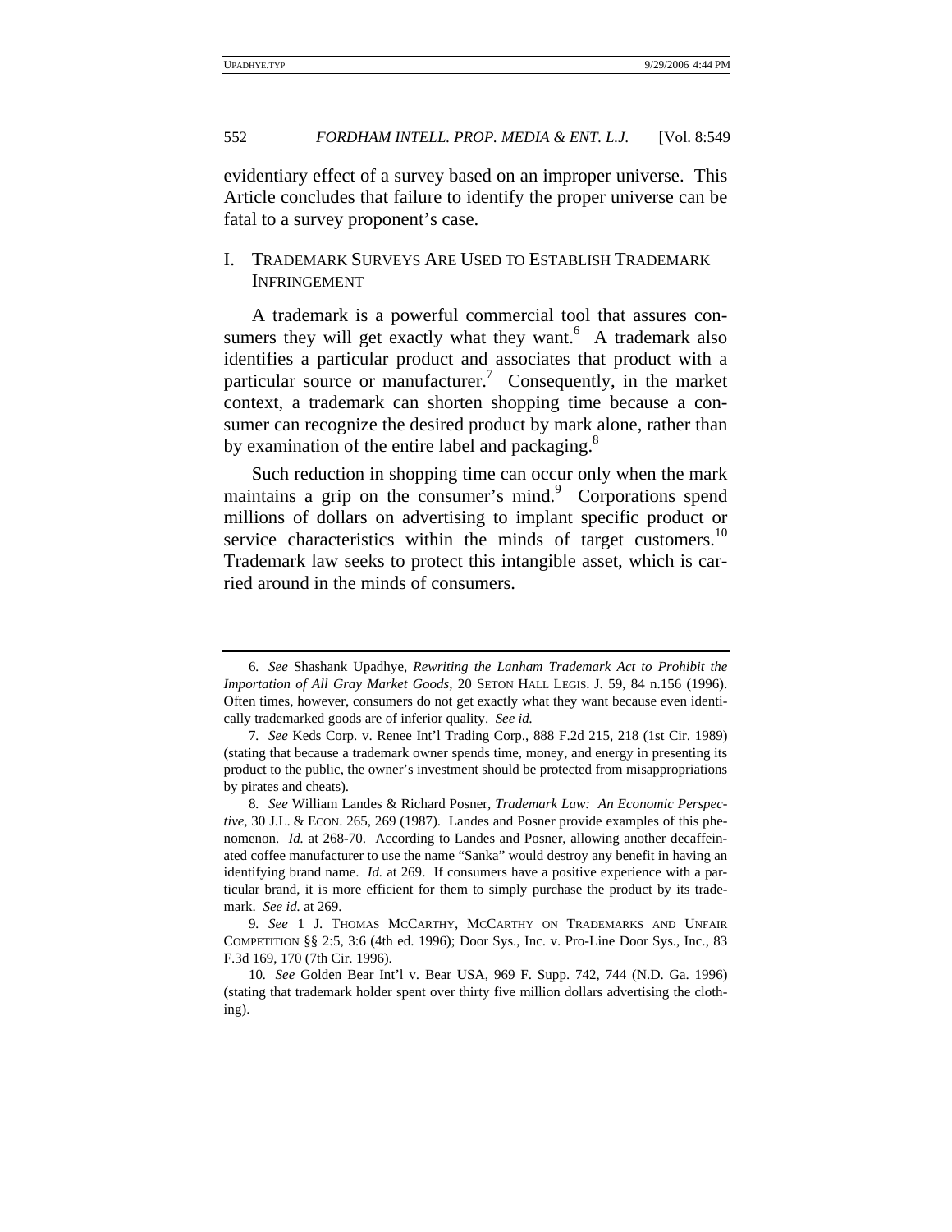evidentiary effect of a survey based on an improper universe. This Article concludes that failure to identify the proper universe can be fatal to a survey proponent's case.

## I. TRADEMARK SURVEYS ARE USED TO ESTABLISH TRADEMARK INFRINGEMENT

A trademark is a powerful commercial tool that assures consumers they will get exactly what they want.[6] A trademark also identifies a particular product and associates that product with a particular source or manufacturer.[7] Consequently, in the market context, a trademark can shorten shopping time because a consumer can recognize the desired product by mark alone, rather than by examination of the entire label and packaging.[8]

Such reduction in shopping time can occur only when the mark maintains a grip on the consumer's mind.[9] Corporations spend millions of dollars on advertising to implant specific product or service characteristics within the minds of target customers.[10] Trademark law seeks to protect this intangible asset, which is carried around in the minds of consumers.

---

6. *See* Shashank Upadhye, *Rewriting the Lanham Trademark Act to Prohibit the Importation of All Gray Market Goods*, 20 SETON HALL LEGIS. J. 59, 84 n.156 (1996). Often times, however, consumers do not get exactly what they want because even identically trademarked goods are of inferior quality. *See id.*

7. *See* Keds Corp. v. Renee Int'l Trading Corp., 888 F.2d 215, 218 (1st Cir. 1989) (stating that because a trademark owner spends time, money, and energy in presenting its product to the public, the owner's investment should be protected from misappropriations by pirates and cheats).

8. *See* William Landes & Richard Posner, *Trademark Law: An Economic Perspective*, 30 J.L. & ECON. 265, 269 (1987). Landes and Posner provide examples of this phenomenon. *Id.* at 268-70. According to Landes and Posner, allowing another decaffeinated coffee manufacturer to use the name "Sanka" would destroy any benefit in having an identifying brand name. *Id.* at 269. If consumers have a positive experience with a particular brand, it is more efficient for them to simply purchase the product by its trademark. *See id.* at 269.

9. *See* 1 J. THOMAS MCCARTHY, MCCARTHY ON TRADEMARKS AND UNFAIR COMPETITION §§ 2:5, 3:6 (4th ed. 1996); Door Sys., Inc. v. Pro-Line Door Sys., Inc., 83 F.3d 169, 170 (7th Cir. 1996).

10. *See* Golden Bear Int'l v. Bear USA, 969 F. Supp. 742, 744 (N.D. Ga. 1996) (stating that trademark holder spent over thirty five million dollars advertising the clothing).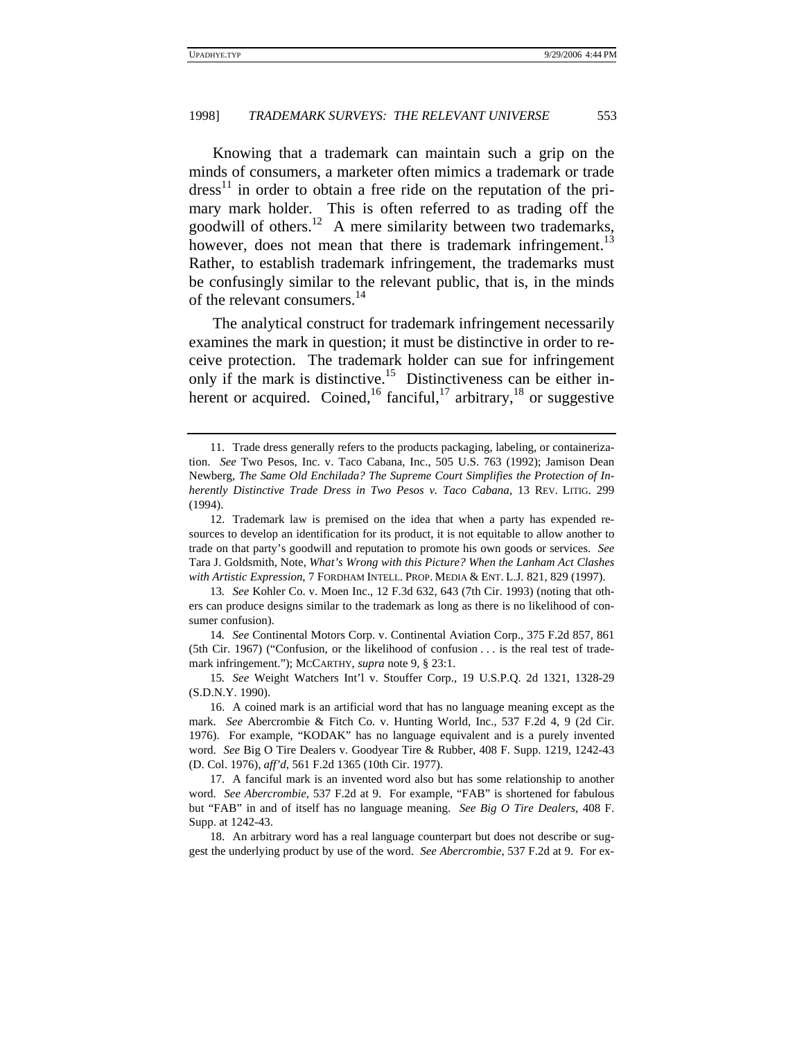Knowing that a trademark can maintain such a grip on the minds of consumers, a marketer often mimics a trademark or trade dress[11] in order to obtain a free ride on the reputation of the primary mark holder. This is often referred to as trading off the goodwill of others.[12] A mere similarity between two trademarks, however, does not mean that there is trademark infringement.[13] Rather, to establish trademark infringement, the trademarks must be confusingly similar to the relevant public, that is, in the minds of the relevant consumers.[14]

The analytical construct for trademark infringement necessarily examines the mark in question; it must be distinctive in order to receive protection. The trademark holder can sue for infringement only if the mark is distinctive.[15] Distinctiveness can be either inherent or acquired. Coined,[16] fanciful,[17] arbitrary,[18] or suggestive

---

11. Trade dress generally refers to the products packaging, labeling, or containerization. *See* Two Pesos, Inc. v. Taco Cabana, Inc., 505 U.S. 763 (1992); Jamison Dean Newberg, *The Same Old Enchilada? The Supreme Court Simplifies the Protection of Inherently Distinctive Trade Dress in Two Pesos v. Taco Cabana*, 13 REV. LITIG. 299 (1994).

12. Trademark law is premised on the idea that when a party has expended resources to develop an identification for its product, it is not equitable to allow another to trade on that party's goodwill and reputation to promote his own goods or services. *See* Tara J. Goldsmith, Note, *What's Wrong with this Picture? When the Lanham Act Clashes with Artistic Expression*, 7 FORDHAM INTELL. PROP. MEDIA & ENT. L.J. 821, 829 (1997).

13. *See* Kohler Co. v. Moen Inc., 12 F.3d 632, 643 (7th Cir. 1993) (noting that others can produce designs similar to the trademark as long as there is no likelihood of consumer confusion).

14. *See* Continental Motors Corp. v. Continental Aviation Corp., 375 F.2d 857, 861 (5th Cir. 1967) ("Confusion, or the likelihood of confusion . . . is the real test of trademark infringement."); MCCARTHY, *supra* note 9, § 23:1.

15. *See* Weight Watchers Int'l v. Stouffer Corp., 19 U.S.P.Q. 2d 1321, 1328-29 (S.D.N.Y. 1990).

16. A coined mark is an artificial word that has no language meaning except as the mark. *See* Abercrombie & Fitch Co. v. Hunting World, Inc., 537 F.2d 4, 9 (2d Cir. 1976). For example, "KODAK" has no language equivalent and is a purely invented word. *See* Big O Tire Dealers v. Goodyear Tire & Rubber, 408 F. Supp. 1219, 1242-43 (D. Col. 1976), *aff'd*, 561 F.2d 1365 (10th Cir. 1977).

17. A fanciful mark is an invented word also but has some relationship to another word. *See Abercrombie*, 537 F.2d at 9. For example, "FAB" is shortened for fabulous but "FAB" in and of itself has no language meaning. *See Big O Tire Dealers*, 408 F. Supp. at 1242-43.

18. An arbitrary word has a real language counterpart but does not describe or suggest the underlying product by use of the word. *See Abercrombie*, 537 F.2d at 9. For ex-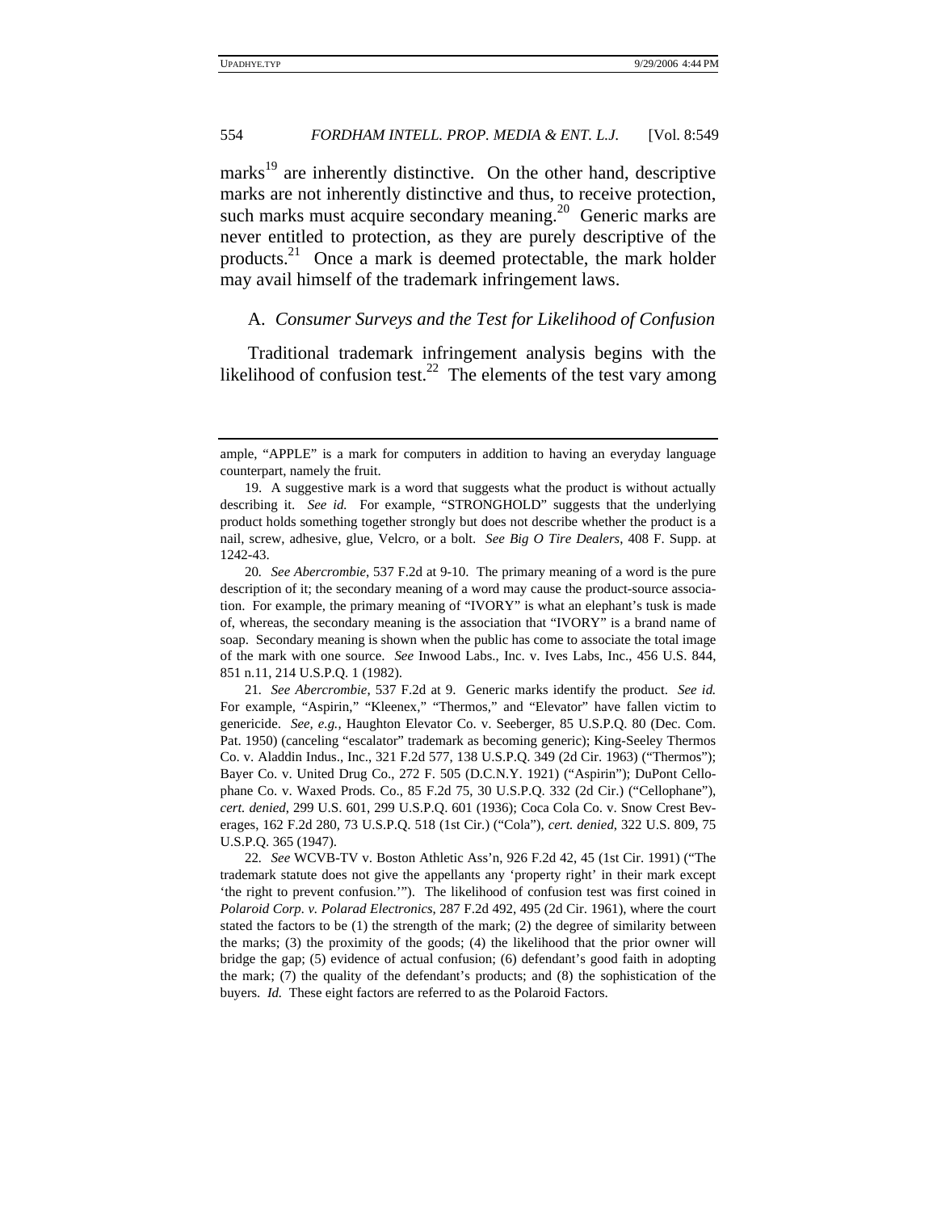marks[19] are inherently distinctive. On the other hand, descriptive marks are not inherently distinctive and thus, to receive protection, such marks must acquire secondary meaning.[20] Generic marks are never entitled to protection, as they are purely descriptive of the products.[21] Once a mark is deemed protectable, the mark holder may avail himself of the trademark infringement laws.

## A. *Consumer Surveys and the Test for Likelihood of Confusion*

Traditional trademark infringement analysis begins with the likelihood of confusion test.[22] The elements of the test vary among

---

ample, "APPLE" is a mark for computers in addition to having an everyday language counterpart, namely the fruit.

19. A suggestive mark is a word that suggests what the product is without actually describing it. *See id.* For example, "STRONGHOLD" suggests that the underlying product holds something together strongly but does not describe whether the product is a nail, screw, adhesive, glue, Velcro, or a bolt. *See Big O Tire Dealers*, 408 F. Supp. at 1242-43.

20. *See Abercrombie*, 537 F.2d at 9-10. The primary meaning of a word is the pure description of it; the secondary meaning of a word may cause the product-source association. For example, the primary meaning of "IVORY" is what an elephant's tusk is made of, whereas, the secondary meaning is the association that "IVORY" is a brand name of soap. Secondary meaning is shown when the public has come to associate the total image of the mark with one source. *See* Inwood Labs., Inc. v. Ives Labs, Inc., 456 U.S. 844, 851 n.11, 214 U.S.P.Q. 1 (1982).

21. *See Abercrombie*, 537 F.2d at 9. Generic marks identify the product. *See id.* For example, "Aspirin," "Kleenex," "Thermos," and "Elevator" have fallen victim to genericide. *See, e.g.*, Haughton Elevator Co. v. Seeberger, 85 U.S.P.Q. 80 (Dec. Com. Pat. 1950) (canceling "escalator" trademark as becoming generic); King-Seeley Thermos Co. v. Aladdin Indus., Inc., 321 F.2d 577, 138 U.S.P.Q. 349 (2d Cir. 1963) ("Thermos"); Bayer Co. v. United Drug Co., 272 F. 505 (D.C.N.Y. 1921) ("Aspirin"); DuPont Cellophane Co. v. Waxed Prods. Co., 85 F.2d 75, 30 U.S.P.Q. 332 (2d Cir.) ("Cellophane"), *cert. denied*, 299 U.S. 601, 299 U.S.P.Q. 601 (1936); Coca Cola Co. v. Snow Crest Beverages, 162 F.2d 280, 73 U.S.P.Q. 518 (1st Cir.) ("Cola"), *cert. denied*, 322 U.S. 809, 75 U.S.P.Q. 365 (1947).

22. *See* WCVB-TV v. Boston Athletic Ass'n, 926 F.2d 42, 45 (1st Cir. 1991) ("The trademark statute does not give the appellants any 'property right' in their mark except 'the right to prevent confusion.'"). The likelihood of confusion test was first coined in *Polaroid Corp. v. Polarad Electronics*, 287 F.2d 492, 495 (2d Cir. 1961), where the court stated the factors to be (1) the strength of the mark; (2) the degree of similarity between the marks; (3) the proximity of the goods; (4) the likelihood that the prior owner will bridge the gap; (5) evidence of actual confusion; (6) defendant's good faith in adopting the mark; (7) the quality of the defendant's products; and (8) the sophistication of the buyers. *Id.* These eight factors are referred to as the Polaroid Factors.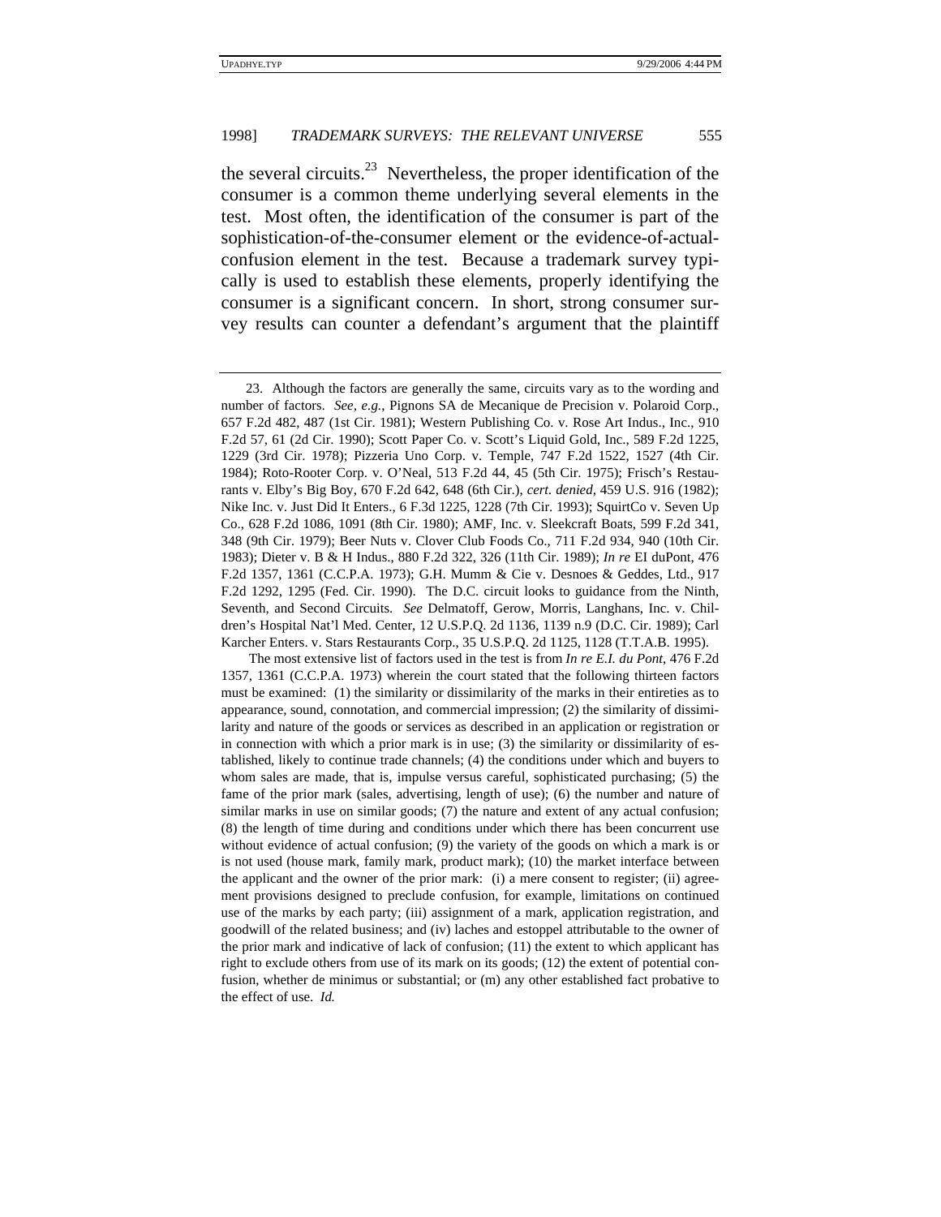the several circuits.[23] Nevertheless, the proper identification of the consumer is a common theme underlying several elements in the test. Most often, the identification of the consumer is part of the sophistication-of-the-consumer element or the evidence-of-actual-confusion element in the test. Because a trademark survey typically is used to establish these elements, properly identifying the consumer is a significant concern. In short, strong consumer survey results can counter a defendant's argument that the plaintiff

---

23. Although the factors are generally the same, circuits vary as to the wording and number of factors. *See, e.g.*, Pignons SA de Mecanique de Precision v. Polaroid Corp., 657 F.2d 482, 487 (1st Cir. 1981); Western Publishing Co. v. Rose Art Indus., Inc., 910 F.2d 57, 61 (2d Cir. 1990); Scott Paper Co. v. Scott's Liquid Gold, Inc., 589 F.2d 1225, 1229 (3rd Cir. 1978); Pizzeria Uno Corp. v. Temple, 747 F.2d 1522, 1527 (4th Cir. 1984); Roto-Rooter Corp. v. O'Neal, 513 F.2d 44, 45 (5th Cir. 1975); Frisch's Restaurants v. Elby's Big Boy, 670 F.2d 642, 648 (6th Cir.), *cert. denied*, 459 U.S. 916 (1982); Nike Inc. v. Just Did It Enters., 6 F.3d 1225, 1228 (7th Cir. 1993); SquirtCo v. Seven Up Co., 628 F.2d 1086, 1091 (8th Cir. 1980); AMF, Inc. v. Sleekcraft Boats, 599 F.2d 341, 348 (9th Cir. 1979); Beer Nuts v. Clover Club Foods Co., 711 F.2d 934, 940 (10th Cir. 1983); Dieter v. B & H Indus., 880 F.2d 322, 326 (11th Cir. 1989); *In re* EI duPont, 476 F.2d 1357, 1361 (C.C.P.A. 1973); G.H. Mumm & Cie v. Desnoes & Geddes, Ltd., 917 F.2d 1292, 1295 (Fed. Cir. 1990). The D.C. circuit looks to guidance from the Ninth, Seventh, and Second Circuits. *See* Delmatoff, Gerow, Morris, Langhans, Inc. v. Children's Hospital Nat'l Med. Center, 12 U.S.P.Q. 2d 1136, 1139 n.9 (D.C. Cir. 1989); Carl Karcher Enters. v. Stars Restaurants Corp., 35 U.S.P.Q. 2d 1125, 1128 (T.T.A.B. 1995).

The most extensive list of factors used in the test is from *In re E.I. du Pont*, 476 F.2d 1357, 1361 (C.C.P.A. 1973) wherein the court stated that the following thirteen factors must be examined: (1) the similarity or dissimilarity of the marks in their entireties as to appearance, sound, connotation, and commercial impression; (2) the similarity of dissimilarity and nature of the goods or services as described in an application or registration or in connection with which a prior mark is in use; (3) the similarity or dissimilarity of established, likely to continue trade channels; (4) the conditions under which and buyers to whom sales are made, that is, impulse versus careful, sophisticated purchasing; (5) the fame of the prior mark (sales, advertising, length of use); (6) the number and nature of similar marks in use on similar goods; (7) the nature and extent of any actual confusion; (8) the length of time during and conditions under which there has been concurrent use without evidence of actual confusion; (9) the variety of the goods on which a mark is or is not used (house mark, family mark, product mark); (10) the market interface between the applicant and the owner of the prior mark: (i) a mere consent to register; (ii) agreement provisions designed to preclude confusion, for example, limitations on continued use of the marks by each party; (iii) assignment of a mark, application registration, and goodwill of the related business; and (iv) laches and estoppel attributable to the owner of the prior mark and indicative of lack of confusion; (11) the extent to which applicant has right to exclude others from use of its mark on its goods; (12) the extent of potential confusion, whether de minimus or substantial; or (m) any other established fact probative to the effect of use. *Id.*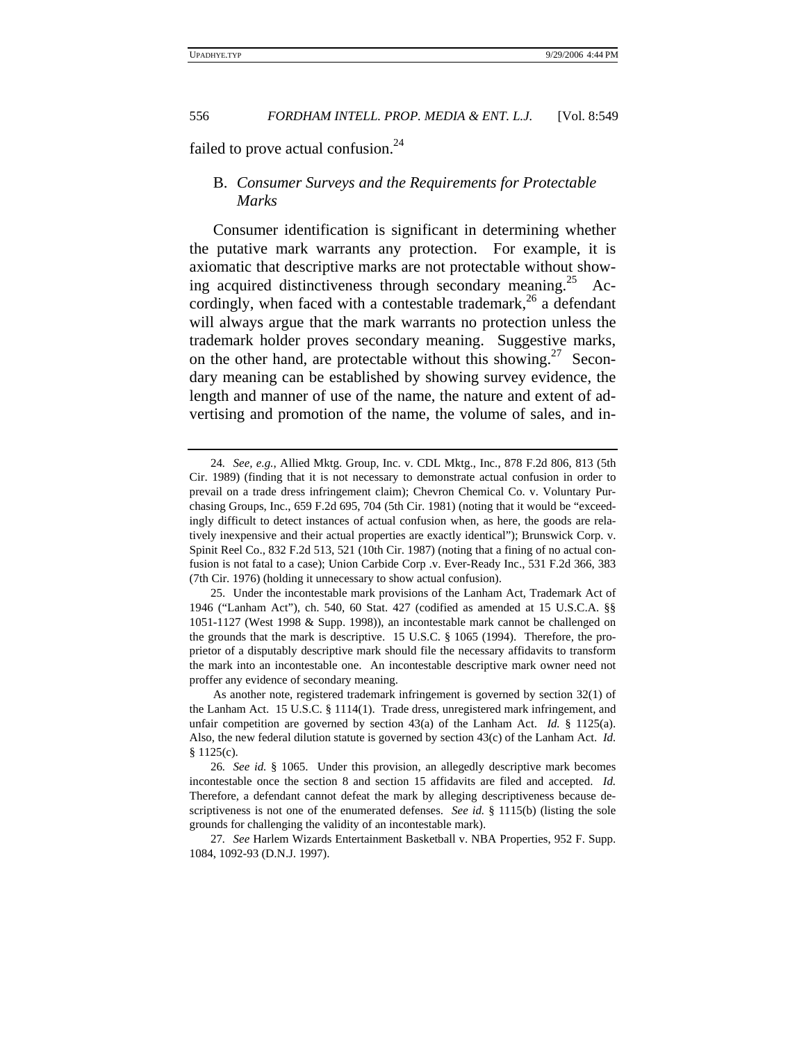failed to prove actual confusion.[24]

### B. *Consumer Surveys and the Requirements for Protectable Marks*

Consumer identification is significant in determining whether the putative mark warrants any protection. For example, it is axiomatic that descriptive marks are not protectable without showing acquired distinctiveness through secondary meaning.[25] Accordingly, when faced with a contestable trademark,[26] a defendant will always argue that the mark warrants no protection unless the trademark holder proves secondary meaning. Suggestive marks, on the other hand, are protectable without this showing.[27] Secondary meaning can be established by showing survey evidence, the length and manner of use of the name, the nature and extent of advertising and promotion of the name, the volume of sales, and in-

---

24. *See, e.g.*, Allied Mktg. Group, Inc. v. CDL Mktg., Inc., 878 F.2d 806, 813 (5th Cir. 1989) (finding that it is not necessary to demonstrate actual confusion in order to prevail on a trade dress infringement claim); Chevron Chemical Co. v. Voluntary Purchasing Groups, Inc., 659 F.2d 695, 704 (5th Cir. 1981) (noting that it would be "exceedingly difficult to detect instances of actual confusion when, as here, the goods are relatively inexpensive and their actual properties are exactly identical"); Brunswick Corp. v. Spinit Reel Co., 832 F.2d 513, 521 (10th Cir. 1987) (noting that a fining of no actual confusion is not fatal to a case); Union Carbide Corp .v. Ever-Ready Inc., 531 F.2d 366, 383 (7th Cir. 1976) (holding it unnecessary to show actual confusion).

25. Under the incontestable mark provisions of the Lanham Act, Trademark Act of 1946 ("Lanham Act"), ch. 540, 60 Stat. 427 (codified as amended at 15 U.S.C.A. §§ 1051-1127 (West 1998 & Supp. 1998)), an incontestable mark cannot be challenged on the grounds that the mark is descriptive. 15 U.S.C. § 1065 (1994). Therefore, the proprietor of a disputably descriptive mark should file the necessary affidavits to transform the mark into an incontestable one. An incontestable descriptive mark owner need not proffer any evidence of secondary meaning.

As another note, registered trademark infringement is governed by section 32(1) of the Lanham Act. 15 U.S.C. § 1114(1). Trade dress, unregistered mark infringement, and unfair competition are governed by section 43(a) of the Lanham Act. *Id.* § 1125(a). Also, the new federal dilution statute is governed by section 43(c) of the Lanham Act. *Id.* § 1125(c).

26. *See id.* § 1065. Under this provision, an allegedly descriptive mark becomes incontestable once the section 8 and section 15 affidavits are filed and accepted. *Id.* Therefore, a defendant cannot defeat the mark by alleging descriptiveness because descriptiveness is not one of the enumerated defenses. *See id.* § 1115(b) (listing the sole grounds for challenging the validity of an incontestable mark).

27. *See* Harlem Wizards Entertainment Basketball v. NBA Properties, 952 F. Supp. 1084, 1092-93 (D.N.J. 1997).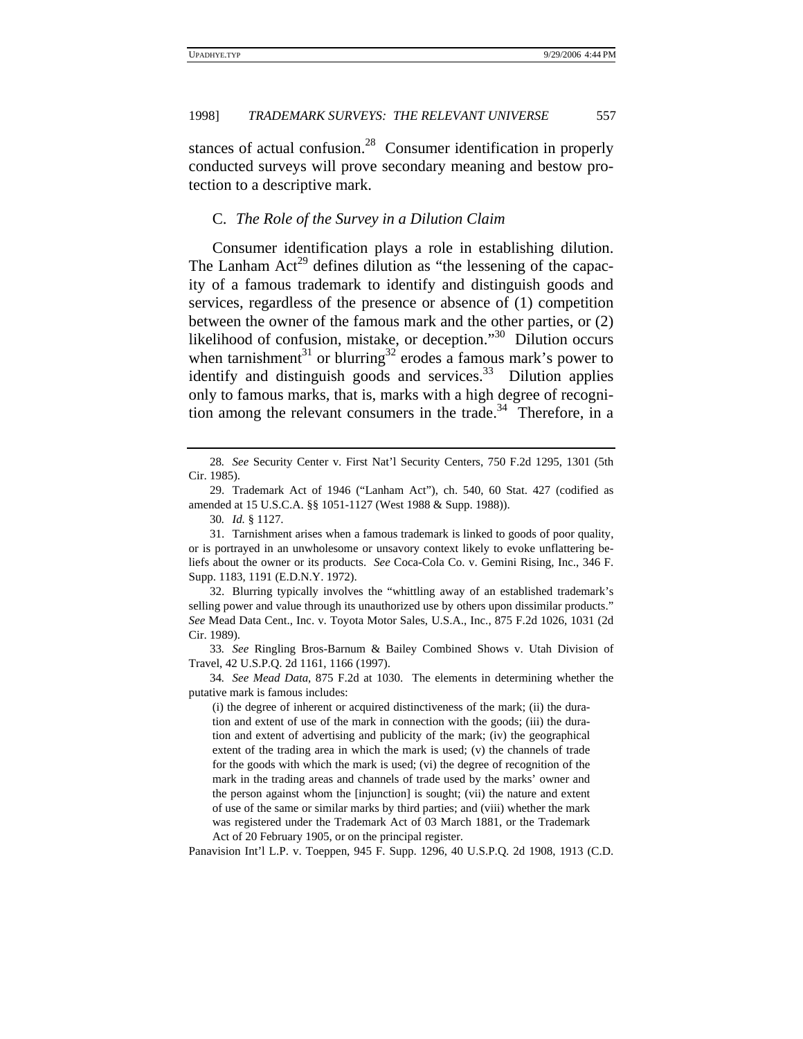stances of actual confusion.[28] Consumer identification in properly conducted surveys will prove secondary meaning and bestow protection to a descriptive mark.

### C. *The Role of the Survey in a Dilution Claim*

Consumer identification plays a role in establishing dilution. The Lanham Act[29] defines dilution as "the lessening of the capacity of a famous trademark to identify and distinguish goods and services, regardless of the presence or absence of (1) competition between the owner of the famous mark and the other parties, or (2) likelihood of confusion, mistake, or deception."[30] Dilution occurs when tarnishment[31] or blurring[32] erodes a famous mark's power to identify and distinguish goods and services.[33] Dilution applies only to famous marks, that is, marks with a high degree of recognition among the relevant consumers in the trade.[34] Therefore, in a

---

28. *See* Security Center v. First Nat'l Security Centers, 750 F.2d 1295, 1301 (5th Cir. 1985).

29. Trademark Act of 1946 ("Lanham Act"), ch. 540, 60 Stat. 427 (codified as amended at 15 U.S.C.A. §§ 1051-1127 (West 1988 & Supp. 1988)).

30. *Id.* § 1127.

31. Tarnishment arises when a famous trademark is linked to goods of poor quality, or is portrayed in an unwholesome or unsavory context likely to evoke unflattering beliefs about the owner or its products. *See* Coca-Cola Co. v. Gemini Rising, Inc., 346 F. Supp. 1183, 1191 (E.D.N.Y. 1972).

32. Blurring typically involves the "whittling away of an established trademark's selling power and value through its unauthorized use by others upon dissimilar products." *See* Mead Data Cent., Inc. v. Toyota Motor Sales, U.S.A., Inc., 875 F.2d 1026, 1031 (2d Cir. 1989).

33. *See* Ringling Bros-Barnum & Bailey Combined Shows v. Utah Division of Travel, 42 U.S.P.Q. 2d 1161, 1166 (1997).

34. *See Mead Data*, 875 F.2d at 1030. The elements in determining whether the putative mark is famous includes:

> (i) the degree of inherent or acquired distinctiveness of the mark; (ii) the duration and extent of use of the mark in connection with the goods; (iii) the duration and extent of advertising and publicity of the mark; (iv) the geographical extent of the trading area in which the mark is used; (v) the channels of trade for the goods with which the mark is used; (vi) the degree of recognition of the mark in the trading areas and channels of trade used by the marks' owner and the person against whom the [injunction] is sought; (vii) the nature and extent of use of the same or similar marks by third parties; and (viii) whether the mark was registered under the Trademark Act of 03 March 1881, or the Trademark Act of 20 February 1905, or on the principal register.

Panavision Int'l L.P. v. Toeppen, 945 F. Supp. 1296, 40 U.S.P.Q. 2d 1908, 1913 (C.D.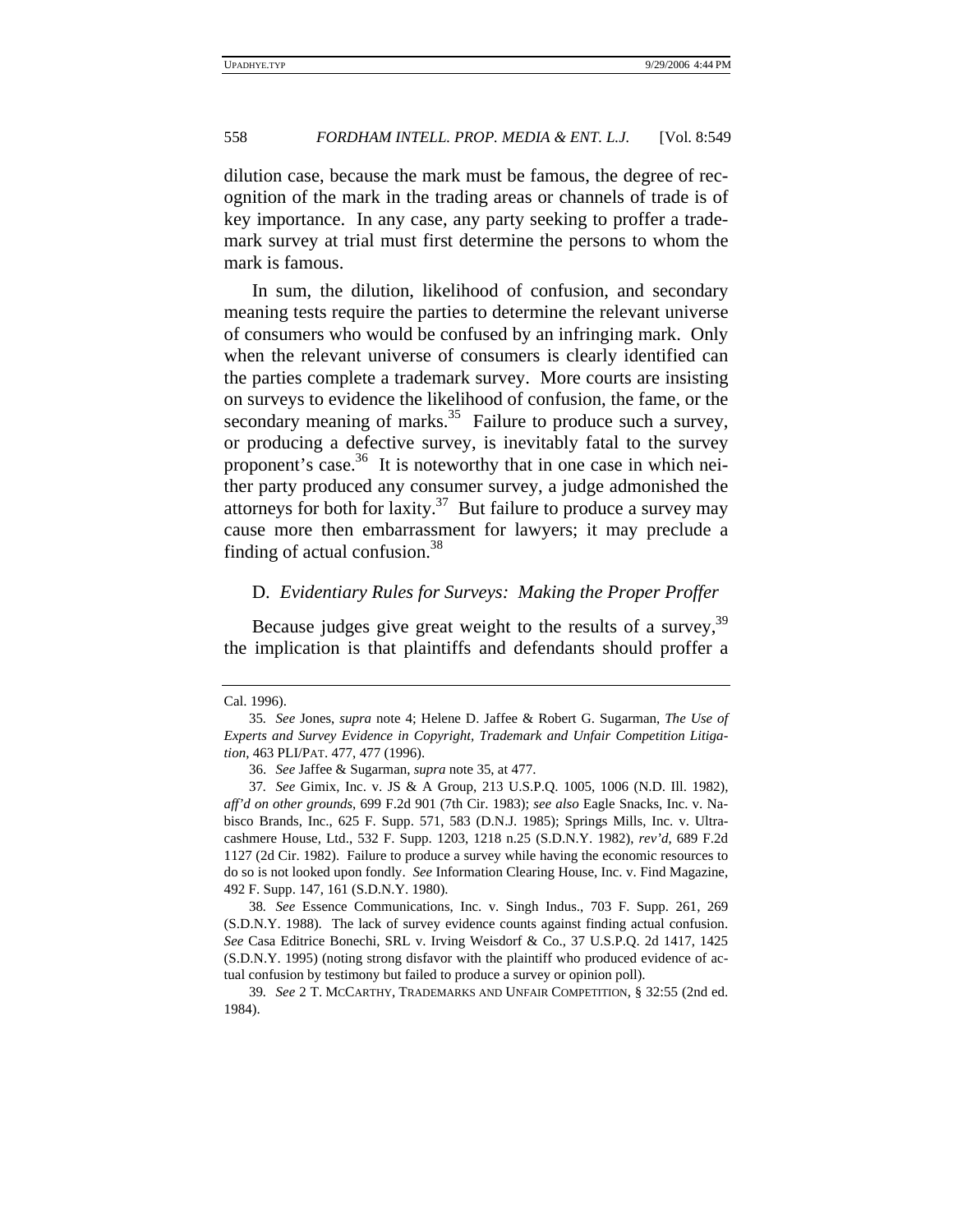dilution case, because the mark must be famous, the degree of recognition of the mark in the trading areas or channels of trade is of key importance. In any case, any party seeking to proffer a trademark survey at trial must first determine the persons to whom the mark is famous.

In sum, the dilution, likelihood of confusion, and secondary meaning tests require the parties to determine the relevant universe of consumers who would be confused by an infringing mark. Only when the relevant universe of consumers is clearly identified can the parties complete a trademark survey. More courts are insisting on surveys to evidence the likelihood of confusion, the fame, or the secondary meaning of marks.[35] Failure to produce such a survey, or producing a defective survey, is inevitably fatal to the survey proponent's case.[36] It is noteworthy that in one case in which neither party produced any consumer survey, a judge admonished the attorneys for both for laxity.[37] But failure to produce a survey may cause more then embarrassment for lawyers; it may preclude a finding of actual confusion.[38]

### D. *Evidentiary Rules for Surveys: Making the Proper Proffer*

Because judges give great weight to the results of a survey,[39] the implication is that plaintiffs and defendants should proffer a

---

Cal. 1996).

35. *See* Jones, *supra* note 4; Helene D. Jaffee & Robert G. Sugarman, *The Use of Experts and Survey Evidence in Copyright, Trademark and Unfair Competition Litigation*, 463 PLI/PAT. 477, 477 (1996).

36. *See* Jaffee & Sugarman, *supra* note 35, at 477.

37. *See* Gimix, Inc. v. JS & A Group, 213 U.S.P.Q. 1005, 1006 (N.D. Ill. 1982), *aff'd on other grounds*, 699 F.2d 901 (7th Cir. 1983); *see also* Eagle Snacks, Inc. v. Nabisco Brands, Inc., 625 F. Supp. 571, 583 (D.N.J. 1985); Springs Mills, Inc. v. Ultracashmere House, Ltd., 532 F. Supp. 1203, 1218 n.25 (S.D.N.Y. 1982), *rev'd*, 689 F.2d 1127 (2d Cir. 1982). Failure to produce a survey while having the economic resources to do so is not looked upon fondly. *See* Information Clearing House, Inc. v. Find Magazine, 492 F. Supp. 147, 161 (S.D.N.Y. 1980).

38. *See* Essence Communications, Inc. v. Singh Indus., 703 F. Supp. 261, 269 (S.D.N.Y. 1988). The lack of survey evidence counts against finding actual confusion. *See* Casa Editrice Bonechi, SRL v. Irving Weisdorf & Co., 37 U.S.P.Q. 2d 1417, 1425 (S.D.N.Y. 1995) (noting strong disfavor with the plaintiff who produced evidence of actual confusion by testimony but failed to produce a survey or opinion poll).

39. *See* 2 T. MCCARTHY, TRADEMARKS AND UNFAIR COMPETITION, § 32:55 (2nd ed. 1984).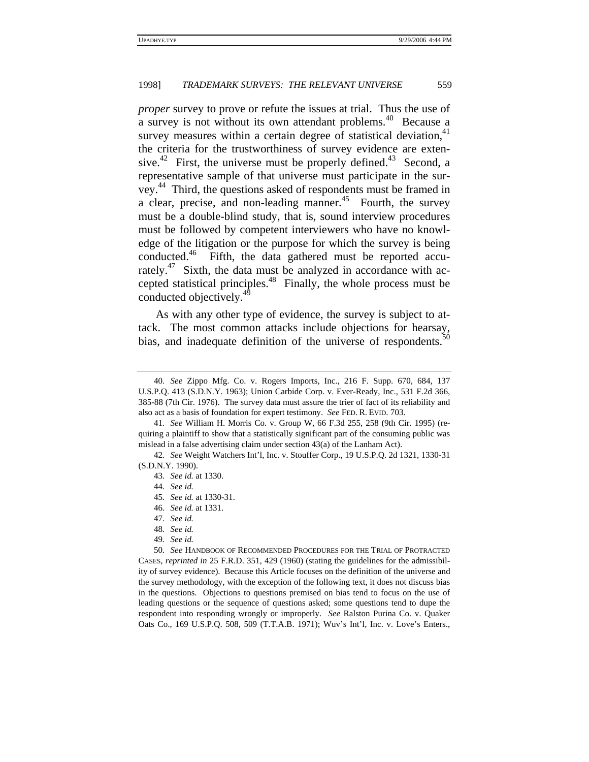*proper* survey to prove or refute the issues at trial. Thus the use of a survey is not without its own attendant problems.[40] Because a survey measures within a certain degree of statistical deviation,[41] the criteria for the trustworthiness of survey evidence are extensive.[42] First, the universe must be properly defined.[43] Second, a representative sample of that universe must participate in the survey.[44] Third, the questions asked of respondents must be framed in a clear, precise, and non-leading manner.[45] Fourth, the survey must be a double-blind study, that is, sound interview procedures must be followed by competent interviewers who have no knowledge of the litigation or the purpose for which the survey is being conducted.[46] Fifth, the data gathered must be reported accurately.[47] Sixth, the data must be analyzed in accordance with accepted statistical principles.[48] Finally, the whole process must be conducted objectively.[49]

As with any other type of evidence, the survey is subject to attack. The most common attacks include objections for hearsay, bias, and inadequate definition of the universe of respondents.[50]

---

40. *See* Zippo Mfg. Co. v. Rogers Imports, Inc., 216 F. Supp. 670, 684, 137 U.S.P.Q. 413 (S.D.N.Y. 1963); Union Carbide Corp. v. Ever-Ready, Inc., 531 F.2d 366, 385-88 (7th Cir. 1976). The survey data must assure the trier of fact of its reliability and also act as a basis of foundation for expert testimony. *See* FED. R. EVID. 703.

41. *See* William H. Morris Co. v. Group W, 66 F.3d 255, 258 (9th Cir. 1995) (requiring a plaintiff to show that a statistically significant part of the consuming public was mislead in a false advertising claim under section 43(a) of the Lanham Act).

42. *See* Weight Watchers Int'l, Inc. v. Stouffer Corp., 19 U.S.P.Q. 2d 1321, 1330-31 (S.D.N.Y. 1990).

43. *See id.* at 1330.

44. *See id.*

45. *See id.* at 1330-31.

46. *See id.* at 1331.

47. *See id.*

48. *See id.*

49. *See id.*

50. *See* HANDBOOK OF RECOMMENDED PROCEDURES FOR THE TRIAL OF PROTRACTED CASES, *reprinted in* 25 F.R.D. 351, 429 (1960) (stating the guidelines for the admissibility of survey evidence). Because this Article focuses on the definition of the universe and the survey methodology, with the exception of the following text, it does not discuss bias in the questions. Objections to questions premised on bias tend to focus on the use of leading questions or the sequence of questions asked; some questions tend to dupe the respondent into responding wrongly or improperly. *See* Ralston Purina Co. v. Quaker Oats Co., 169 U.S.P.Q. 508, 509 (T.T.A.B. 1971); Wuv's Int'l, Inc. v. Love's Enters.,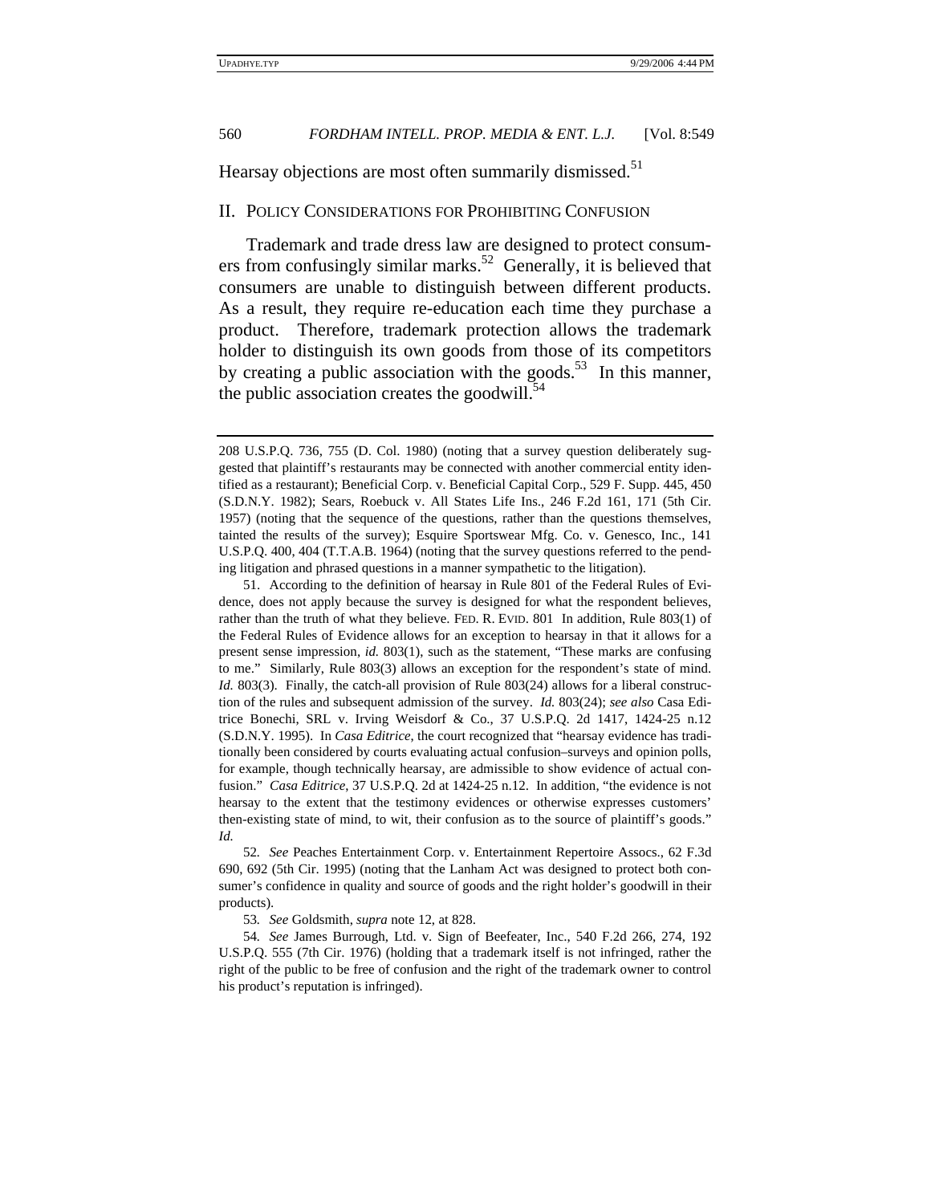Hearsay objections are most often summarily dismissed.[51]

## II. POLICY CONSIDERATIONS FOR PROHIBITING CONFUSION

Trademark and trade dress law are designed to protect consumers from confusingly similar marks.[52] Generally, it is believed that consumers are unable to distinguish between different products. As a result, they require re-education each time they purchase a product. Therefore, trademark protection allows the trademark holder to distinguish its own goods from those of its competitors by creating a public association with the goods.[53] In this manner, the public association creates the goodwill.[54]

---

208 U.S.P.Q. 736, 755 (D. Col. 1980) (noting that a survey question deliberately suggested that plaintiff's restaurants may be connected with another commercial entity identified as a restaurant); Beneficial Corp. v. Beneficial Capital Corp., 529 F. Supp. 445, 450 (S.D.N.Y. 1982); Sears, Roebuck v. All States Life Ins., 246 F.2d 161, 171 (5th Cir. 1957) (noting that the sequence of the questions, rather than the questions themselves, tainted the results of the survey); Esquire Sportswear Mfg. Co. v. Genesco, Inc., 141 U.S.P.Q. 400, 404 (T.T.A.B. 1964) (noting that the survey questions referred to the pending litigation and phrased questions in a manner sympathetic to the litigation).

51. According to the definition of hearsay in Rule 801 of the Federal Rules of Evidence, does not apply because the survey is designed for what the respondent believes, rather than the truth of what they believe. FED. R. EVID. 801 In addition, Rule 803(1) of the Federal Rules of Evidence allows for an exception to hearsay in that it allows for a present sense impression, *id.* 803(1), such as the statement, "These marks are confusing to me." Similarly, Rule 803(3) allows an exception for the respondent's state of mind. *Id.* 803(3). Finally, the catch-all provision of Rule 803(24) allows for a liberal construction of the rules and subsequent admission of the survey. *Id.* 803(24); *see also* Casa Editrice Bonechi, SRL v. Irving Weisdorf & Co., 37 U.S.P.Q. 2d 1417, 1424-25 n.12 (S.D.N.Y. 1995). In *Casa Editrice*, the court recognized that "hearsay evidence has traditionally been considered by courts evaluating actual confusion–surveys and opinion polls, for example, though technically hearsay, are admissible to show evidence of actual confusion." *Casa Editrice*, 37 U.S.P.Q. 2d at 1424-25 n.12. In addition, "the evidence is not hearsay to the extent that the testimony evidences or otherwise expresses customers' then-existing state of mind, to wit, their confusion as to the source of plaintiff's goods." *Id.*

52. *See* Peaches Entertainment Corp. v. Entertainment Repertoire Assocs., 62 F.3d 690, 692 (5th Cir. 1995) (noting that the Lanham Act was designed to protect both consumer's confidence in quality and source of goods and the right holder's goodwill in their products).

53. *See* Goldsmith, *supra* note 12, at 828.

54. *See* James Burrough, Ltd. v. Sign of Beefeater, Inc., 540 F.2d 266, 274, 192 U.S.P.Q. 555 (7th Cir. 1976) (holding that a trademark itself is not infringed, rather the right of the public to be free of confusion and the right of the trademark owner to control his product's reputation is infringed).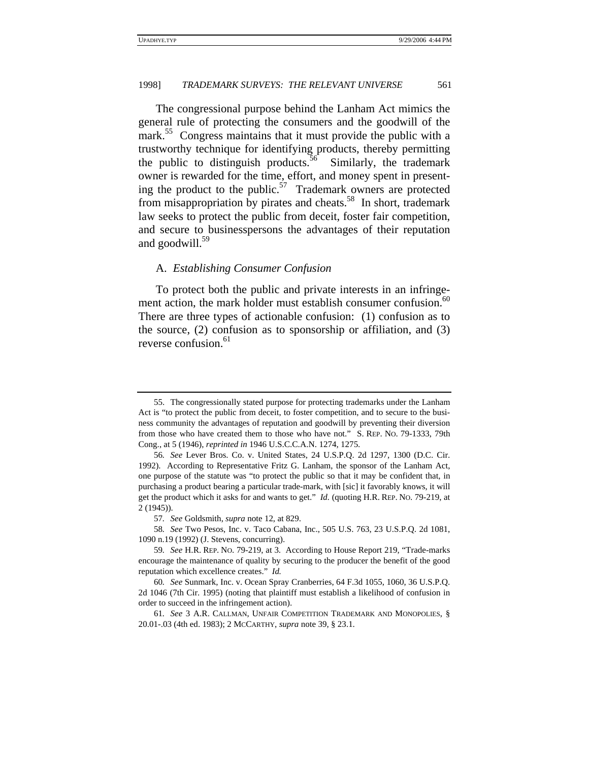The congressional purpose behind the Lanham Act mimics the general rule of protecting the consumers and the goodwill of the mark.[55] Congress maintains that it must provide the public with a trustworthy technique for identifying products, thereby permitting the public to distinguish products.[56] Similarly, the trademark owner is rewarded for the time, effort, and money spent in presenting the product to the public.[57] Trademark owners are protected from misappropriation by pirates and cheats.[58] In short, trademark law seeks to protect the public from deceit, foster fair competition, and secure to businesspersons the advantages of their reputation and goodwill.[59]

### A. *Establishing Consumer Confusion*

To protect both the public and private interests in an infringement action, the mark holder must establish consumer confusion.[60] There are three types of actionable confusion: (1) confusion as to the source, (2) confusion as to sponsorship or affiliation, and (3) reverse confusion.[61]

---

55. The congressionally stated purpose for protecting trademarks under the Lanham Act is "to protect the public from deceit, to foster competition, and to secure to the business community the advantages of reputation and goodwill by preventing their diversion from those who have created them to those who have not." S. REP. NO. 79-1333, 79th Cong., at 5 (1946), *reprinted in* 1946 U.S.C.C.A.N. 1274, 1275.

56. *See* Lever Bros. Co. v. United States, 24 U.S.P.Q. 2d 1297, 1300 (D.C. Cir. 1992). According to Representative Fritz G. Lanham, the sponsor of the Lanham Act, one purpose of the statute was "to protect the public so that it may be confident that, in purchasing a product bearing a particular trade-mark, with [sic] it favorably knows, it will get the product which it asks for and wants to get." *Id.* (quoting H.R. REP. NO. 79-219, at 2 (1945)).

57. *See* Goldsmith, *supra* note 12, at 829.

58. *See* Two Pesos, Inc. v. Taco Cabana, Inc., 505 U.S. 763, 23 U.S.P.Q. 2d 1081, 1090 n.19 (1992) (J. Stevens, concurring).

59. *See* H.R. REP. NO. 79-219, at 3. According to House Report 219, "Trade-marks encourage the maintenance of quality by securing to the producer the benefit of the good reputation which excellence creates." *Id.*

60. *See* Sunmark, Inc. v. Ocean Spray Cranberries, 64 F.3d 1055, 1060, 36 U.S.P.Q. 2d 1046 (7th Cir. 1995) (noting that plaintiff must establish a likelihood of confusion in order to succeed in the infringement action).

61. *See* 3 A.R. CALLMAN, UNFAIR COMPETITION TRADEMARK AND MONOPOLIES, § 20.01-.03 (4th ed. 1983); 2 MCCARTHY, *supra* note 39, § 23.1.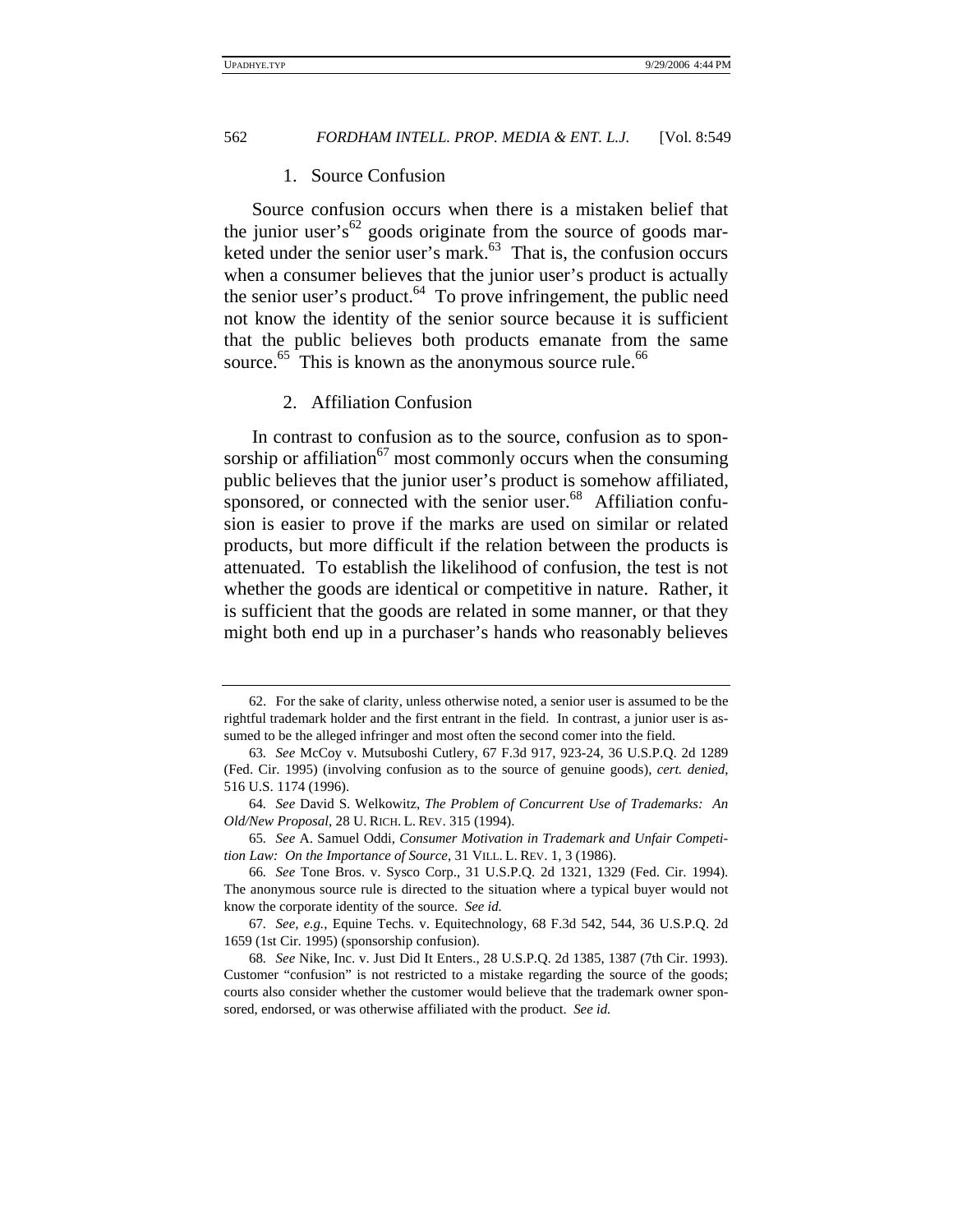### 1. Source Confusion

Source confusion occurs when there is a mistaken belief that the junior user's[62] goods originate from the source of goods marketed under the senior user's mark.[63] That is, the confusion occurs when a consumer believes that the junior user's product is actually the senior user's product.[64] To prove infringement, the public need not know the identity of the senior source because it is sufficient that the public believes both products emanate from the same source.[65] This is known as the anonymous source rule.[66]

### 2. Affiliation Confusion

In contrast to confusion as to the source, confusion as to sponsorship or affiliation[67] most commonly occurs when the consuming public believes that the junior user's product is somehow affiliated, sponsored, or connected with the senior user.[68] Affiliation confusion is easier to prove if the marks are used on similar or related products, but more difficult if the relation between the products is attenuated. To establish the likelihood of confusion, the test is not whether the goods are identical or competitive in nature. Rather, it is sufficient that the goods are related in some manner, or that they might both end up in a purchaser's hands who reasonably believes

---

62. For the sake of clarity, unless otherwise noted, a senior user is assumed to be the rightful trademark holder and the first entrant in the field. In contrast, a junior user is assumed to be the alleged infringer and most often the second comer into the field.

63. *See* McCoy v. Mutsuboshi Cutlery, 67 F.3d 917, 923-24, 36 U.S.P.Q. 2d 1289 (Fed. Cir. 1995) (involving confusion as to the source of genuine goods), *cert. denied*, 516 U.S. 1174 (1996).

64. *See* David S. Welkowitz, *The Problem of Concurrent Use of Trademarks: An Old/New Proposal*, 28 U. RICH. L. REV. 315 (1994).

65. *See* A. Samuel Oddi, *Consumer Motivation in Trademark and Unfair Competition Law: On the Importance of Source*, 31 VILL. L. REV. 1, 3 (1986).

66. *See* Tone Bros. v. Sysco Corp., 31 U.S.P.Q. 2d 1321, 1329 (Fed. Cir. 1994). The anonymous source rule is directed to the situation where a typical buyer would not know the corporate identity of the source. *See id.*

67. *See, e.g.*, Equine Techs. v. Equitechnology, 68 F.3d 542, 544, 36 U.S.P.Q. 2d 1659 (1st Cir. 1995) (sponsorship confusion).

68. *See* Nike, Inc. v. Just Did It Enters., 28 U.S.P.Q. 2d 1385, 1387 (7th Cir. 1993). Customer "confusion" is not restricted to a mistake regarding the source of the goods; courts also consider whether the customer would believe that the trademark owner sponsored, endorsed, or was otherwise affiliated with the product. *See id.*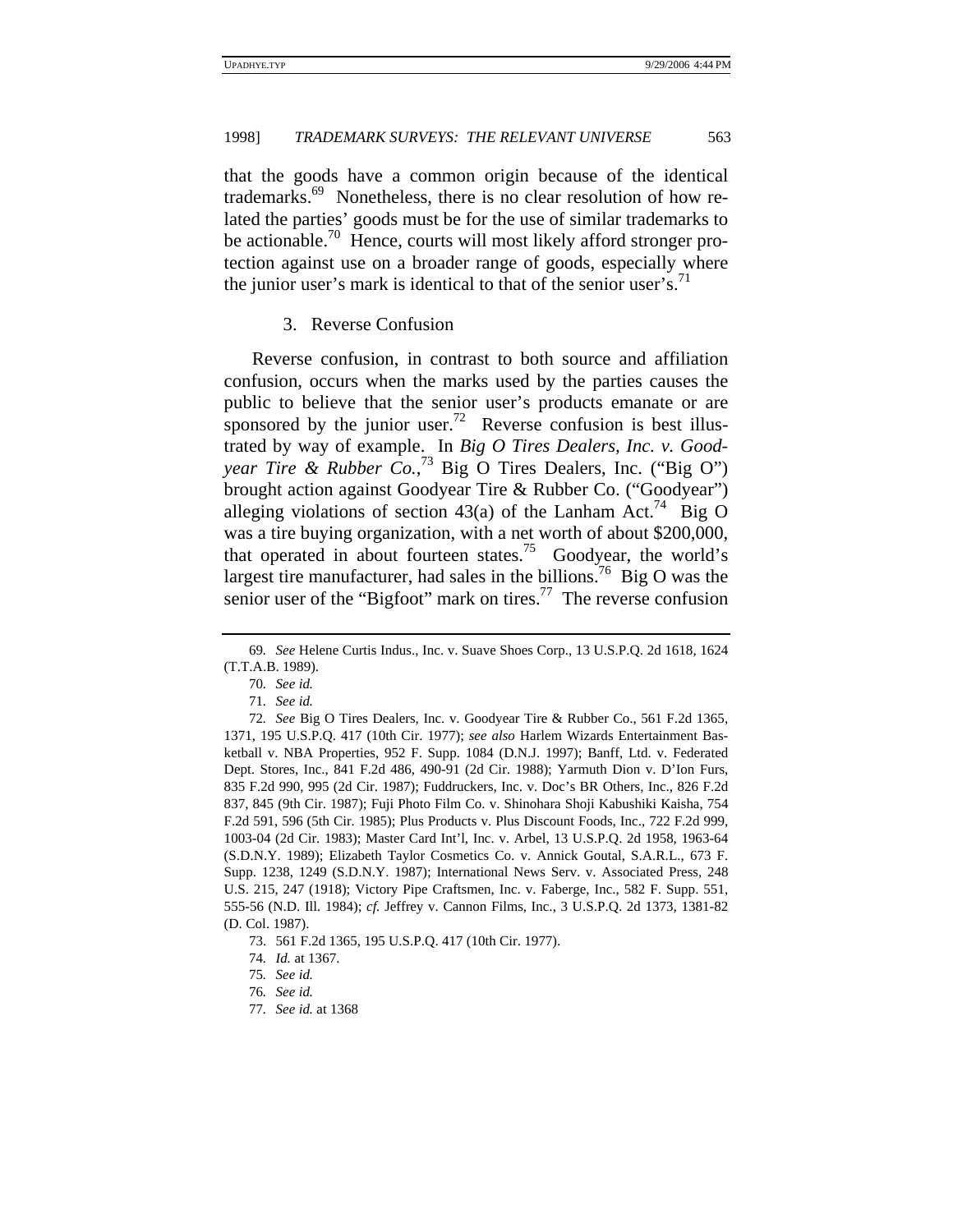that the goods have a common origin because of the identical trademarks.[69] Nonetheless, there is no clear resolution of how related the parties' goods must be for the use of similar trademarks to be actionable.[70] Hence, courts will most likely afford stronger protection against use on a broader range of goods, especially where the junior user's mark is identical to that of the senior user's.[71]

### 3. Reverse Confusion

Reverse confusion, in contrast to both source and affiliation confusion, occurs when the marks used by the parties causes the public to believe that the senior user's products emanate or are sponsored by the junior user.[72] Reverse confusion is best illustrated by way of example. In *Big O Tires Dealers, Inc. v. Goodyear Tire & Rubber Co.*,[73] Big O Tires Dealers, Inc. ("Big O") brought action against Goodyear Tire & Rubber Co. ("Goodyear") alleging violations of section 43(a) of the Lanham Act.[74] Big O was a tire buying organization, with a net worth of about $200,000, that operated in about fourteen states.[75] Goodyear, the world's largest tire manufacturer, had sales in the billions.[76] Big O was the senior user of the "Bigfoot" mark on tires.[77] The reverse confusion

---

69. *See* Helene Curtis Indus., Inc. v. Suave Shoes Corp., 13 U.S.P.Q. 2d 1618, 1624 (T.T.A.B. 1989).

70. *See id.*

71. *See id.*

72. *See* Big O Tires Dealers, Inc. v. Goodyear Tire & Rubber Co., 561 F.2d 1365, 1371, 195 U.S.P.Q. 417 (10th Cir. 1977); *see also* Harlem Wizards Entertainment Basketball v. NBA Properties, 952 F. Supp. 1084 (D.N.J. 1997); Banff, Ltd. v. Federated Dept. Stores, Inc., 841 F.2d 486, 490-91 (2d Cir. 1988); Yarmuth Dion v. D'Ion Furs, 835 F.2d 990, 995 (2d Cir. 1987); Fuddruckers, Inc. v. Doc's BR Others, Inc., 826 F.2d 837, 845 (9th Cir. 1987); Fuji Photo Film Co. v. Shinohara Shoji Kabushiki Kaisha, 754 F.2d 591, 596 (5th Cir. 1985); Plus Products v. Plus Discount Foods, Inc., 722 F.2d 999, 1003-04 (2d Cir. 1983); Master Card Int'l, Inc. v. Arbel, 13 U.S.P.Q. 2d 1958, 1963-64 (S.D.N.Y. 1989); Elizabeth Taylor Cosmetics Co. v. Annick Goutal, S.A.R.L., 673 F. Supp. 1238, 1249 (S.D.N.Y. 1987); International News Serv. v. Associated Press, 248 U.S. 215, 247 (1918); Victory Pipe Craftsmen, Inc. v. Faberge, Inc., 582 F. Supp. 551, 555-56 (N.D. Ill. 1984); *cf.* Jeffrey v. Cannon Films, Inc., 3 U.S.P.Q. 2d 1373, 1381-82 (D. Col. 1987).

73. 561 F.2d 1365, 195 U.S.P.Q. 417 (10th Cir. 1977).

74. *Id.* at 1367.

75. *See id.*

76. *See id.*

77. *See id.* at 1368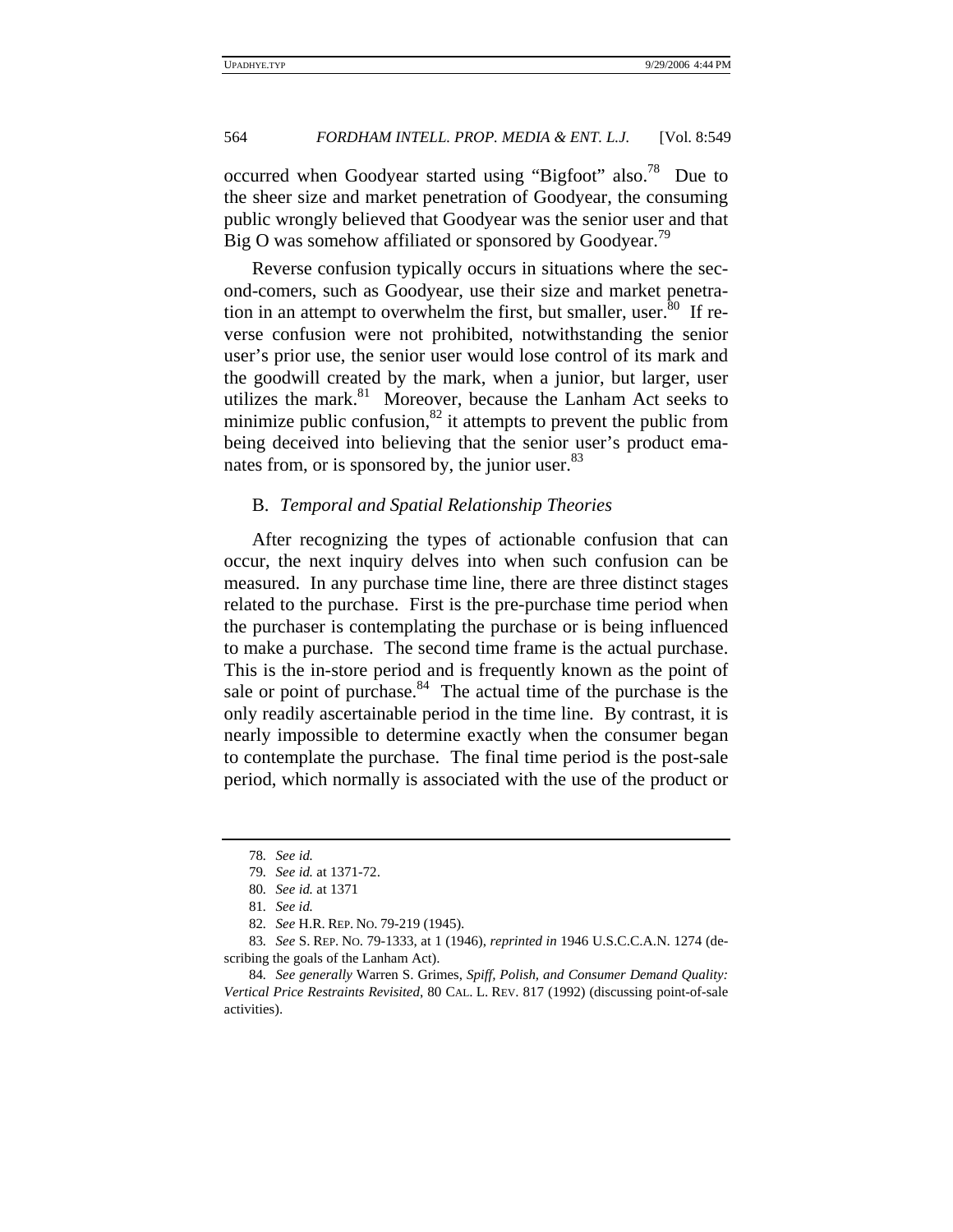occurred when Goodyear started using "Bigfoot" also.[78] Due to the sheer size and market penetration of Goodyear, the consuming public wrongly believed that Goodyear was the senior user and that Big O was somehow affiliated or sponsored by Goodyear.[79]

Reverse confusion typically occurs in situations where the second-comers, such as Goodyear, use their size and market penetration in an attempt to overwhelm the first, but smaller, user.[80] If reverse confusion were not prohibited, notwithstanding the senior user's prior use, the senior user would lose control of its mark and the goodwill created by the mark, when a junior, but larger, user utilizes the mark.[81] Moreover, because the Lanham Act seeks to minimize public confusion,[82] it attempts to prevent the public from being deceived into believing that the senior user's product emanates from, or is sponsored by, the junior user.[83]

### B. *Temporal and Spatial Relationship Theories*

After recognizing the types of actionable confusion that can occur, the next inquiry delves into when such confusion can be measured. In any purchase time line, there are three distinct stages related to the purchase. First is the pre-purchase time period when the purchaser is contemplating the purchase or is being influenced to make a purchase. The second time frame is the actual purchase. This is the in-store period and is frequently known as the point of sale or point of purchase.[84] The actual time of the purchase is the only readily ascertainable period in the time line. By contrast, it is nearly impossible to determine exactly when the consumer began to contemplate the purchase. The final time period is the post-sale period, which normally is associated with the use of the product or

---

78. *See id.*

79. *See id.* at 1371-72.

80. *See id.* at 1371

81. *See id.*

82. *See* H.R. REP. NO. 79-219 (1945).

83. *See* S. REP. NO. 79-1333, at 1 (1946), *reprinted in* 1946 U.S.C.C.A.N. 1274 (describing the goals of the Lanham Act).

84. *See generally* Warren S. Grimes, *Spiff, Polish, and Consumer Demand Quality: Vertical Price Restraints Revisited*, 80 CAL. L. REV. 817 (1992) (discussing point-of-sale activities).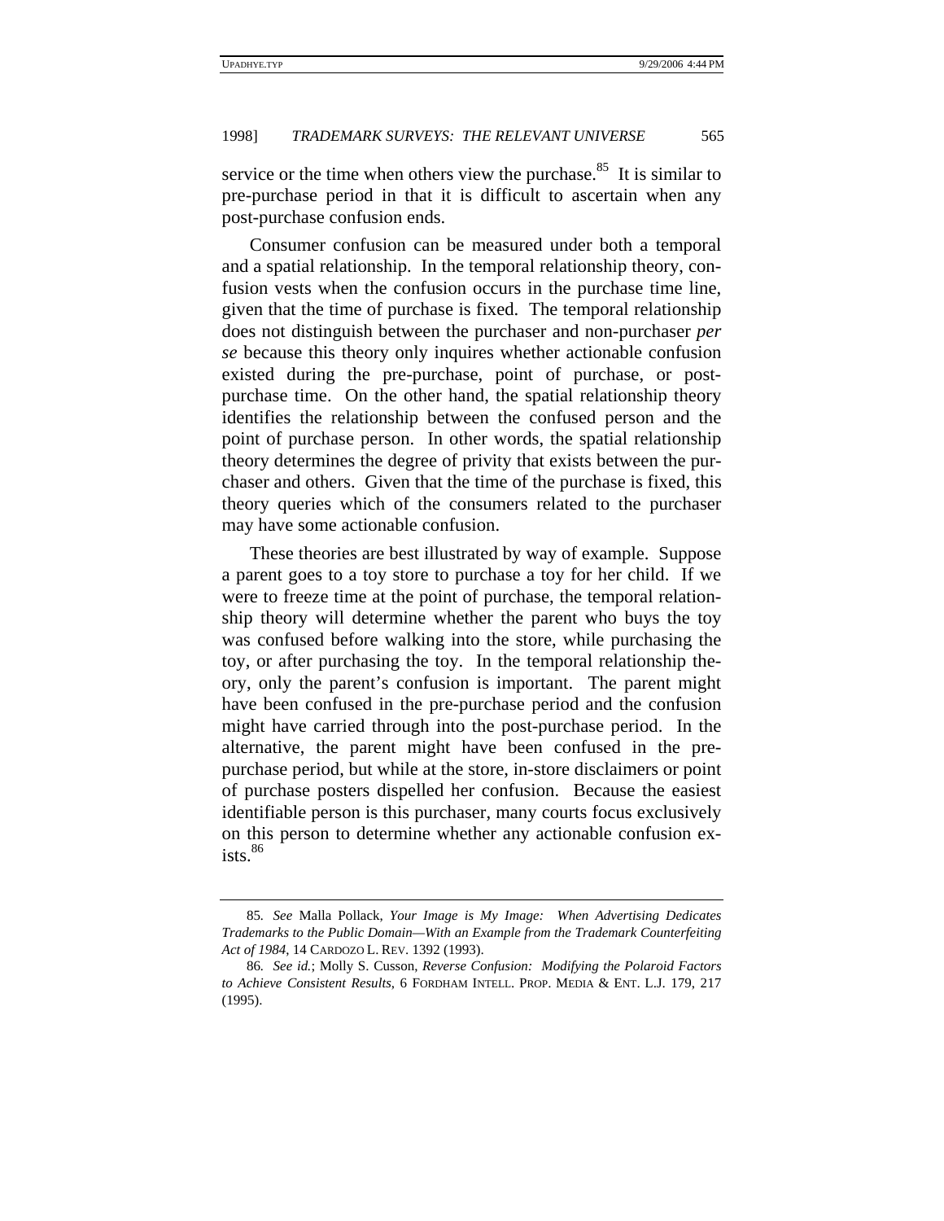service or the time when others view the purchase.[85] It is similar to pre-purchase period in that it is difficult to ascertain when any post-purchase confusion ends.

Consumer confusion can be measured under both a temporal and a spatial relationship. In the temporal relationship theory, confusion vests when the confusion occurs in the purchase time line, given that the time of purchase is fixed. The temporal relationship does not distinguish between the purchaser and non-purchaser *per se* because this theory only inquires whether actionable confusion existed during the pre-purchase, point of purchase, or post-purchase time. On the other hand, the spatial relationship theory identifies the relationship between the confused person and the point of purchase person. In other words, the spatial relationship theory determines the degree of privity that exists between the purchaser and others. Given that the time of the purchase is fixed, this theory queries which of the consumers related to the purchaser may have some actionable confusion.

These theories are best illustrated by way of example. Suppose a parent goes to a toy store to purchase a toy for her child. If we were to freeze time at the point of purchase, the temporal relationship theory will determine whether the parent who buys the toy was confused before walking into the store, while purchasing the toy, or after purchasing the toy. In the temporal relationship theory, only the parent's confusion is important. The parent might have been confused in the pre-purchase period and the confusion might have carried through into the post-purchase period. In the alternative, the parent might have been confused in the pre-purchase period, but while at the store, in-store disclaimers or point of purchase posters dispelled her confusion. Because the easiest identifiable person is this purchaser, many courts focus exclusively on this person to determine whether any actionable confusion exists.[86]

---

85. *See* Malla Pollack, *Your Image is My Image: When Advertising Dedicates Trademarks to the Public Domain—With an Example from the Trademark Counterfeiting Act of 1984*, 14 CARDOZO L. REV. 1392 (1993).

86. *See id.*; Molly S. Cusson, *Reverse Confusion: Modifying the Polaroid Factors to Achieve Consistent Results*, 6 FORDHAM INTELL. PROP. MEDIA & ENT. L.J. 179, 217 (1995).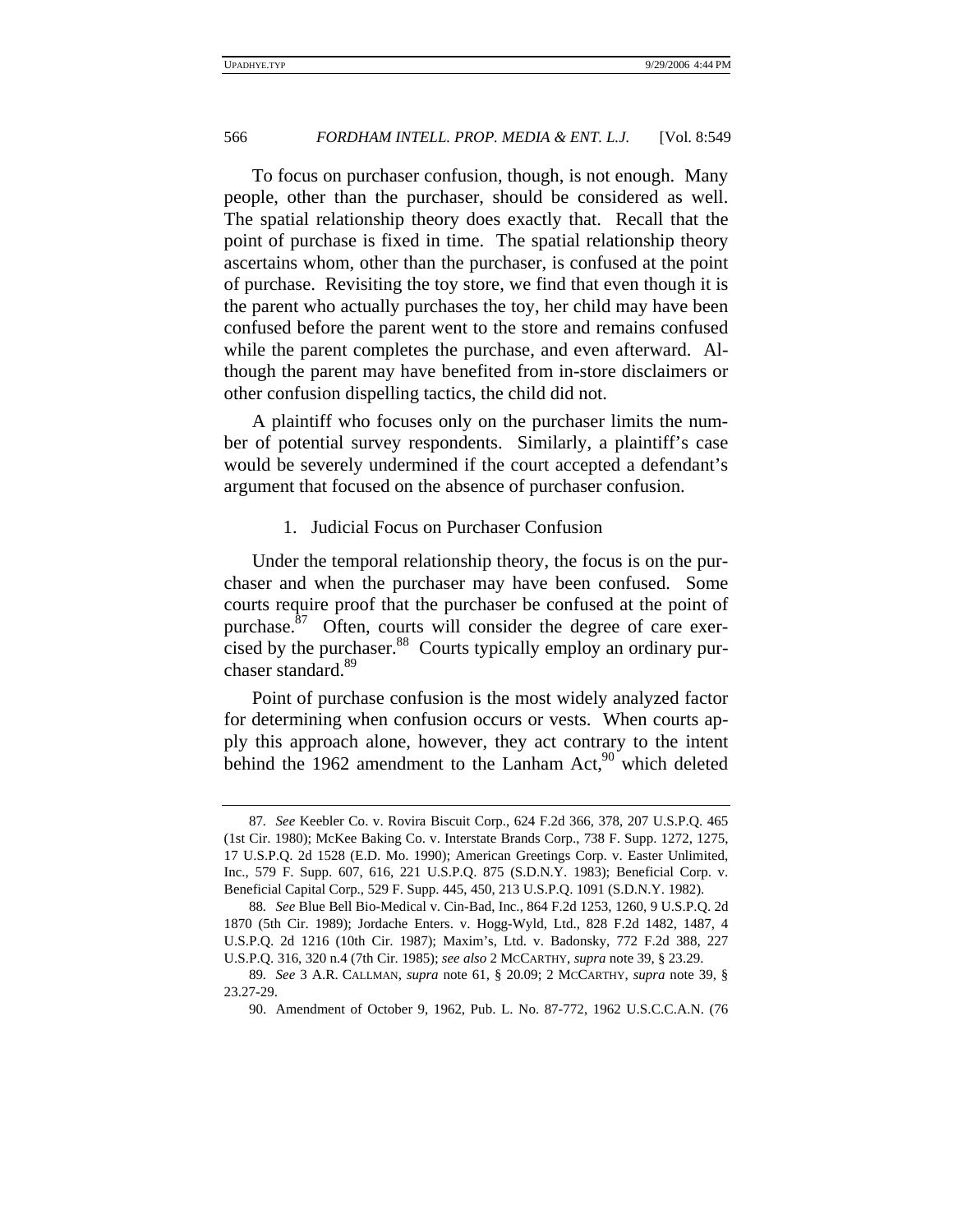To focus on purchaser confusion, though, is not enough. Many people, other than the purchaser, should be considered as well. The spatial relationship theory does exactly that. Recall that the point of purchase is fixed in time. The spatial relationship theory ascertains whom, other than the purchaser, is confused at the point of purchase. Revisiting the toy store, we find that even though it is the parent who actually purchases the toy, her child may have been confused before the parent went to the store and remains confused while the parent completes the purchase, and even afterward. Although the parent may have benefited from in-store disclaimers or other confusion dispelling tactics, the child did not.

A plaintiff who focuses only on the purchaser limits the number of potential survey respondents. Similarly, a plaintiff's case would be severely undermined if the court accepted a defendant's argument that focused on the absence of purchaser confusion.

### 1. Judicial Focus on Purchaser Confusion

Under the temporal relationship theory, the focus is on the purchaser and when the purchaser may have been confused. Some courts require proof that the purchaser be confused at the point of purchase.[87] Often, courts will consider the degree of care exercised by the purchaser.[88] Courts typically employ an ordinary purchaser standard.[89]

Point of purchase confusion is the most widely analyzed factor for determining when confusion occurs or vests. When courts apply this approach alone, however, they act contrary to the intent behind the 1962 amendment to the Lanham Act,[90] which deleted

---

87. *See* Keebler Co. v. Rovira Biscuit Corp., 624 F.2d 366, 378, 207 U.S.P.Q. 465 (1st Cir. 1980); McKee Baking Co. v. Interstate Brands Corp., 738 F. Supp. 1272, 1275, 17 U.S.P.Q. 2d 1528 (E.D. Mo. 1990); American Greetings Corp. v. Easter Unlimited, Inc., 579 F. Supp. 607, 616, 221 U.S.P.Q. 875 (S.D.N.Y. 1983); Beneficial Corp. v. Beneficial Capital Corp., 529 F. Supp. 445, 450, 213 U.S.P.Q. 1091 (S.D.N.Y. 1982).

88. *See* Blue Bell Bio-Medical v. Cin-Bad, Inc., 864 F.2d 1253, 1260, 9 U.S.P.Q. 2d 1870 (5th Cir. 1989); Jordache Enters. v. Hogg-Wyld, Ltd., 828 F.2d 1482, 1487, 4 U.S.P.Q. 2d 1216 (10th Cir. 1987); Maxim's, Ltd. v. Badonsky, 772 F.2d 388, 227 U.S.P.Q. 316, 320 n.4 (7th Cir. 1985); *see also* 2 MCCARTHY, *supra* note 39, § 23.29.

89. *See* 3 A.R. CALLMAN, *supra* note 61, § 20.09; 2 MCCARTHY, *supra* note 39, § 23.27-29.

90. Amendment of October 9, 1962, Pub. L. No. 87-772, 1962 U.S.C.C.A.N. (76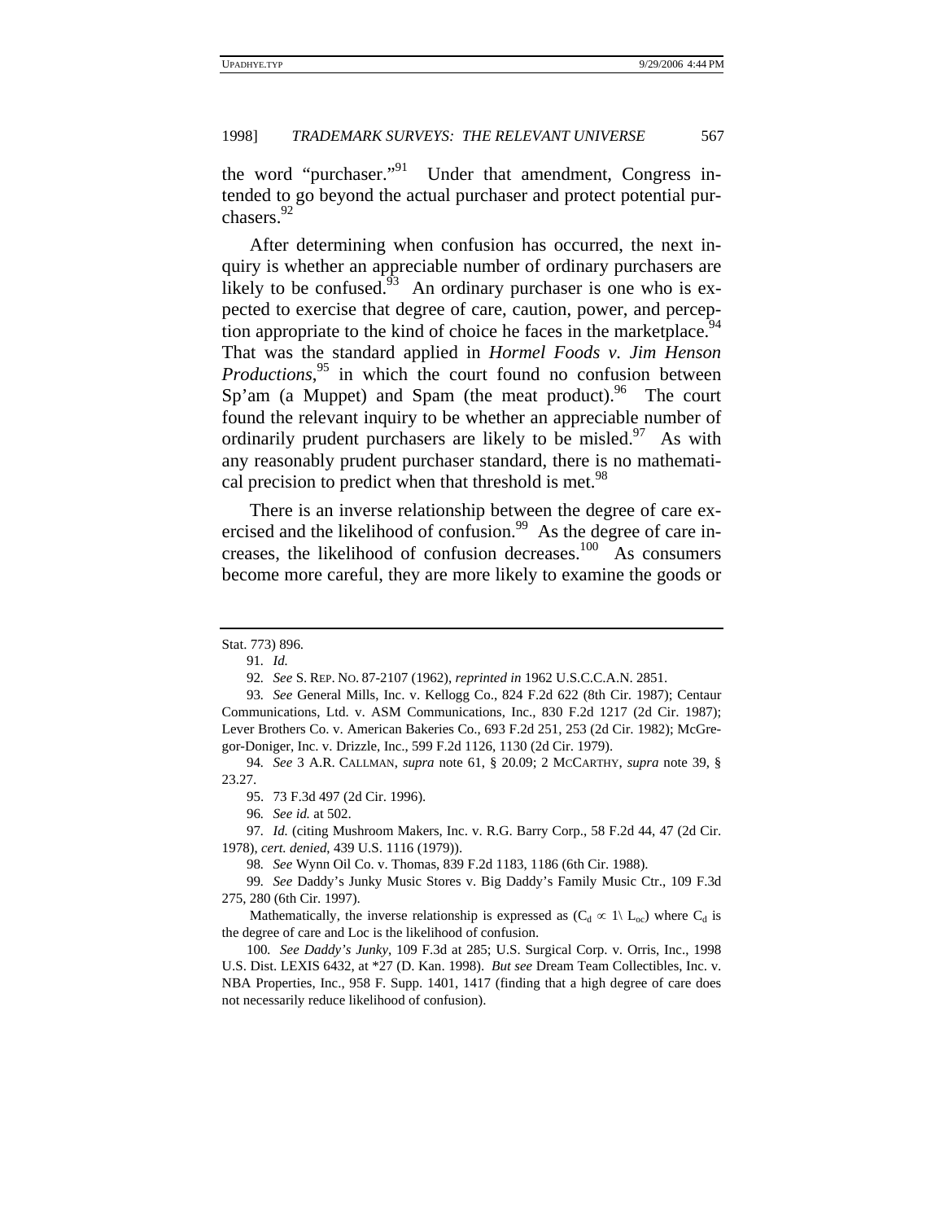the word "purchaser."[91] Under that amendment, Congress intended to go beyond the actual purchaser and protect potential purchasers.[92]

After determining when confusion has occurred, the next inquiry is whether an appreciable number of ordinary purchasers are likely to be confused.[93] An ordinary purchaser is one who is expected to exercise that degree of care, caution, power, and perception appropriate to the kind of choice he faces in the marketplace.[94] That was the standard applied in *Hormel Foods v. Jim Henson Productions*,[95] in which the court found no confusion between Sp'am (a Muppet) and Spam (the meat product).[96] The court found the relevant inquiry to be whether an appreciable number of ordinarily prudent purchasers are likely to be misled.[97] As with any reasonably prudent purchaser standard, there is no mathematical precision to predict when that threshold is met.[98]

There is an inverse relationship between the degree of care exercised and the likelihood of confusion.[99] As the degree of care increases, the likelihood of confusion decreases.[100] As consumers become more careful, they are more likely to examine the goods or

---

Stat. 773) 896.

91. *Id.*

92. *See* S. REP. NO. 87-2107 (1962), *reprinted in* 1962 U.S.C.C.A.N. 2851.

93. *See* General Mills, Inc. v. Kellogg Co., 824 F.2d 622 (8th Cir. 1987); Centaur Communications, Ltd. v. ASM Communications, Inc., 830 F.2d 1217 (2d Cir. 1987); Lever Brothers Co. v. American Bakeries Co., 693 F.2d 251, 253 (2d Cir. 1982); McGregor-Doniger, Inc. v. Drizzle, Inc., 599 F.2d 1126, 1130 (2d Cir. 1979).

94. *See* 3 A.R. CALLMAN, *supra* note 61, § 20.09; 2 MCCARTHY, *supra* note 39, § 23.27.

95. 73 F.3d 497 (2d Cir. 1996).

96. *See id.* at 502.

97. *Id.* (citing Mushroom Makers, Inc. v. R.G. Barry Corp., 58 F.2d 44, 47 (2d Cir. 1978), *cert. denied*, 439 U.S. 1116 (1979)).

98. *See* Wynn Oil Co. v. Thomas, 839 F.2d 1183, 1186 (6th Cir. 1988).

99. *See* Daddy's Junky Music Stores v. Big Daddy's Family Music Ctr., 109 F.3d 275, 280 (6th Cir. 1997).

Mathematically, the inverse relationship is expressed as ($C_d \propto 1\backslash L_{oc}$) where $C_d$ is the degree of care and Loc is the likelihood of confusion.

100. *See Daddy's Junky*, 109 F.3d at 285; U.S. Surgical Corp. v. Orris, Inc., 1998 U.S. Dist. LEXIS 6432, at *27 (D. Kan. 1998). *But see* Dream Team Collectibles, Inc. v. NBA Properties, Inc., 958 F. Supp. 1401, 1417 (finding that a high degree of care does not necessarily reduce likelihood of confusion).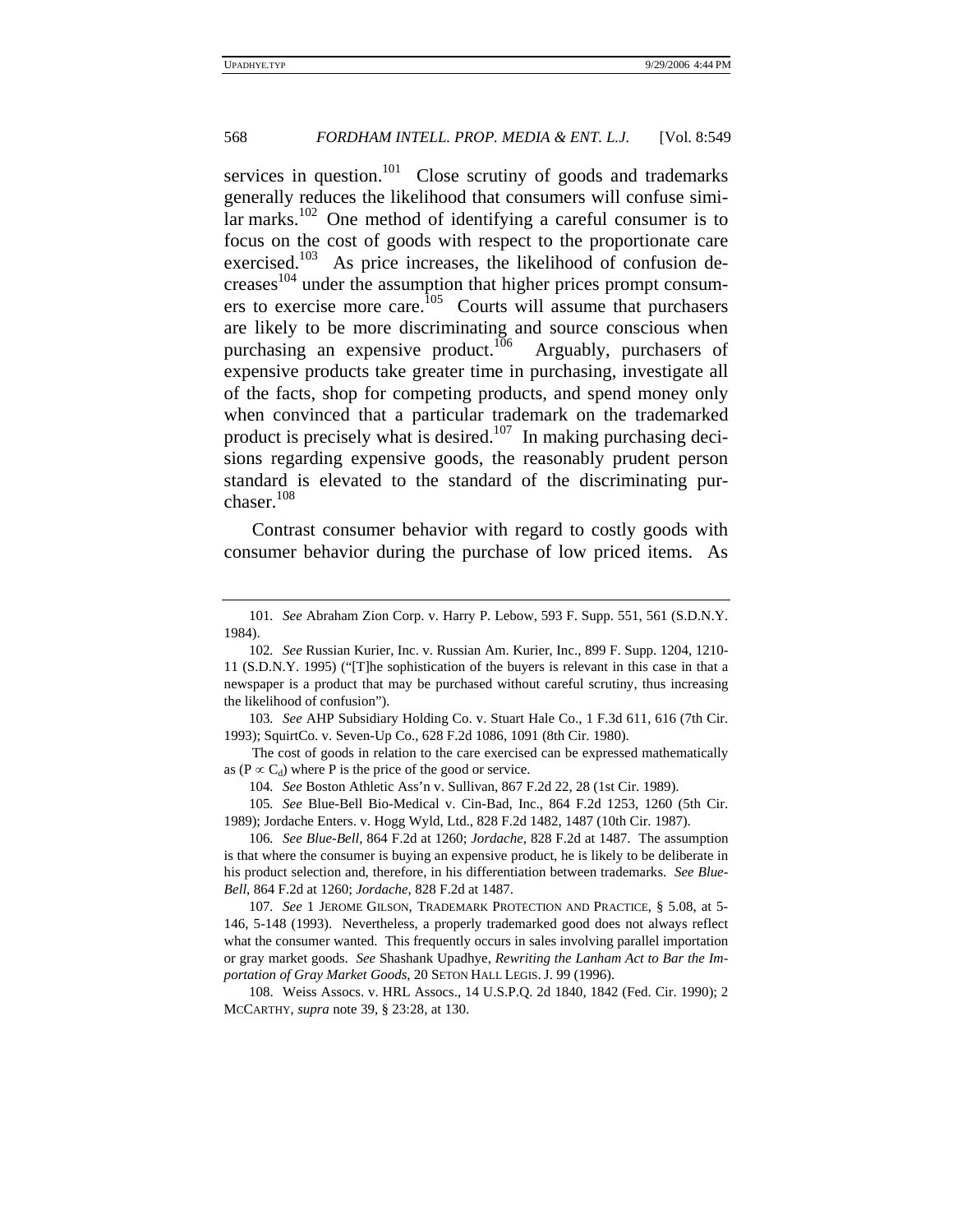services in question.[101] Close scrutiny of goods and trademarks generally reduces the likelihood that consumers will confuse similar marks.[102] One method of identifying a careful consumer is to focus on the cost of goods with respect to the proportionate care exercised.[103] As price increases, the likelihood of confusion decreases[104] under the assumption that higher prices prompt consumers to exercise more care.[105] Courts will assume that purchasers are likely to be more discriminating and source conscious when purchasing an expensive product.[106] Arguably, purchasers of expensive products take greater time in purchasing, investigate all of the facts, shop for competing products, and spend money only when convinced that a particular trademark on the trademarked product is precisely what is desired.[107] In making purchasing decisions regarding expensive goods, the reasonably prudent person standard is elevated to the standard of the discriminating purchaser.[108]

Contrast consumer behavior with regard to costly goods with consumer behavior during the purchase of low priced items. As

---

101. *See* Abraham Zion Corp. v. Harry P. Lebow, 593 F. Supp. 551, 561 (S.D.N.Y. 1984).

102. *See* Russian Kurier, Inc. v. Russian Am. Kurier, Inc., 899 F. Supp. 1204, 1210-11 (S.D.N.Y. 1995) ("[T]he sophistication of the buyers is relevant in this case in that a newspaper is a product that may be purchased without careful scrutiny, thus increasing the likelihood of confusion").

103. *See* AHP Subsidiary Holding Co. v. Stuart Hale Co., 1 F.3d 611, 616 (7th Cir. 1993); SquirtCo. v. Seven-Up Co., 628 F.2d 1086, 1091 (8th Cir. 1980).

The cost of goods in relation to the care exercised can be expressed mathematically as ($P \propto C_d$) where P is the price of the good or service.

104. *See* Boston Athletic Ass'n v. Sullivan, 867 F.2d 22, 28 (1st Cir. 1989).

105. *See* Blue-Bell Bio-Medical v. Cin-Bad, Inc., 864 F.2d 1253, 1260 (5th Cir. 1989); Jordache Enters. v. Hogg Wyld, Ltd., 828 F.2d 1482, 1487 (10th Cir. 1987).

106. *See Blue-Bell*, 864 F.2d at 1260; *Jordache*, 828 F.2d at 1487. The assumption is that where the consumer is buying an expensive product, he is likely to be deliberate in his product selection and, therefore, in his differentiation between trademarks. *See Blue-Bell*, 864 F.2d at 1260; *Jordache*, 828 F.2d at 1487.

107. *See* 1 JEROME GILSON, TRADEMARK PROTECTION AND PRACTICE, § 5.08, at 5-146, 5-148 (1993). Nevertheless, a properly trademarked good does not always reflect what the consumer wanted. This frequently occurs in sales involving parallel importation or gray market goods. *See* Shashank Upadhye, *Rewriting the Lanham Act to Bar the Importation of Gray Market Goods*, 20 SETON HALL LEGIS. J. 99 (1996).

108. Weiss Assocs. v. HRL Assocs., 14 U.S.P.Q. 2d 1840, 1842 (Fed. Cir. 1990); 2 MCCARTHY, *supra* note 39, § 23:28, at 130.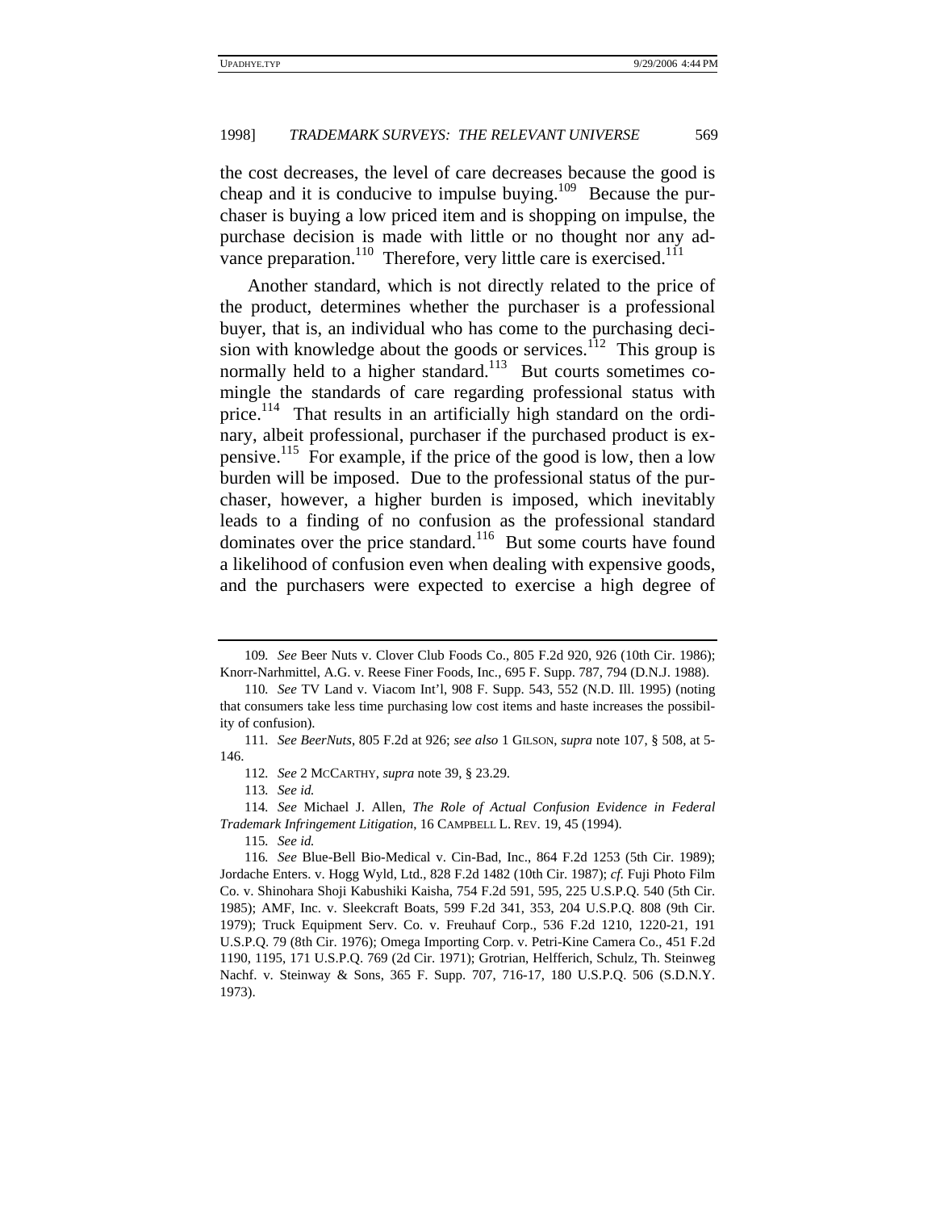the cost decreases, the level of care decreases because the good is cheap and it is conducive to impulse buying.[109] Because the purchaser is buying a low priced item and is shopping on impulse, the purchase decision is made with little or no thought nor any advance preparation.[110] Therefore, very little care is exercised.[111]

Another standard, which is not directly related to the price of the product, determines whether the purchaser is a professional buyer, that is, an individual who has come to the purchasing decision with knowledge about the goods or services.[112] This group is normally held to a higher standard.[113] But courts sometimes comingle the standards of care regarding professional status with price.[114] That results in an artificially high standard on the ordinary, albeit professional, purchaser if the purchased product is expensive.[115] For example, if the price of the good is low, then a low burden will be imposed. Due to the professional status of the purchaser, however, a higher burden is imposed, which inevitably leads to a finding of no confusion as the professional standard dominates over the price standard.[116] But some courts have found a likelihood of confusion even when dealing with expensive goods, and the purchasers were expected to exercise a high degree of

---

109. *See* Beer Nuts v. Clover Club Foods Co., 805 F.2d 920, 926 (10th Cir. 1986); Knorr-Narhmittel, A.G. v. Reese Finer Foods, Inc., 695 F. Supp. 787, 794 (D.N.J. 1988).

110. *See* TV Land v. Viacom Int'l, 908 F. Supp. 543, 552 (N.D. Ill. 1995) (noting that consumers take less time purchasing low cost items and haste increases the possibility of confusion).

111. *See BeerNuts*, 805 F.2d at 926; *see also* 1 GILSON, *supra* note 107, § 508, at 5-146.

112. *See* 2 MCCARTHY, *supra* note 39, § 23.29.

113. *See id.*

114. *See* Michael J. Allen, *The Role of Actual Confusion Evidence in Federal Trademark Infringement Litigation*, 16 CAMPBELL L. REV. 19, 45 (1994).

115. *See id.*

116. *See* Blue-Bell Bio-Medical v. Cin-Bad, Inc., 864 F.2d 1253 (5th Cir. 1989); Jordache Enters. v. Hogg Wyld, Ltd., 828 F.2d 1482 (10th Cir. 1987); *cf.* Fuji Photo Film Co. v. Shinohara Shoji Kabushiki Kaisha, 754 F.2d 591, 595, 225 U.S.P.Q. 540 (5th Cir. 1985); AMF, Inc. v. Sleekcraft Boats, 599 F.2d 341, 353, 204 U.S.P.Q. 808 (9th Cir. 1979); Truck Equipment Serv. Co. v. Freuhauf Corp., 536 F.2d 1210, 1220-21, 191 U.S.P.Q. 79 (8th Cir. 1976); Omega Importing Corp. v. Petri-Kine Camera Co., 451 F.2d 1190, 1195, 171 U.S.P.Q. 769 (2d Cir. 1971); Grotrian, Helfferich, Schulz, Th. Steinweg Nachf. v. Steinway & Sons, 365 F. Supp. 707, 716-17, 180 U.S.P.Q. 506 (S.D.N.Y. 1973).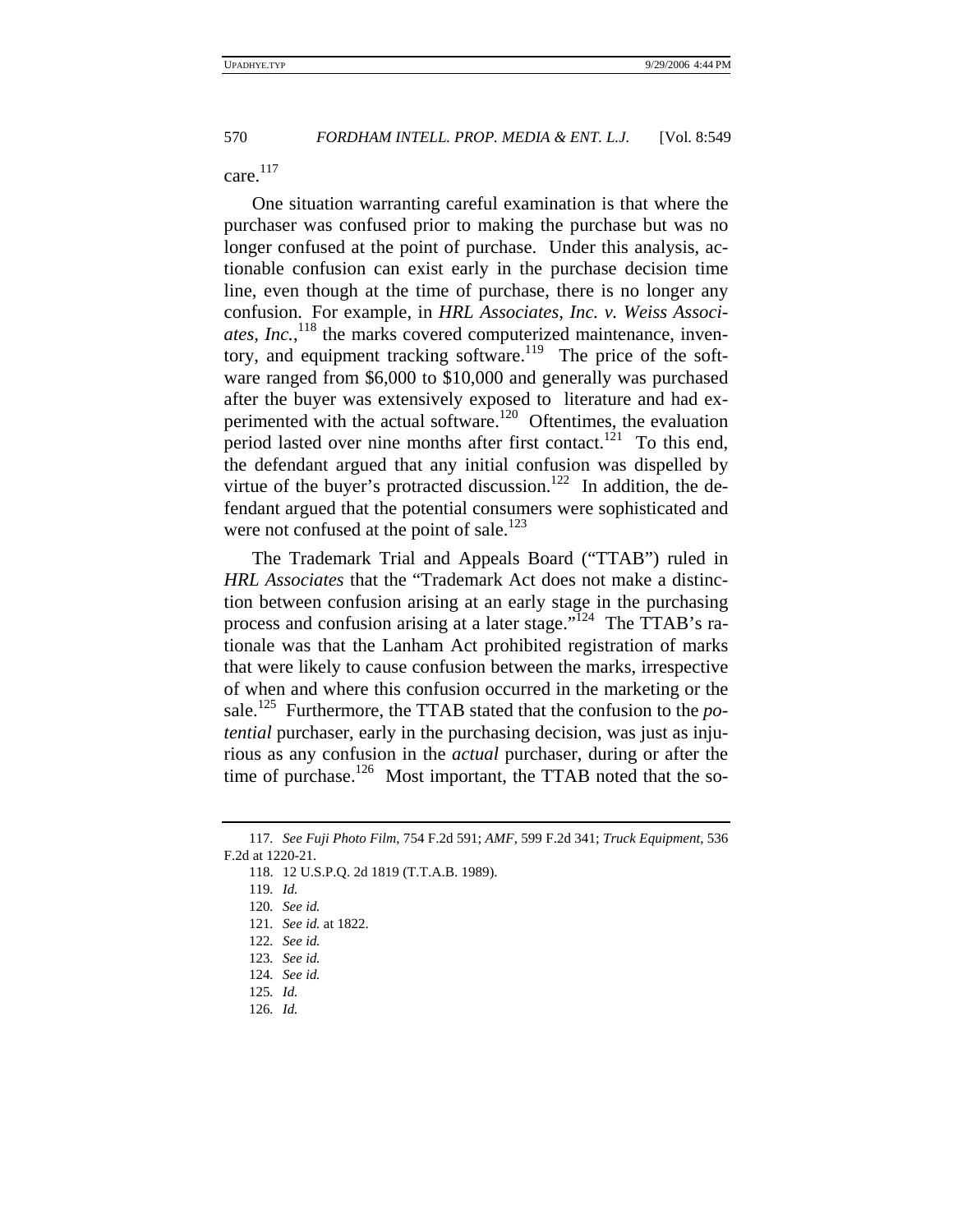care.[117]

One situation warranting careful examination is that where the purchaser was confused prior to making the purchase but was no longer confused at the point of purchase. Under this analysis, actionable confusion can exist early in the purchase decision time line, even though at the time of purchase, there is no longer any confusion. For example, in *HRL Associates, Inc. v. Weiss Associates, Inc.*,[118] the marks covered computerized maintenance, inventory, and equipment tracking software.[119] The price of the software ranged from $6,000 to $10,000 and generally was purchased after the buyer was extensively exposed to literature and had experimented with the actual software.[120] Oftentimes, the evaluation period lasted over nine months after first contact.[121] To this end, the defendant argued that any initial confusion was dispelled by virtue of the buyer's protracted discussion.[122] In addition, the defendant argued that the potential consumers were sophisticated and were not confused at the point of sale.[123]

The Trademark Trial and Appeals Board ("TTAB") ruled in *HRL Associates* that the "Trademark Act does not make a distinction between confusion arising at an early stage in the purchasing process and confusion arising at a later stage."[124] The TTAB's rationale was that the Lanham Act prohibited registration of marks that were likely to cause confusion between the marks, irrespective of when and where this confusion occurred in the marketing or the sale.[125] Furthermore, the TTAB stated that the confusion to the *potential* purchaser, early in the purchasing decision, was just as injurious as any confusion in the *actual* purchaser, during or after the time of purchase.[126] Most important, the TTAB noted that the so-

---

117. *See Fuji Photo Film*, 754 F.2d 591; *AMF*, 599 F.2d 341; *Truck Equipment*, 536 F.2d at 1220-21.

118. 12 U.S.P.Q. 2d 1819 (T.T.A.B. 1989).

119. *Id.*

120. *See id.*

121. *See id.* at 1822.

122. *See id.*

123. *See id.*

124. *See id.*

125. *Id.*

126. *Id.*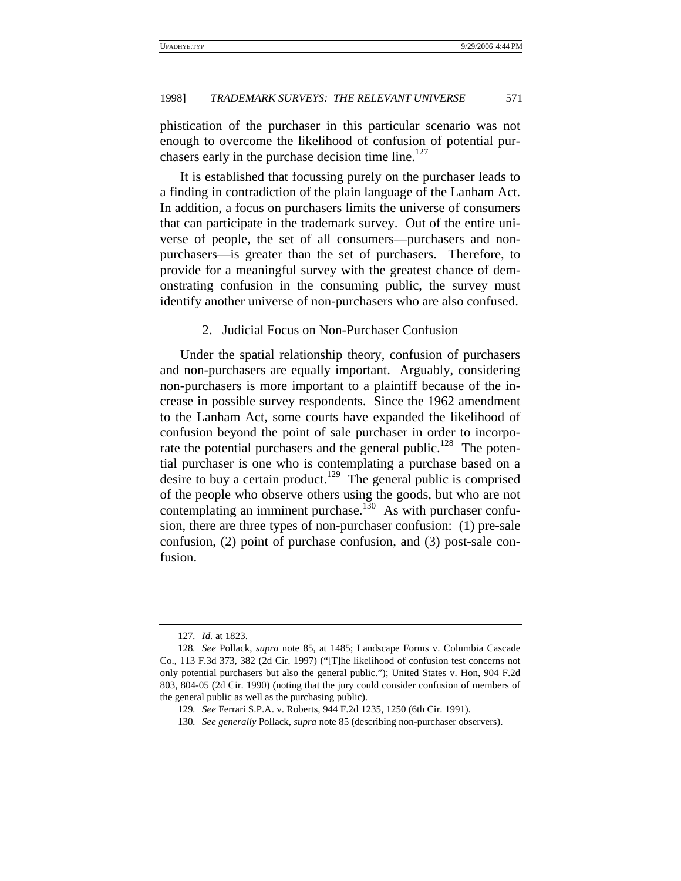phistication of the purchaser in this particular scenario was not enough to overcome the likelihood of confusion of potential purchasers early in the purchase decision time line.[127]

It is established that focussing purely on the purchaser leads to a finding in contradiction of the plain language of the Lanham Act. In addition, a focus on purchasers limits the universe of consumers that can participate in the trademark survey. Out of the entire universe of people, the set of all consumers—purchasers and non-purchasers—is greater than the set of purchasers. Therefore, to provide for a meaningful survey with the greatest chance of demonstrating confusion in the consuming public, the survey must identify another universe of non-purchasers who are also confused.

### 2. Judicial Focus on Non-Purchaser Confusion

Under the spatial relationship theory, confusion of purchasers and non-purchasers are equally important. Arguably, considering non-purchasers is more important to a plaintiff because of the increase in possible survey respondents. Since the 1962 amendment to the Lanham Act, some courts have expanded the likelihood of confusion beyond the point of sale purchaser in order to incorporate the potential purchasers and the general public.[128] The potential purchaser is one who is contemplating a purchase based on a desire to buy a certain product.[129] The general public is comprised of the people who observe others using the goods, but who are not contemplating an imminent purchase.[130] As with purchaser confusion, there are three types of non-purchaser confusion: (1) pre-sale confusion, (2) point of purchase confusion, and (3) post-sale confusion.

---

127. *Id.* at 1823.

128. *See* Pollack, *supra* note 85, at 1485; Landscape Forms v. Columbia Cascade Co., 113 F.3d 373, 382 (2d Cir. 1997) ("[T]he likelihood of confusion test concerns not only potential purchasers but also the general public."); United States v. Hon, 904 F.2d 803, 804-05 (2d Cir. 1990) (noting that the jury could consider confusion of members of the general public as well as the purchasing public).

129. *See* Ferrari S.P.A. v. Roberts, 944 F.2d 1235, 1250 (6th Cir. 1991).

130. *See generally* Pollack, *supra* note 85 (describing non-purchaser observers).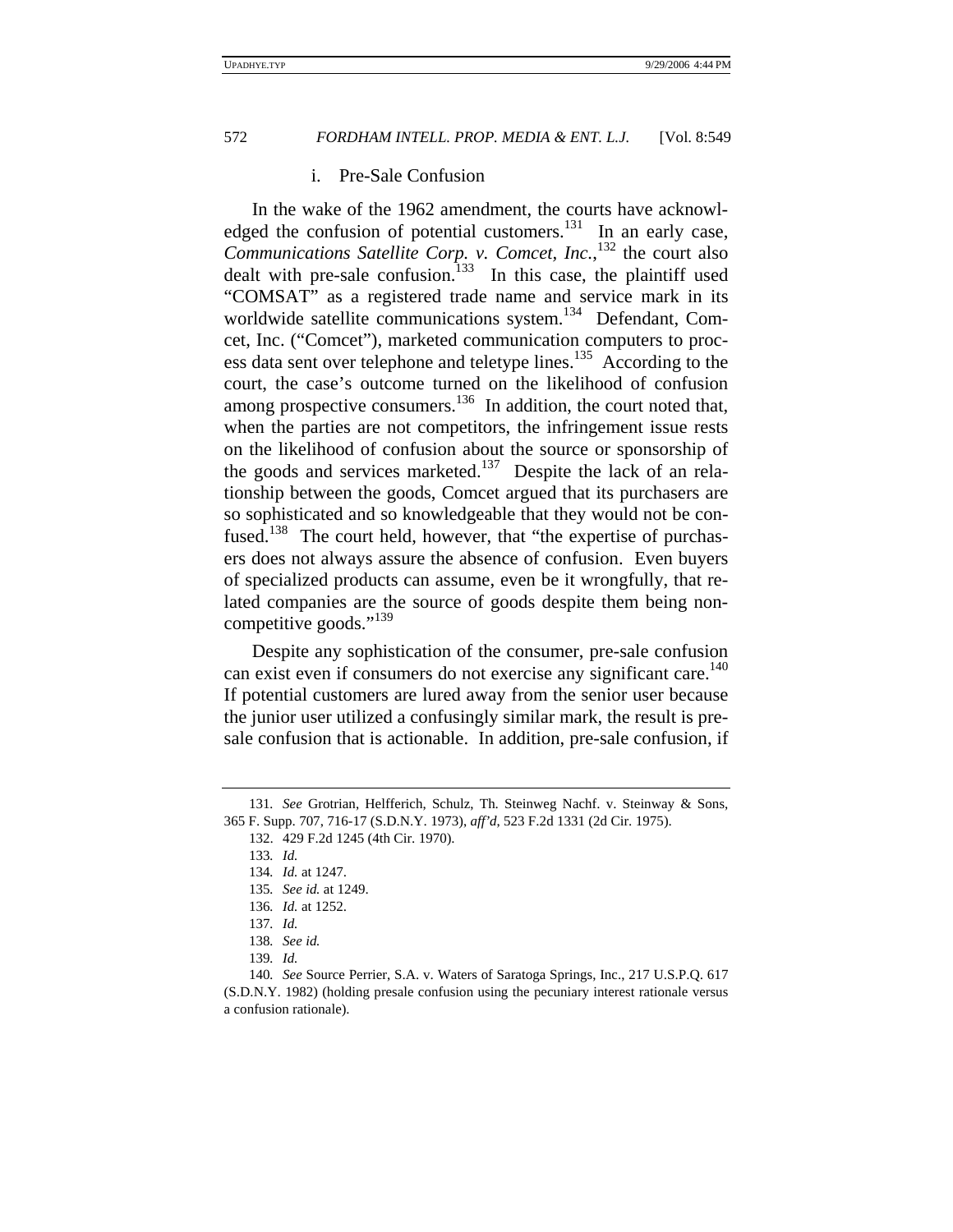### i. Pre-Sale Confusion

In the wake of the 1962 amendment, the courts have acknowledged the confusion of potential customers.[131] In an early case, *Communications Satellite Corp. v. Comcet, Inc.*,[132] the court also dealt with pre-sale confusion.[133] In this case, the plaintiff used "COMSAT" as a registered trade name and service mark in its worldwide satellite communications system.[134] Defendant, Comcet, Inc. ("Comcet"), marketed communication computers to process data sent over telephone and teletype lines.[135] According to the court, the case's outcome turned on the likelihood of confusion among prospective consumers.[136] In addition, the court noted that, when the parties are not competitors, the infringement issue rests on the likelihood of confusion about the source or sponsorship of the goods and services marketed.[137] Despite the lack of an relationship between the goods, Comcet argued that its purchasers are so sophisticated and so knowledgeable that they would not be confused.[138] The court held, however, that "the expertise of purchasers does not always assure the absence of confusion. Even buyers of specialized products can assume, even be it wrongfully, that related companies are the source of goods despite them being noncompetitive goods."[139]

Despite any sophistication of the consumer, pre-sale confusion can exist even if consumers do not exercise any significant care.[140] If potential customers are lured away from the senior user because the junior user utilized a confusingly similar mark, the result is presale confusion that is actionable. In addition, pre-sale confusion, if

---

131. *See* Grotrian, Helfferich, Schulz, Th. Steinweg Nachf. v. Steinway & Sons, 365 F. Supp. 707, 716-17 (S.D.N.Y. 1973), *aff'd*, 523 F.2d 1331 (2d Cir. 1975).

132. 429 F.2d 1245 (4th Cir. 1970).

133. *Id.*

134. *Id.* at 1247.

135. *See id.* at 1249.

136. *Id.* at 1252.

137. *Id.*

138. *See id.*

139. *Id.*

140. *See* Source Perrier, S.A. v. Waters of Saratoga Springs, Inc., 217 U.S.P.Q. 617 (S.D.N.Y. 1982) (holding presale confusion using the pecuniary interest rationale versus a confusion rationale).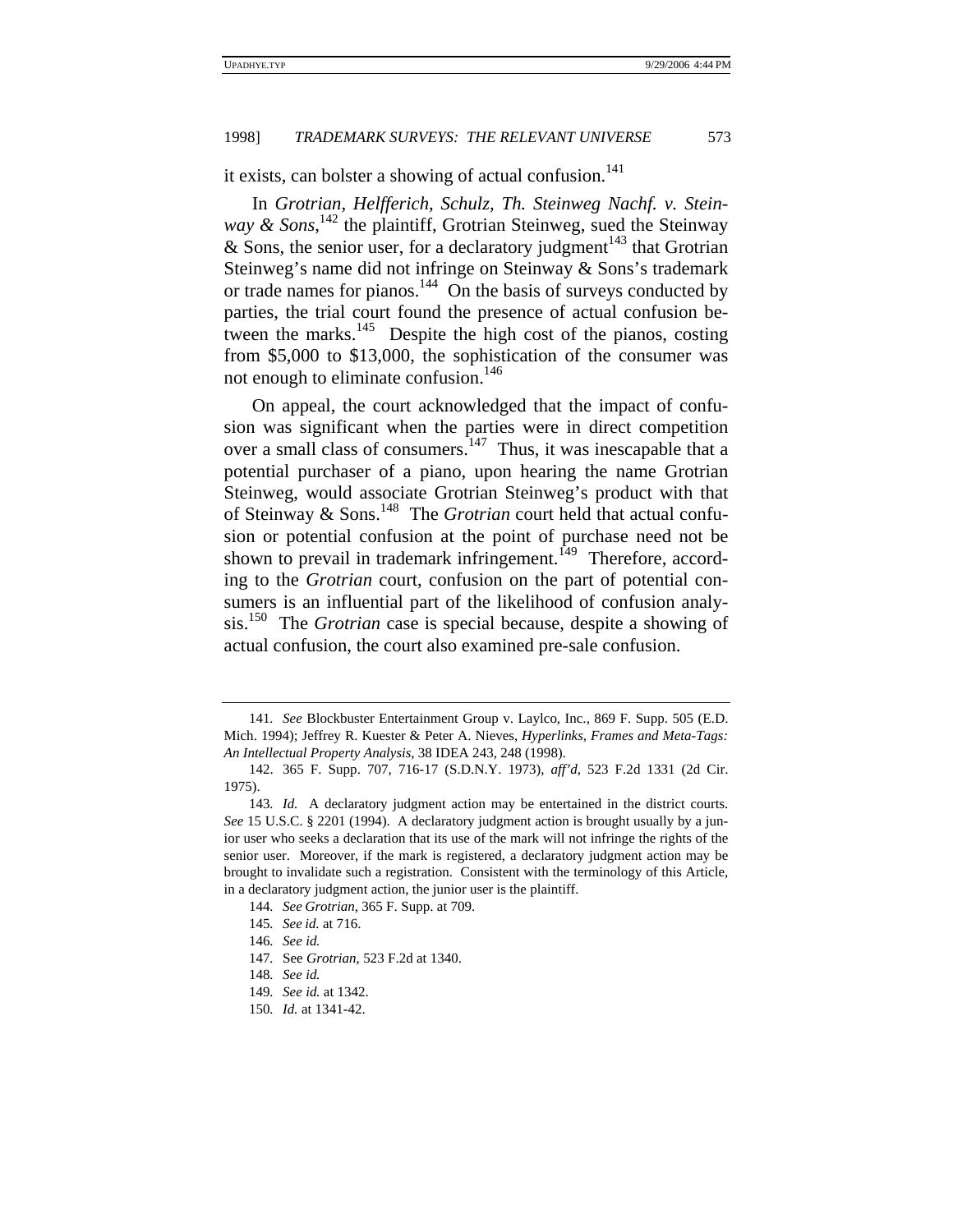it exists, can bolster a showing of actual confusion.[141]

In *Grotrian, Helfferich, Schulz, Th. Steinweg Nachf. v. Steinway & Sons*,[142] the plaintiff, Grotrian Steinweg, sued the Steinway & Sons, the senior user, for a declaratory judgment[143] that Grotrian Steinweg's name did not infringe on Steinway & Sons's trademark or trade names for pianos.[144] On the basis of surveys conducted by parties, the trial court found the presence of actual confusion between the marks.[145] Despite the high cost of the pianos, costing from $5,000 to $13,000, the sophistication of the consumer was not enough to eliminate confusion.[146]

On appeal, the court acknowledged that the impact of confusion was significant when the parties were in direct competition over a small class of consumers.[147] Thus, it was inescapable that a potential purchaser of a piano, upon hearing the name Grotrian Steinweg, would associate Grotrian Steinweg's product with that of Steinway & Sons.[148] The *Grotrian* court held that actual confusion or potential confusion at the point of purchase need not be shown to prevail in trademark infringement.[149] Therefore, according to the *Grotrian* court, confusion on the part of potential consumers is an influential part of the likelihood of confusion analysis.[150] The *Grotrian* case is special because, despite a showing of actual confusion, the court also examined pre-sale confusion.

---

141. *See* Blockbuster Entertainment Group v. Laylco, Inc., 869 F. Supp. 505 (E.D. Mich. 1994); Jeffrey R. Kuester & Peter A. Nieves, *Hyperlinks, Frames and Meta-Tags: An Intellectual Property Analysis*, 38 IDEA 243, 248 (1998).

142. 365 F. Supp. 707, 716-17 (S.D.N.Y. 1973), *aff'd*, 523 F.2d 1331 (2d Cir. 1975).

143. *Id.* A declaratory judgment action may be entertained in the district courts. *See* 15 U.S.C. § 2201 (1994). A declaratory judgment action is brought usually by a junior user who seeks a declaration that its use of the mark will not infringe the rights of the senior user. Moreover, if the mark is registered, a declaratory judgment action may be brought to invalidate such a registration. Consistent with the terminology of this Article, in a declaratory judgment action, the junior user is the plaintiff.

144. *See Grotrian*, 365 F. Supp. at 709.

145. *See id.* at 716.

146. *See id.*

147. See *Grotrian*, 523 F.2d at 1340.

148. *See id.*

149. *See id.* at 1342.

150. *Id.* at 1341-42.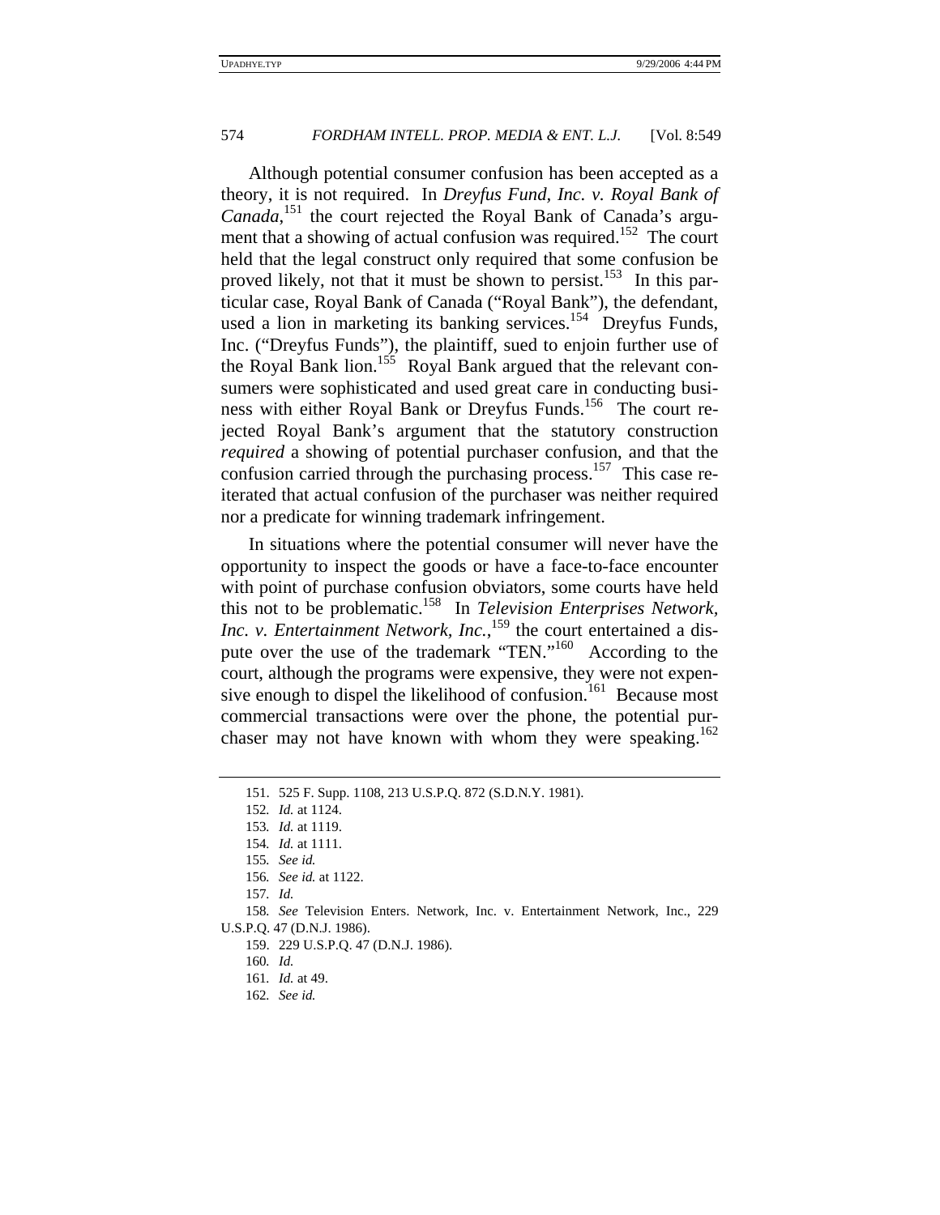Although potential consumer confusion has been accepted as a theory, it is not required. In *Dreyfus Fund, Inc. v. Royal Bank of Canada*,[151] the court rejected the Royal Bank of Canada's argument that a showing of actual confusion was required.[152] The court held that the legal construct only required that some confusion be proved likely, not that it must be shown to persist.[153] In this particular case, Royal Bank of Canada ("Royal Bank"), the defendant, used a lion in marketing its banking services.[154] Dreyfus Funds, Inc. ("Dreyfus Funds"), the plaintiff, sued to enjoin further use of the Royal Bank lion.[155] Royal Bank argued that the relevant consumers were sophisticated and used great care in conducting business with either Royal Bank or Dreyfus Funds.[156] The court rejected Royal Bank's argument that the statutory construction *required* a showing of potential purchaser confusion, and that the confusion carried through the purchasing process.[157] This case reiterated that actual confusion of the purchaser was neither required nor a predicate for winning trademark infringement.

In situations where the potential consumer will never have the opportunity to inspect the goods or have a face-to-face encounter with point of purchase confusion obviators, some courts have held this not to be problematic.[158] In *Television Enterprises Network, Inc. v. Entertainment Network, Inc.*,[159] the court entertained a dispute over the use of the trademark "TEN."[160] According to the court, although the programs were expensive, they were not expensive enough to dispel the likelihood of confusion.[161] Because most commercial transactions were over the phone, the potential purchaser may not have known with whom they were speaking.[162]

---

151. 525 F. Supp. 1108, 213 U.S.P.Q. 872 (S.D.N.Y. 1981).

152. *Id.* at 1124.

153. *Id.* at 1119.

154. *Id.* at 1111.

155. *See id.*

156. *See id.* at 1122.

157. *Id.*

158. *See* Television Enters. Network, Inc. v. Entertainment Network, Inc., 229 U.S.P.Q. 47 (D.N.J. 1986).

159. 229 U.S.P.Q. 47 (D.N.J. 1986).

160. *Id.*

161. *Id.* at 49.

162. *See id.*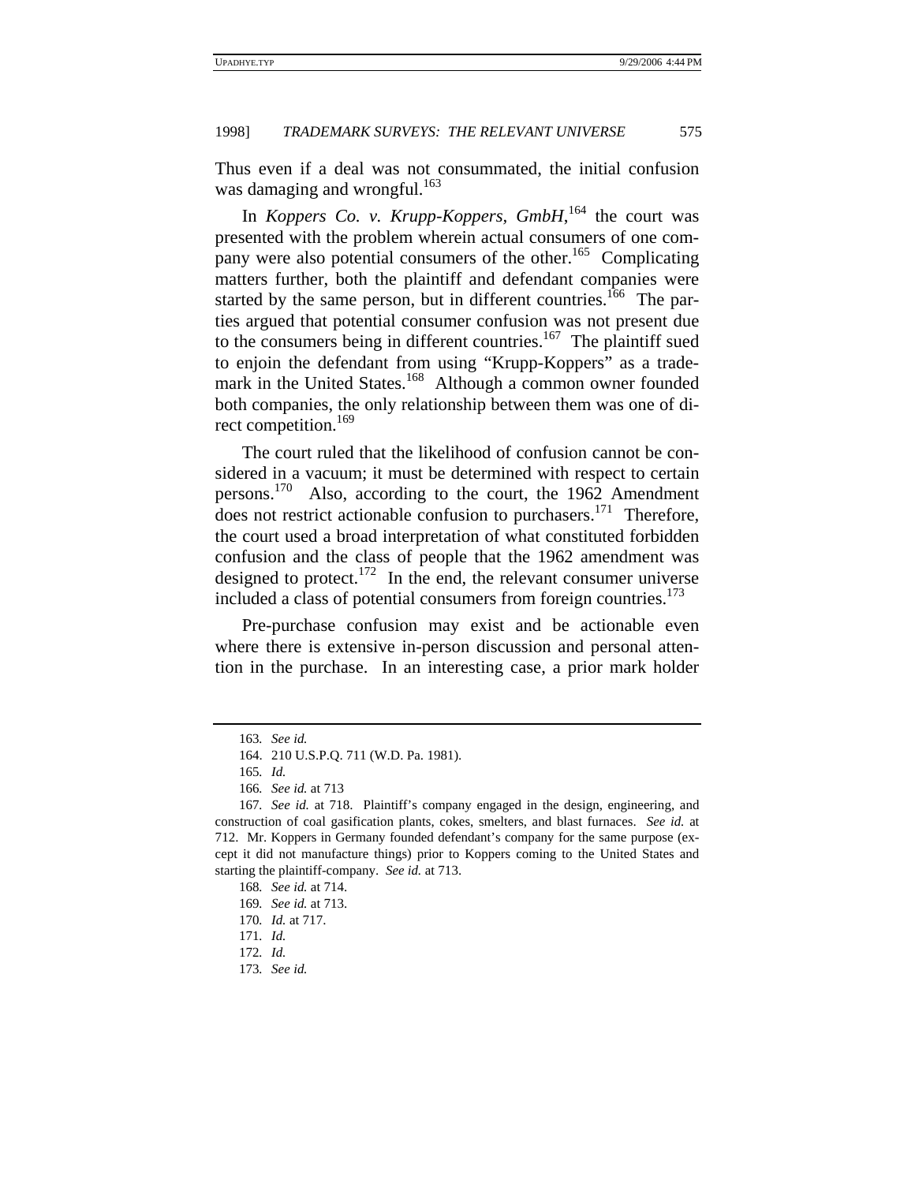Thus even if a deal was not consummated, the initial confusion was damaging and wrongful.[163]

In *Koppers Co. v. Krupp-Koppers, GmbH*,[164] the court was presented with the problem wherein actual consumers of one company were also potential consumers of the other.[165] Complicating matters further, both the plaintiff and defendant companies were started by the same person, but in different countries.[166] The parties argued that potential consumer confusion was not present due to the consumers being in different countries.[167] The plaintiff sued to enjoin the defendant from using "Krupp-Koppers" as a trademark in the United States.[168] Although a common owner founded both companies, the only relationship between them was one of direct competition.[169]

The court ruled that the likelihood of confusion cannot be considered in a vacuum; it must be determined with respect to certain persons.[170] Also, according to the court, the 1962 Amendment does not restrict actionable confusion to purchasers.[171] Therefore, the court used a broad interpretation of what constituted forbidden confusion and the class of people that the 1962 amendment was designed to protect.[172] In the end, the relevant consumer universe included a class of potential consumers from foreign countries.[173]

Pre-purchase confusion may exist and be actionable even where there is extensive in-person discussion and personal attention in the purchase. In an interesting case, a prior mark holder

---

163. *See id.*

164. 210 U.S.P.Q. 711 (W.D. Pa. 1981).

165. *Id.*

166. *See id.* at 713

167. *See id.* at 718. Plaintiff's company engaged in the design, engineering, and construction of coal gasification plants, cokes, smelters, and blast furnaces. *See id.* at 712. Mr. Koppers in Germany founded defendant's company for the same purpose (except it did not manufacture things) prior to Koppers coming to the United States and starting the plaintiff-company. *See id.* at 713.

168. *See id.* at 714.

169. *See id.* at 713.

170. *Id.* at 717.

171. *Id.*

172. *Id.*

173. *See id.*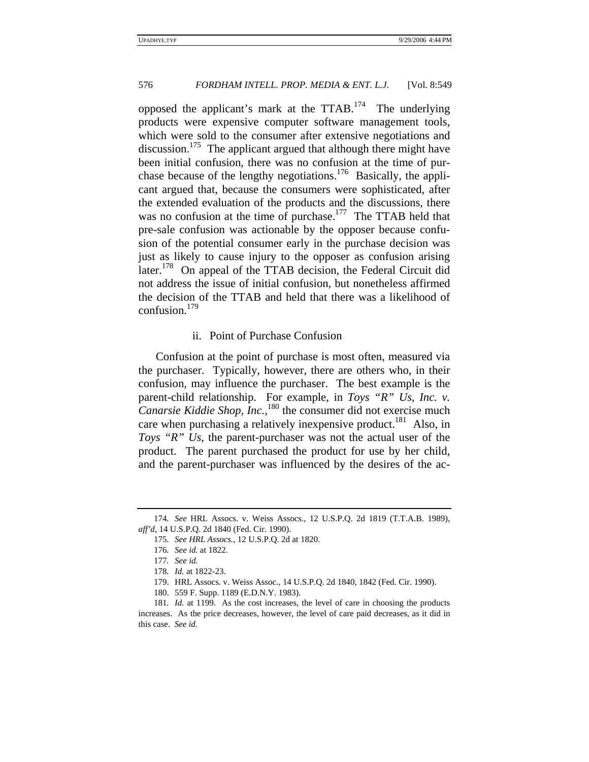opposed the applicant's mark at the TTAB.[174] The underlying products were expensive computer software management tools, which were sold to the consumer after extensive negotiations and discussion.[175] The applicant argued that although there might have been initial confusion, there was no confusion at the time of purchase because of the lengthy negotiations.[176] Basically, the applicant argued that, because the consumers were sophisticated, after the extended evaluation of the products and the discussions, there was no confusion at the time of purchase.[177] The TTAB held that pre-sale confusion was actionable by the opposer because confusion of the potential consumer early in the purchase decision was just as likely to cause injury to the opposer as confusion arising later.[178] On appeal of the TTAB decision, the Federal Circuit did not address the issue of initial confusion, but nonetheless affirmed the decision of the TTAB and held that there was a likelihood of confusion.[179]

#### ii. Point of Purchase Confusion

Confusion at the point of purchase is most often, measured via the purchaser. Typically, however, there are others who, in their confusion, may influence the purchaser. The best example is the parent-child relationship. For example, in *Toys "R" Us, Inc. v. Canarsie Kiddie Shop, Inc.*,[180] the consumer did not exercise much care when purchasing a relatively inexpensive product.[181] Also, in *Toys "R" Us*, the parent-purchaser was not the actual user of the product. The parent purchased the product for use by her child, and the parent-purchaser was influenced by the desires of the ac-

---

174. *See* HRL Assocs. v. Weiss Assocs., 12 U.S.P.Q. 2d 1819 (T.T.A.B. 1989), *aff'd*, 14 U.S.P.Q. 2d 1840 (Fed. Cir. 1990).

175. *See HRL Assocs.*, 12 U.S.P.Q. 2d at 1820.

176. *See id.* at 1822.

177. *See id.*

178. *Id.* at 1822-23.

179. HRL Assocs. v. Weiss Assoc., 14 U.S.P.Q. 2d 1840, 1842 (Fed. Cir. 1990).

180. 559 F. Supp. 1189 (E.D.N.Y. 1983).

181. *Id.* at 1199. As the cost increases, the level of care in choosing the products increases. As the price decreases, however, the level of care paid decreases, as it did in this case. *See id.*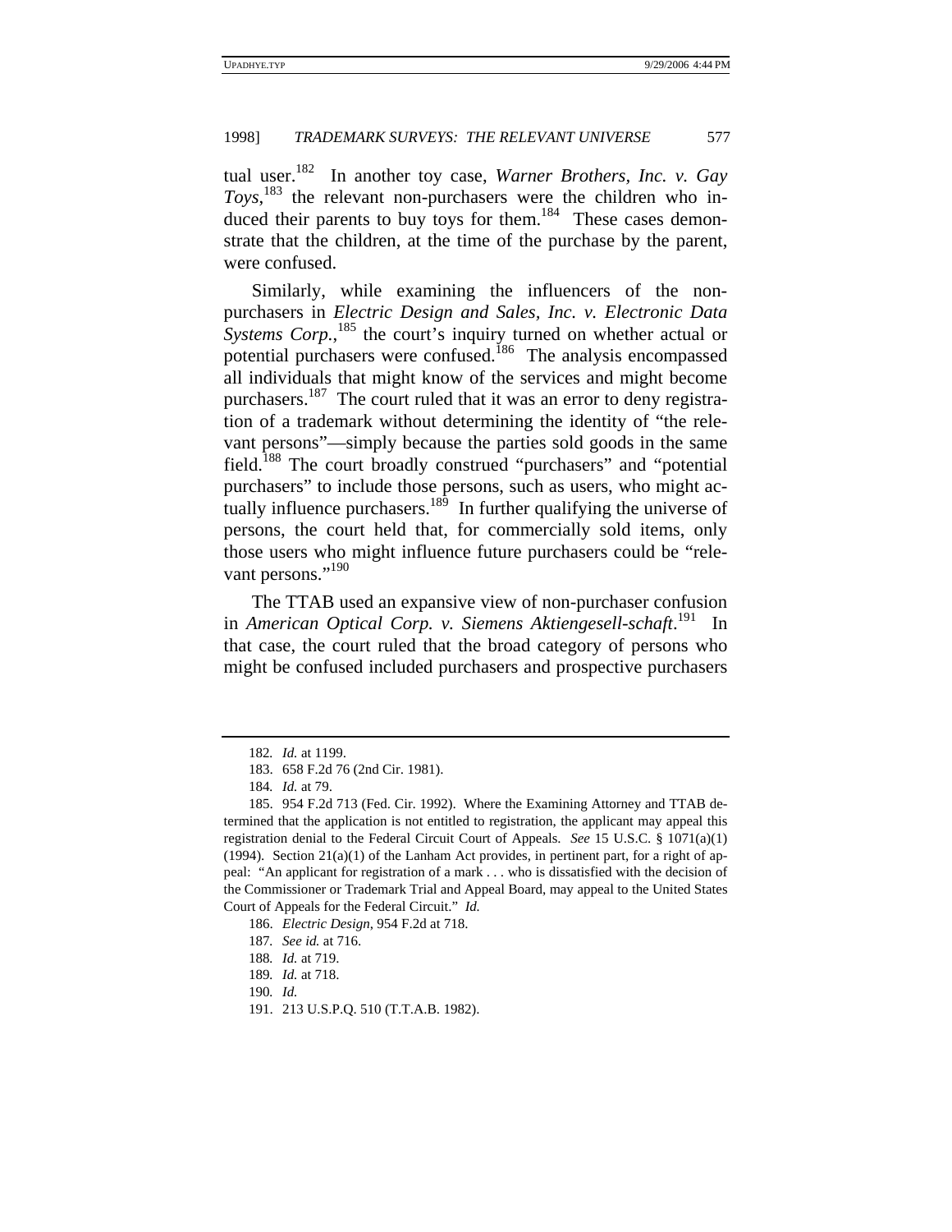tual user.[182] In another toy case, *Warner Brothers, Inc. v. Gay Toys*,[183] the relevant non-purchasers were the children who induced their parents to buy toys for them.[184] These cases demonstrate that the children, at the time of the purchase by the parent, were confused.

Similarly, while examining the influencers of the non-purchasers in *Electric Design and Sales, Inc. v. Electronic Data Systems Corp.*,[185] the court's inquiry turned on whether actual or potential purchasers were confused.[186] The analysis encompassed all individuals that might know of the services and might become purchasers.[187] The court ruled that it was an error to deny registration of a trademark without determining the identity of "the relevant persons"—simply because the parties sold goods in the same field.[188] The court broadly construed "purchasers" and "potential purchasers" to include those persons, such as users, who might actually influence purchasers.[189] In further qualifying the universe of persons, the court held that, for commercially sold items, only those users who might influence future purchasers could be "relevant persons."[190]

The TTAB used an expansive view of non-purchaser confusion in *American Optical Corp. v. Siemens Aktiengesell-schaft*.[191] In that case, the court ruled that the broad category of persons who might be confused included purchasers and prospective purchasers

---

182. *Id.* at 1199.

183. 658 F.2d 76 (2nd Cir. 1981).

184. *Id.* at 79.

185. 954 F.2d 713 (Fed. Cir. 1992). Where the Examining Attorney and TTAB determined that the application is not entitled to registration, the applicant may appeal this registration denial to the Federal Circuit Court of Appeals. *See* 15 U.S.C. § 1071(a)(1) (1994). Section 21(a)(1) of the Lanham Act provides, in pertinent part, for a right of appeal: "An applicant for registration of a mark . . . who is dissatisfied with the decision of the Commissioner or Trademark Trial and Appeal Board, may appeal to the United States Court of Appeals for the Federal Circuit." *Id.*

186. *Electric Design*, 954 F.2d at 718.

187. *See id.* at 716.

188. *Id.* at 719.

189. *Id.* at 718.

190. *Id.*

191. 213 U.S.P.Q. 510 (T.T.A.B. 1982).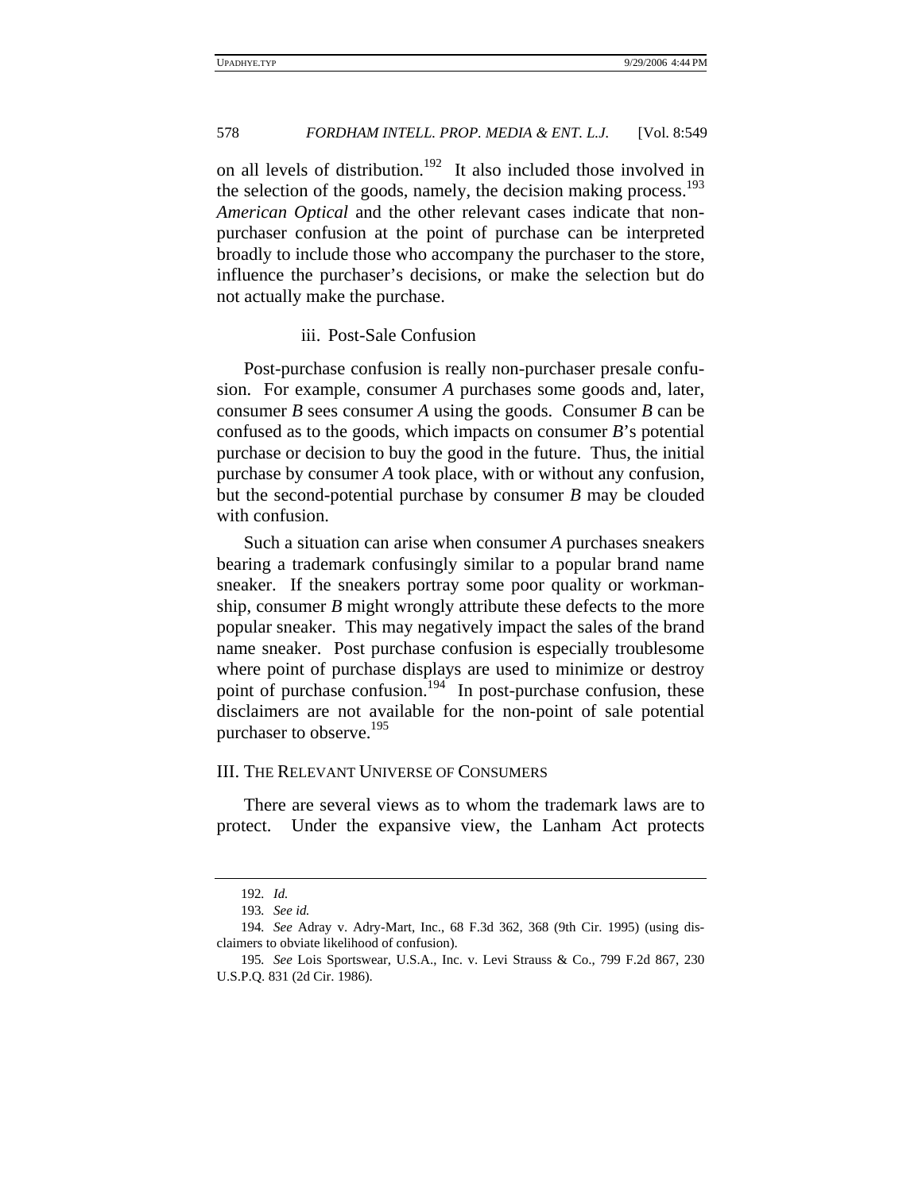on all levels of distribution.[192] It also included those involved in the selection of the goods, namely, the decision making process.[193] *American Optical* and the other relevant cases indicate that non-purchaser confusion at the point of purchase can be interpreted broadly to include those who accompany the purchaser to the store, influence the purchaser's decisions, or make the selection but do not actually make the purchase.

### iii. Post-Sale Confusion

Post-purchase confusion is really non-purchaser presale confusion. For example, consumer *A* purchases some goods and, later, consumer *B* sees consumer *A* using the goods. Consumer *B* can be confused as to the goods, which impacts on consumer *B*'s potential purchase or decision to buy the good in the future. Thus, the initial purchase by consumer *A* took place, with or without any confusion, but the second-potential purchase by consumer *B* may be clouded with confusion.

Such a situation can arise when consumer *A* purchases sneakers bearing a trademark confusingly similar to a popular brand name sneaker. If the sneakers portray some poor quality or workmanship, consumer *B* might wrongly attribute these defects to the more popular sneaker. This may negatively impact the sales of the brand name sneaker. Post purchase confusion is especially troublesome where point of purchase displays are used to minimize or destroy point of purchase confusion.[194] In post-purchase confusion, these disclaimers are not available for the non-point of sale potential purchaser to observe.[195]

## III. The Relevant Universe of Consumers

There are several views as to whom the trademark laws are to protect. Under the expansive view, the Lanham Act protects

---

192. *Id.*

193. *See id.*

194. *See* Adray v. Adry-Mart, Inc., 68 F.3d 362, 368 (9th Cir. 1995) (using disclaimers to obviate likelihood of confusion).

195. *See* Lois Sportswear, U.S.A., Inc. v. Levi Strauss & Co., 799 F.2d 867, 230 U.S.P.Q. 831 (2d Cir. 1986).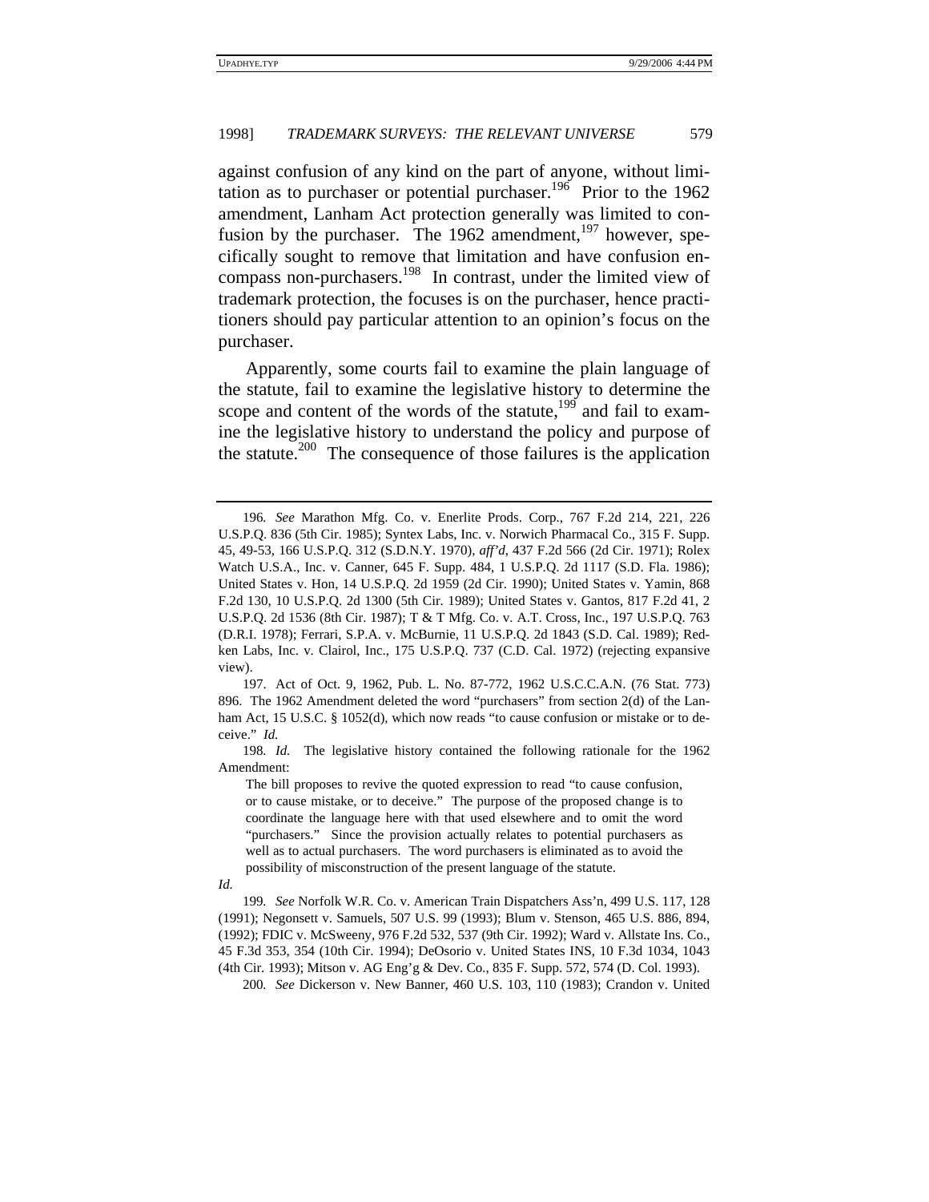against confusion of any kind on the part of anyone, without limitation as to purchaser or potential purchaser.[196] Prior to the 1962 amendment, Lanham Act protection generally was limited to confusion by the purchaser. The 1962 amendment,[197] however, specifically sought to remove that limitation and have confusion encompass non-purchasers.[198] In contrast, under the limited view of trademark protection, the focuses is on the purchaser, hence practitioners should pay particular attention to an opinion's focus on the purchaser.

Apparently, some courts fail to examine the plain language of the statute, fail to examine the legislative history to determine the scope and content of the words of the statute,[199] and fail to examine the legislative history to understand the policy and purpose of the statute.[200] The consequence of those failures is the application

---

196. *See* Marathon Mfg. Co. v. Enerlite Prods. Corp., 767 F.2d 214, 221, 226 U.S.P.Q. 836 (5th Cir. 1985); Syntex Labs, Inc. v. Norwich Pharmacal Co., 315 F. Supp. 45, 49-53, 166 U.S.P.Q. 312 (S.D.N.Y. 1970), *aff'd*, 437 F.2d 566 (2d Cir. 1971); Rolex Watch U.S.A., Inc. v. Canner, 645 F. Supp. 484, 1 U.S.P.Q. 2d 1117 (S.D. Fla. 1986); United States v. Hon, 14 U.S.P.Q. 2d 1959 (2d Cir. 1990); United States v. Yamin, 868 F.2d 130, 10 U.S.P.Q. 2d 1300 (5th Cir. 1989); United States v. Gantos, 817 F.2d 41, 2 U.S.P.Q. 2d 1536 (8th Cir. 1987); T & T Mfg. Co. v. A.T. Cross, Inc., 197 U.S.P.Q. 763 (D.R.I. 1978); Ferrari, S.P.A. v. McBurnie, 11 U.S.P.Q. 2d 1843 (S.D. Cal. 1989); Redken Labs, Inc. v. Clairol, Inc., 175 U.S.P.Q. 737 (C.D. Cal. 1972) (rejecting expansive view).

197. Act of Oct. 9, 1962, Pub. L. No. 87-772, 1962 U.S.C.C.A.N. (76 Stat. 773) 896. The 1962 Amendment deleted the word "purchasers" from section 2(d) of the Lanham Act, 15 U.S.C. § 1052(d), which now reads "to cause confusion or mistake or to deceive." *Id.*

198. *Id.* The legislative history contained the following rationale for the 1962 Amendment:

> The bill proposes to revive the quoted expression to read "to cause confusion, or to cause mistake, or to deceive." The purpose of the proposed change is to coordinate the language here with that used elsewhere and to omit the word "purchasers." Since the provision actually relates to potential purchasers as well as to actual purchasers. The word purchasers is eliminated as to avoid the possibility of misconstruction of the present language of the statute.

*Id.*

199. *See* Norfolk W.R. Co. v. American Train Dispatchers Ass'n, 499 U.S. 117, 128 (1991); Negonsett v. Samuels, 507 U.S. 99 (1993); Blum v. Stenson, 465 U.S. 886, 894, (1992); FDIC v. McSweeny, 976 F.2d 532, 537 (9th Cir. 1992); Ward v. Allstate Ins. Co., 45 F.3d 353, 354 (10th Cir. 1994); DeOsorio v. United States INS, 10 F.3d 1034, 1043 (4th Cir. 1993); Mitson v. AG Eng'g & Dev. Co., 835 F. Supp. 572, 574 (D. Col. 1993).

200. *See* Dickerson v. New Banner, 460 U.S. 103, 110 (1983); Crandon v. United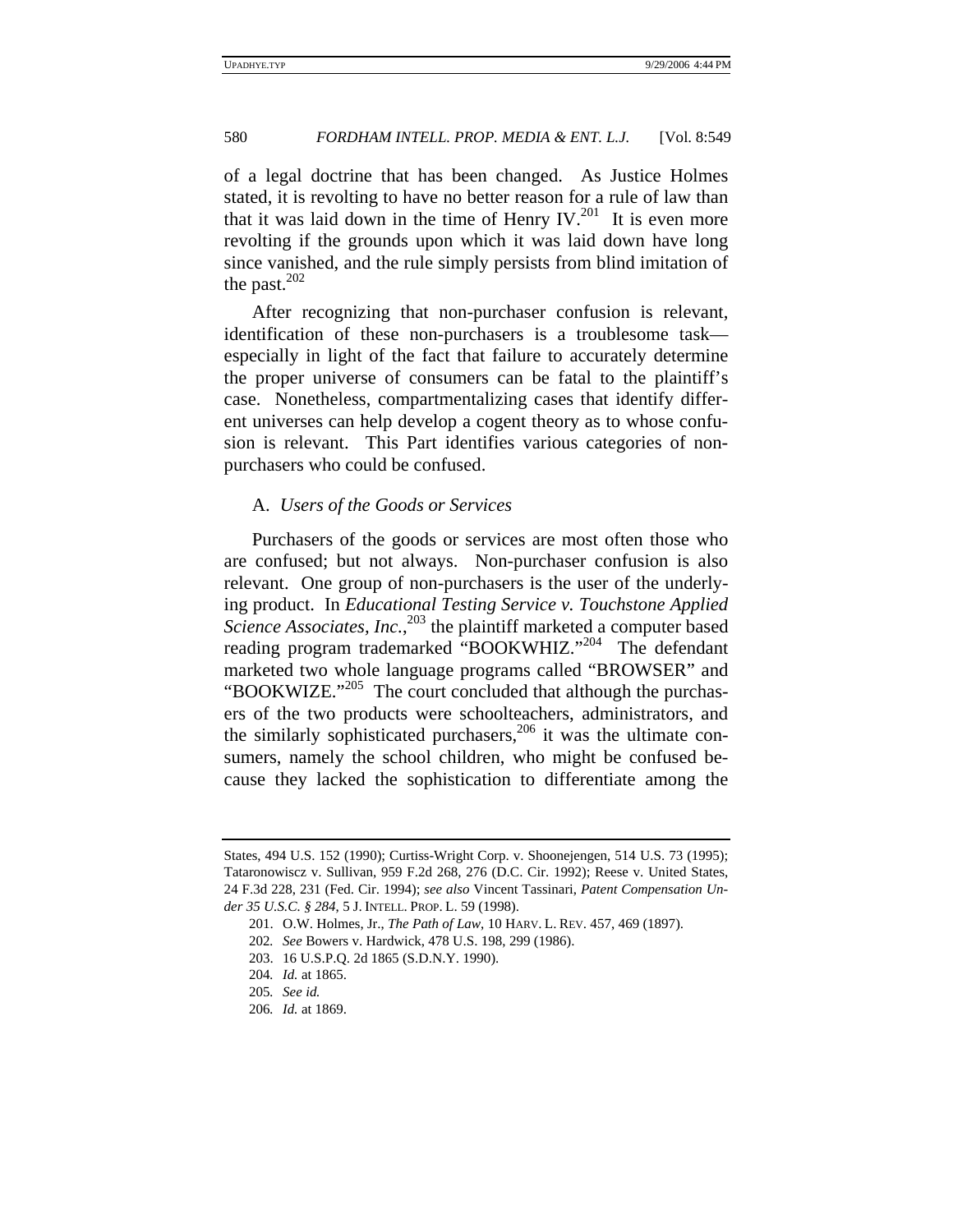of a legal doctrine that has been changed. As Justice Holmes stated, it is revolting to have no better reason for a rule of law than that it was laid down in the time of Henry IV.[201] It is even more revolting if the grounds upon which it was laid down have long since vanished, and the rule simply persists from blind imitation of the past.[202]

After recognizing that non-purchaser confusion is relevant, identification of these non-purchasers is a troublesome task—especially in light of the fact that failure to accurately determine the proper universe of consumers can be fatal to the plaintiff's case. Nonetheless, compartmentalizing cases that identify different universes can help develop a cogent theory as to whose confusion is relevant. This Part identifies various categories of non-purchasers who could be confused.

### A. *Users of the Goods or Services*

Purchasers of the goods or services are most often those who are confused; but not always. Non-purchaser confusion is also relevant. One group of non-purchasers is the user of the underlying product. In *Educational Testing Service v. Touchstone Applied Science Associates, Inc.*,[203] the plaintiff marketed a computer based reading program trademarked "BOOKWHIZ."[204] The defendant marketed two whole language programs called "BROWSER" and "BOOKWIZE."[205] The court concluded that although the purchasers of the two products were schoolteachers, administrators, and the similarly sophisticated purchasers,[206] it was the ultimate consumers, namely the school children, who might be confused because they lacked the sophistication to differentiate among the

---

States, 494 U.S. 152 (1990); Curtiss-Wright Corp. v. Shoonejengen, 514 U.S. 73 (1995); Tataronowiscz v. Sullivan, 959 F.2d 268, 276 (D.C. Cir. 1992); Reese v. United States, 24 F.3d 228, 231 (Fed. Cir. 1994); *see also* Vincent Tassinari, *Patent Compensation Under 35 U.S.C. § 284*, 5 J. INTELL. PROP. L. 59 (1998).

201. O.W. Holmes, Jr., *The Path of Law*, 10 HARV. L. REV. 457, 469 (1897).

202. *See* Bowers v. Hardwick, 478 U.S. 198, 299 (1986).

203. 16 U.S.P.Q. 2d 1865 (S.D.N.Y. 1990).

204. *Id.* at 1865.

205. *See id.*

206. *Id.* at 1869.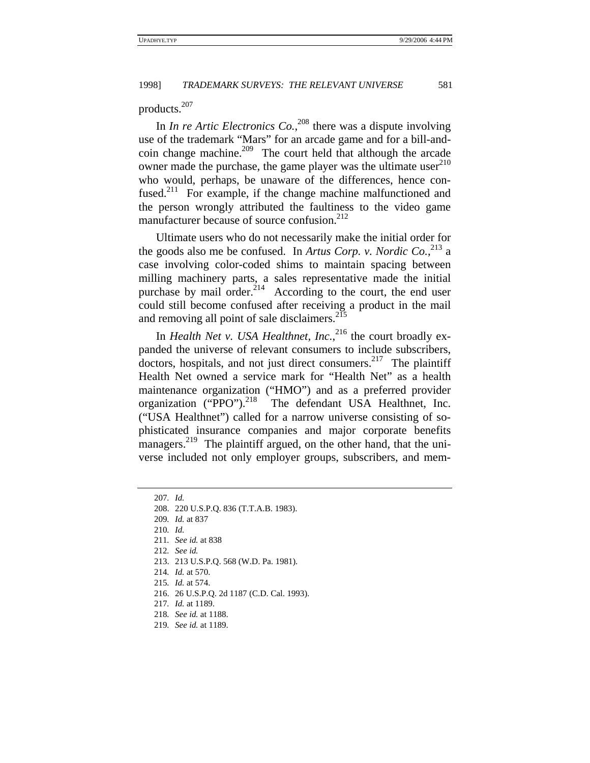products.[207]

In *In re Artic Electronics Co.*,[208] there was a dispute involving use of the trademark "Mars" for an arcade game and for a bill-and-coin change machine.[209] The court held that although the arcade owner made the purchase, the game player was the ultimate user[210] who would, perhaps, be unaware of the differences, hence confused.[211] For example, if the change machine malfunctioned and the person wrongly attributed the faultiness to the video game manufacturer because of source confusion.[212]

Ultimate users who do not necessarily make the initial order for the goods also me be confused. In *Artus Corp. v. Nordic Co.*,[213] a case involving color-coded shims to maintain spacing between milling machinery parts, a sales representative made the initial purchase by mail order.[214] According to the court, the end user could still become confused after receiving a product in the mail and removing all point of sale disclaimers.[215]

In *Health Net v. USA Healthnet, Inc.*,[216] the court broadly expanded the universe of relevant consumers to include subscribers, doctors, hospitals, and not just direct consumers.[217] The plaintiff Health Net owned a service mark for "Health Net" as a health maintenance organization ("HMO") and as a preferred provider organization ("PPO").[218] The defendant USA Healthnet, Inc. ("USA Healthnet") called for a narrow universe consisting of sophisticated insurance companies and major corporate benefits managers.[219] The plaintiff argued, on the other hand, that the universe included not only employer groups, subscribers, and mem-

---

207. *Id.*
208. 220 U.S.P.Q. 836 (T.T.A.B. 1983).
209. *Id.* at 837
210. *Id.*
211. *See id.* at 838
212. *See id.*
213. 213 U.S.P.Q. 568 (W.D. Pa. 1981).
214. *Id.* at 570.
215. *Id.* at 574.
216. 26 U.S.P.Q. 2d 1187 (C.D. Cal. 1993).
217. *Id.* at 1189.
218. *See id.* at 1188.
219. *See id.* at 1189.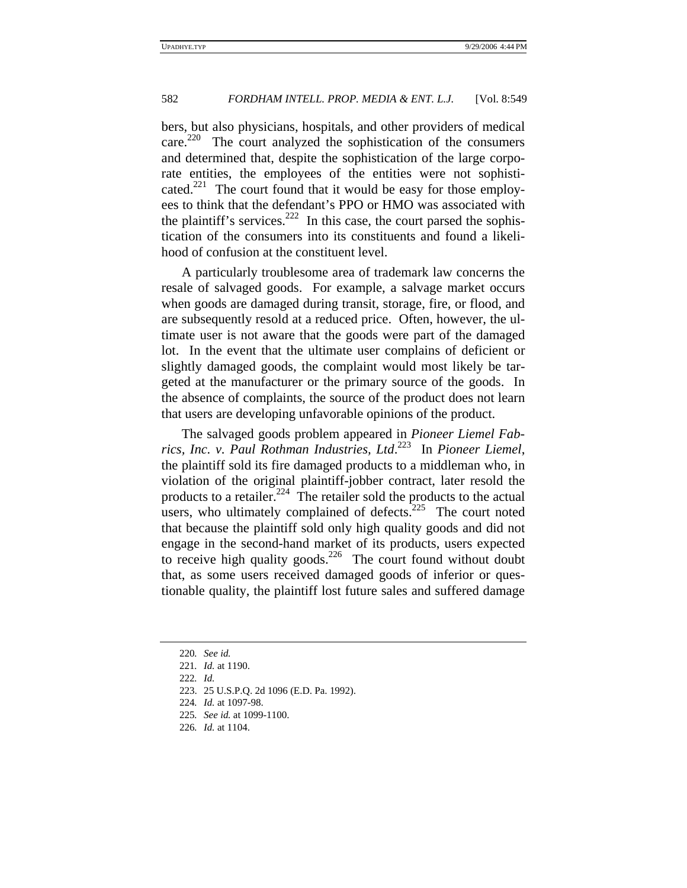bers, but also physicians, hospitals, and other providers of medical care.[220] The court analyzed the sophistication of the consumers and determined that, despite the sophistication of the large corporate entities, the employees of the entities were not sophisticated.[221] The court found that it would be easy for those employees to think that the defendant's PPO or HMO was associated with the plaintiff's services.[222] In this case, the court parsed the sophistication of the consumers into its constituents and found a likelihood of confusion at the constituent level.

A particularly troublesome area of trademark law concerns the resale of salvaged goods. For example, a salvage market occurs when goods are damaged during transit, storage, fire, or flood, and are subsequently resold at a reduced price. Often, however, the ultimate user is not aware that the goods were part of the damaged lot. In the event that the ultimate user complains of deficient or slightly damaged goods, the complaint would most likely be targeted at the manufacturer or the primary source of the goods. In the absence of complaints, the source of the product does not learn that users are developing unfavorable opinions of the product.

The salvaged goods problem appeared in *Pioneer Liemel Fabrics, Inc. v. Paul Rothman Industries, Ltd.*[223] In *Pioneer Liemel*, the plaintiff sold its fire damaged products to a middleman who, in violation of the original plaintiff-jobber contract, later resold the products to a retailer.[224] The retailer sold the products to the actual users, who ultimately complained of defects.[225] The court noted that because the plaintiff sold only high quality goods and did not engage in the second-hand market of its products, users expected to receive high quality goods.[226] The court found without doubt that, as some users received damaged goods of inferior or questionable quality, the plaintiff lost future sales and suffered damage

---

220. *See id.*

221. *Id.* at 1190.

222. *Id.*

223. 25 U.S.P.Q. 2d 1096 (E.D. Pa. 1992).

224. *Id.* at 1097-98.

225. *See id.* at 1099-1100.

226. *Id.* at 1104.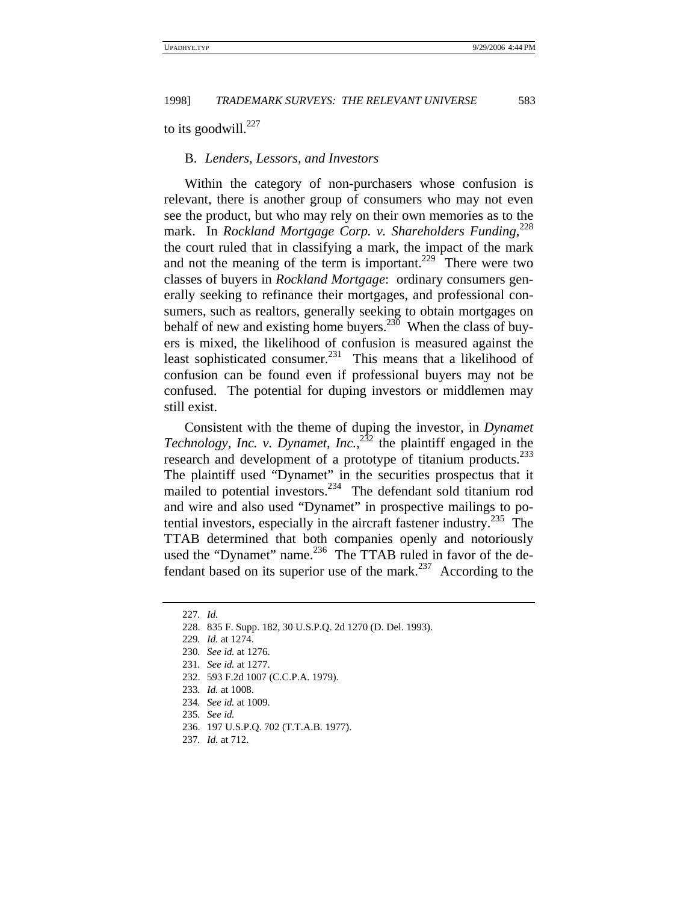to its goodwill.[227]

### B. *Lenders, Lessors, and Investors*

Within the category of non-purchasers whose confusion is relevant, there is another group of consumers who may not even see the product, but who may rely on their own memories as to the mark. In *Rockland Mortgage Corp. v. Shareholders Funding*,[228] the court ruled that in classifying a mark, the impact of the mark and not the meaning of the term is important.[229] There were two classes of buyers in *Rockland Mortgage*: ordinary consumers generally seeking to refinance their mortgages, and professional consumers, such as realtors, generally seeking to obtain mortgages on behalf of new and existing home buyers.[230] When the class of buyers is mixed, the likelihood of confusion is measured against the least sophisticated consumer.[231] This means that a likelihood of confusion can be found even if professional buyers may not be confused. The potential for duping investors or middlemen may still exist.

Consistent with the theme of duping the investor, in *Dynamet Technology, Inc. v. Dynamet, Inc.*,[232] the plaintiff engaged in the research and development of a prototype of titanium products.[233] The plaintiff used "Dynamet" in the securities prospectus that it mailed to potential investors.[234] The defendant sold titanium rod and wire and also used "Dynamet" in prospective mailings to potential investors, especially in the aircraft fastener industry.[235] The TTAB determined that both companies openly and notoriously used the "Dynamet" name.[236] The TTAB ruled in favor of the defendant based on its superior use of the mark.[237] According to the

---

227. *Id.*

228. 835 F. Supp. 182, 30 U.S.P.Q. 2d 1270 (D. Del. 1993).

229. *Id.* at 1274.

230. *See id.* at 1276.

231. *See id.* at 1277.

232. 593 F.2d 1007 (C.C.P.A. 1979).

233. *Id.* at 1008.

234. *See id.* at 1009.

235. *See id.*

236. 197 U.S.P.Q. 702 (T.T.A.B. 1977).

237. *Id.* at 712.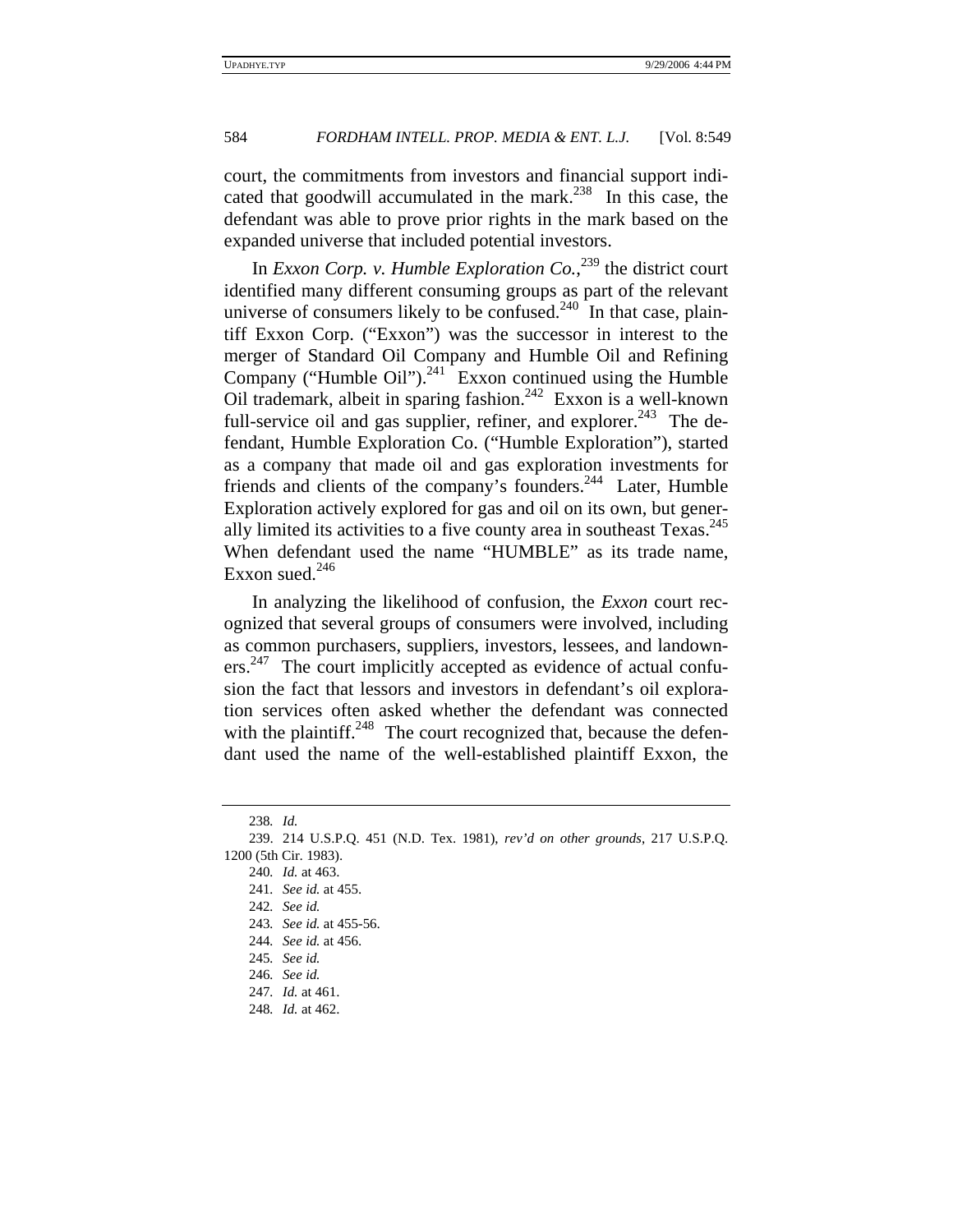court, the commitments from investors and financial support indicated that goodwill accumulated in the mark.[238] In this case, the defendant was able to prove prior rights in the mark based on the expanded universe that included potential investors.

In *Exxon Corp. v. Humble Exploration Co.*,[239] the district court identified many different consuming groups as part of the relevant universe of consumers likely to be confused.[240] In that case, plaintiff Exxon Corp. ("Exxon") was the successor in interest to the merger of Standard Oil Company and Humble Oil and Refining Company ("Humble Oil").[241] Exxon continued using the Humble Oil trademark, albeit in sparing fashion.[242] Exxon is a well-known full-service oil and gas supplier, refiner, and explorer.[243] The defendant, Humble Exploration Co. ("Humble Exploration"), started as a company that made oil and gas exploration investments for friends and clients of the company's founders.[244] Later, Humble Exploration actively explored for gas and oil on its own, but generally limited its activities to a five county area in southeast Texas.[245] When defendant used the name "HUMBLE" as its trade name, Exxon sued.[246]

In analyzing the likelihood of confusion, the *Exxon* court recognized that several groups of consumers were involved, including as common purchasers, suppliers, investors, lessees, and landowners.[247] The court implicitly accepted as evidence of actual confusion the fact that lessors and investors in defendant's oil exploration services often asked whether the defendant was connected with the plaintiff.[248] The court recognized that, because the defendant used the name of the well-established plaintiff Exxon, the

---

238. *Id.*

239. 214 U.S.P.Q. 451 (N.D. Tex. 1981), *rev'd on other grounds*, 217 U.S.P.Q. 1200 (5th Cir. 1983).

240. *Id.* at 463.

241. *See id.* at 455.

242. *See id.*

243. *See id.* at 455-56.

244. *See id.* at 456.

245. *See id.*

246. *See id.*

247. *Id.* at 461.

248. *Id.* at 462.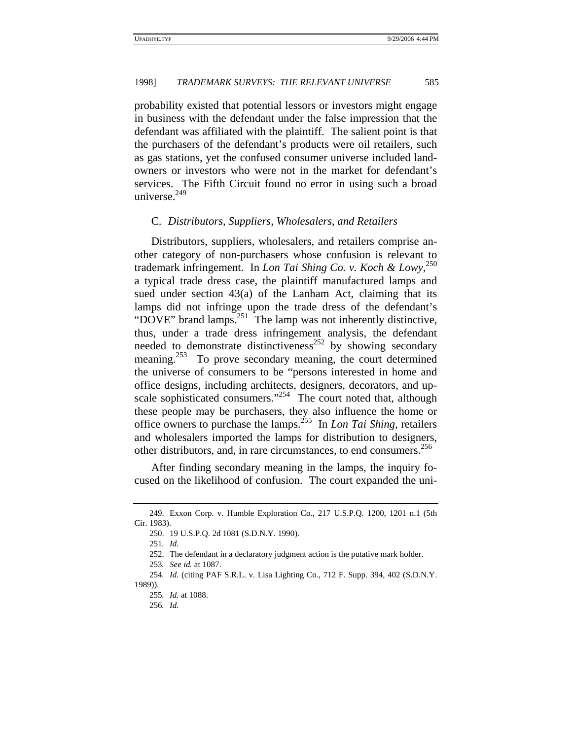probability existed that potential lessors or investors might engage in business with the defendant under the false impression that the defendant was affiliated with the plaintiff. The salient point is that the purchasers of the defendant's products were oil retailers, such as gas stations, yet the confused consumer universe included landowners or investors who were not in the market for defendant's services. The Fifth Circuit found no error in using such a broad universe.[249]

### C. *Distributors, Suppliers, Wholesalers, and Retailers*

Distributors, suppliers, wholesalers, and retailers comprise another category of non-purchasers whose confusion is relevant to trademark infringement. In *Lon Tai Shing Co. v. Koch & Lowy*,[250] a typical trade dress case, the plaintiff manufactured lamps and sued under section 43(a) of the Lanham Act, claiming that its lamps did not infringe upon the trade dress of the defendant's "DOVE" brand lamps.[251] The lamp was not inherently distinctive, thus, under a trade dress infringement analysis, the defendant needed to demonstrate distinctiveness[252] by showing secondary meaning.[253] To prove secondary meaning, the court determined the universe of consumers to be "persons interested in home and office designs, including architects, designers, decorators, and upscale sophisticated consumers."[254] The court noted that, although these people may be purchasers, they also influence the home or office owners to purchase the lamps.[255] In *Lon Tai Shing*, retailers and wholesalers imported the lamps for distribution to designers, other distributors, and, in rare circumstances, to end consumers.[256]

After finding secondary meaning in the lamps, the inquiry focused on the likelihood of confusion. The court expanded the uni-

---

249. Exxon Corp. v. Humble Exploration Co., 217 U.S.P.Q. 1200, 1201 n.1 (5th Cir. 1983).

250. 19 U.S.P.Q. 2d 1081 (S.D.N.Y. 1990).

251. *Id.*

252. The defendant in a declaratory judgment action is the putative mark holder.

253. *See id.* at 1087.

254. *Id.* (citing PAF S.R.L. v. Lisa Lighting Co., 712 F. Supp. 394, 402 (S.D.N.Y. 1989)).

255. *Id.* at 1088.

256. *Id.*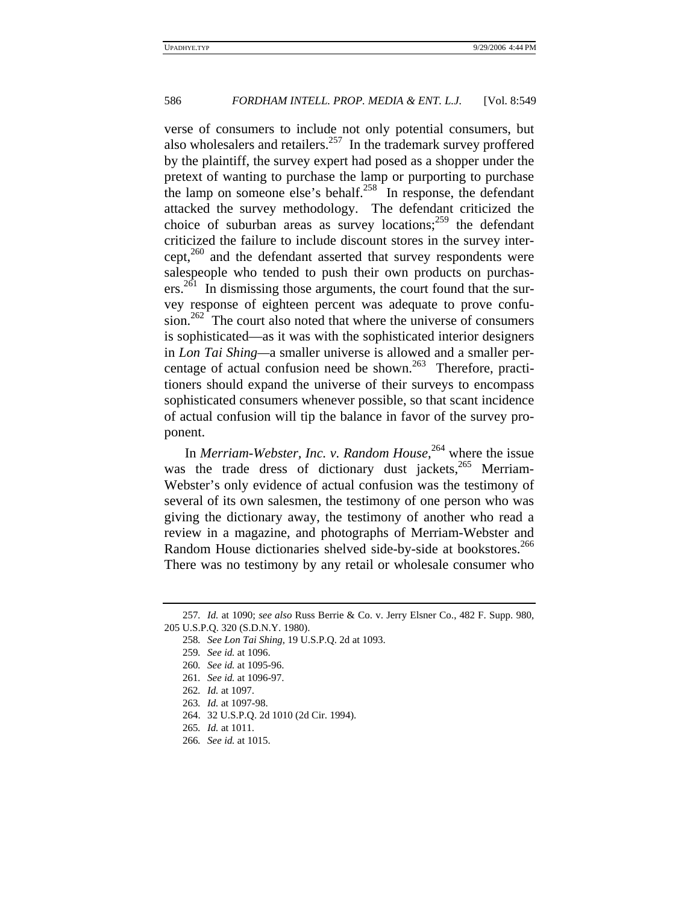verse of consumers to include not only potential consumers, but also wholesalers and retailers.[257] In the trademark survey proffered by the plaintiff, the survey expert had posed as a shopper under the pretext of wanting to purchase the lamp or purporting to purchase the lamp on someone else's behalf.[258] In response, the defendant attacked the survey methodology. The defendant criticized the choice of suburban areas as survey locations;[259] the defendant criticized the failure to include discount stores in the survey intercept,[260] and the defendant asserted that survey respondents were salespeople who tended to push their own products on purchasers.[261] In dismissing those arguments, the court found that the survey response of eighteen percent was adequate to prove confusion.[262] The court also noted that where the universe of consumers is sophisticated—as it was with the sophisticated interior designers in *Lon Tai Shing*—a smaller universe is allowed and a smaller percentage of actual confusion need be shown.[263] Therefore, practitioners should expand the universe of their surveys to encompass sophisticated consumers whenever possible, so that scant incidence of actual confusion will tip the balance in favor of the survey proponent.

In *Merriam-Webster, Inc. v. Random House*,[264] where the issue was the trade dress of dictionary dust jackets,[265] Merriam-Webster's only evidence of actual confusion was the testimony of several of its own salesmen, the testimony of one person who was giving the dictionary away, the testimony of another who read a review in a magazine, and photographs of Merriam-Webster and Random House dictionaries shelved side-by-side at bookstores.[266] There was no testimony by any retail or wholesale consumer who

---

257. *Id.* at 1090; *see also* Russ Berrie & Co. v. Jerry Elsner Co., 482 F. Supp. 980, 205 U.S.P.Q. 320 (S.D.N.Y. 1980).

258. *See Lon Tai Shing*, 19 U.S.P.Q. 2d at 1093.

259. *See id.* at 1096.

260. *See id.* at 1095-96.

261. *See id.* at 1096-97.

262. *Id.* at 1097.

263. *Id.* at 1097-98.

264. 32 U.S.P.Q. 2d 1010 (2d Cir. 1994).

265. *Id.* at 1011.

266. *See id.* at 1015.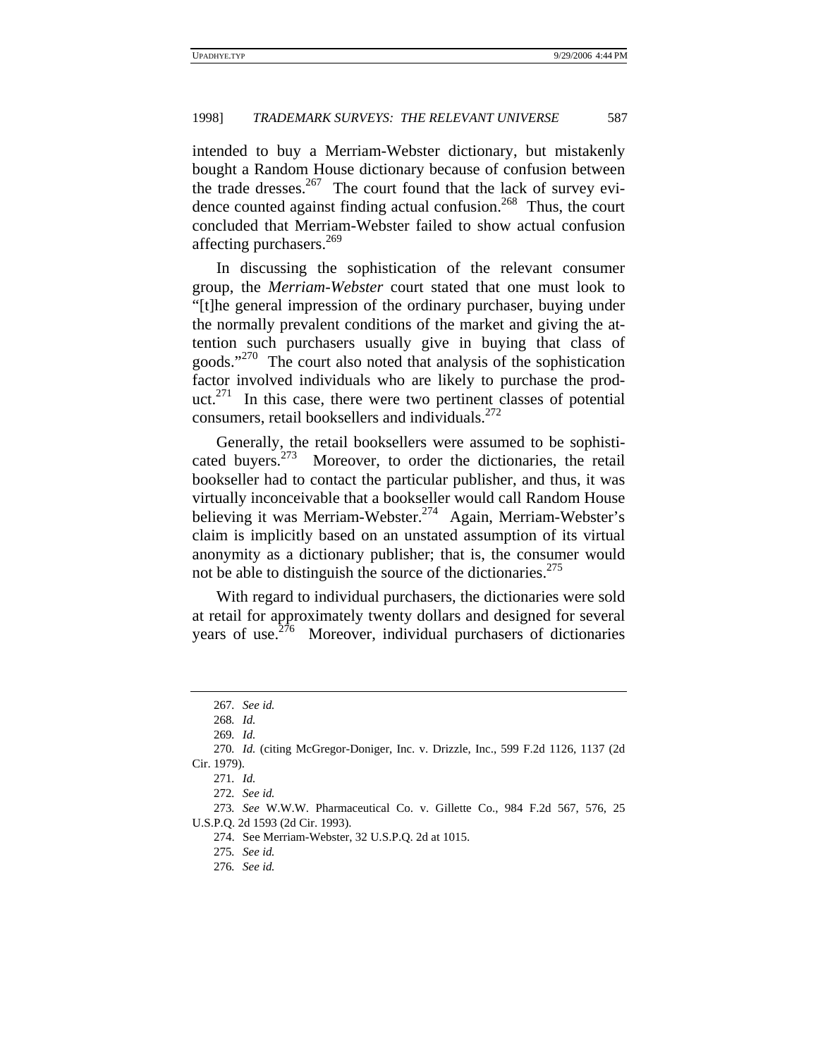intended to buy a Merriam-Webster dictionary, but mistakenly bought a Random House dictionary because of confusion between the trade dresses.[267] The court found that the lack of survey evidence counted against finding actual confusion.[268] Thus, the court concluded that Merriam-Webster failed to show actual confusion affecting purchasers.[269]

In discussing the sophistication of the relevant consumer group, the *Merriam-Webster* court stated that one must look to "[t]he general impression of the ordinary purchaser, buying under the normally prevalent conditions of the market and giving the attention such purchasers usually give in buying that class of goods."[270] The court also noted that analysis of the sophistication factor involved individuals who are likely to purchase the product.[271] In this case, there were two pertinent classes of potential consumers, retail booksellers and individuals.[272]

Generally, the retail booksellers were assumed to be sophisticated buyers.[273] Moreover, to order the dictionaries, the retail bookseller had to contact the particular publisher, and thus, it was virtually inconceivable that a bookseller would call Random House believing it was Merriam-Webster.[274] Again, Merriam-Webster's claim is implicitly based on an unstated assumption of its virtual anonymity as a dictionary publisher; that is, the consumer would not be able to distinguish the source of the dictionaries.[275]

With regard to individual purchasers, the dictionaries were sold at retail for approximately twenty dollars and designed for several years of use.[276] Moreover, individual purchasers of dictionaries

---

267. *See id.*

268. *Id.*

269. *Id.*

270. *Id.* (citing McGregor-Doniger, Inc. v. Drizzle, Inc., 599 F.2d 1126, 1137 (2d Cir. 1979).

271. *Id.*

272. *See id.*

273. *See* W.W.W. Pharmaceutical Co. v. Gillette Co., 984 F.2d 567, 576, 25 U.S.P.Q. 2d 1593 (2d Cir. 1993).

274. See Merriam-Webster, 32 U.S.P.Q. 2d at 1015.

275. *See id.*

276. *See id.*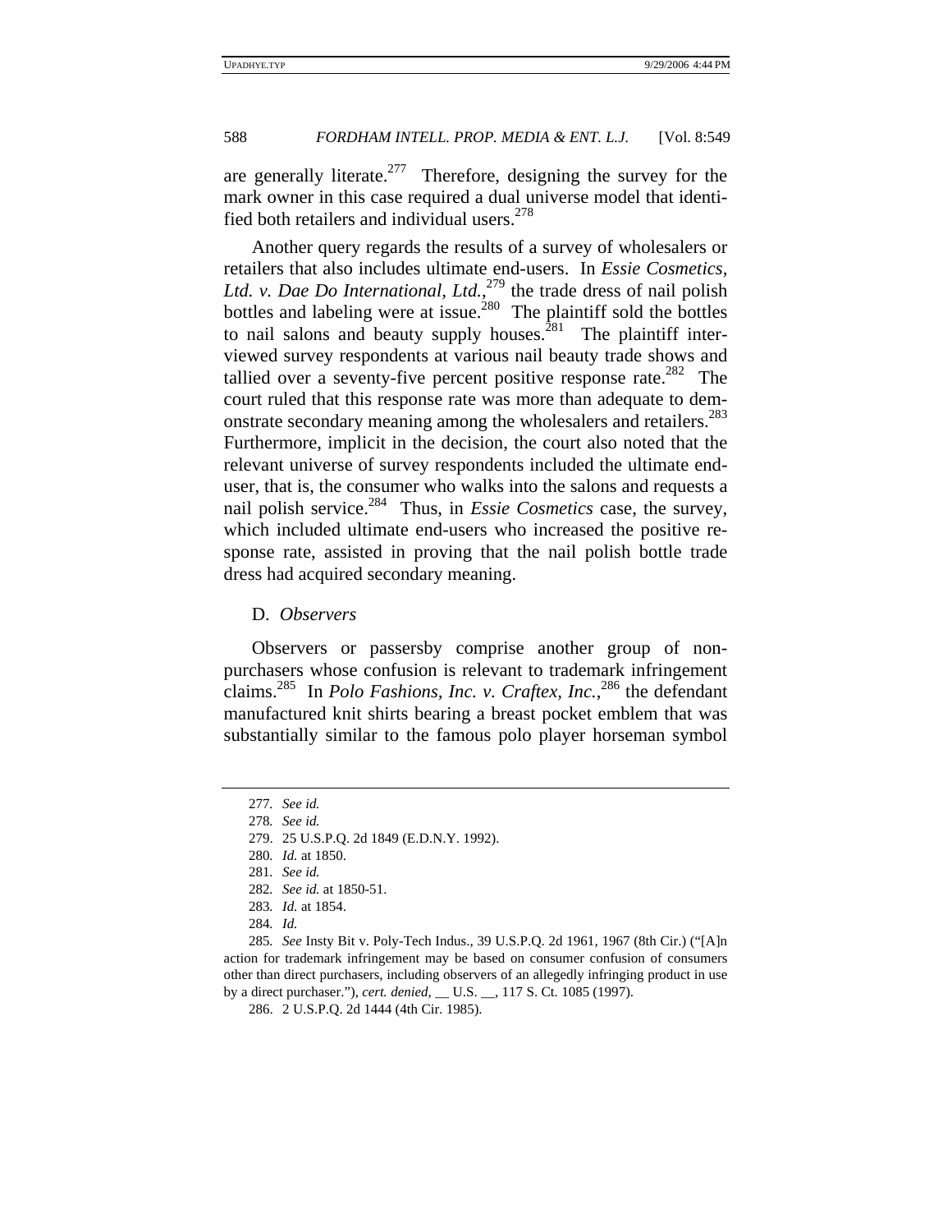are generally literate.[277] Therefore, designing the survey for the mark owner in this case required a dual universe model that identified both retailers and individual users.[278]

Another query regards the results of a survey of wholesalers or retailers that also includes ultimate end-users. In *Essie Cosmetics, Ltd. v. Dae Do International, Ltd.*,[279] the trade dress of nail polish bottles and labeling were at issue.[280] The plaintiff sold the bottles to nail salons and beauty supply houses.[281] The plaintiff interviewed survey respondents at various nail beauty trade shows and tallied over a seventy-five percent positive response rate.[282] The court ruled that this response rate was more than adequate to demonstrate secondary meaning among the wholesalers and retailers.[283] Furthermore, implicit in the decision, the court also noted that the relevant universe of survey respondents included the ultimate end-user, that is, the consumer who walks into the salons and requests a nail polish service.[284] Thus, in *Essie Cosmetics* case, the survey, which included ultimate end-users who increased the positive response rate, assisted in proving that the nail polish bottle trade dress had acquired secondary meaning.

### D. *Observers*

Observers or passersby comprise another group of non-purchasers whose confusion is relevant to trademark infringement claims.[285] In *Polo Fashions, Inc. v. Craftex, Inc.*,[286] the defendant manufactured knit shirts bearing a breast pocket emblem that was substantially similar to the famous polo player horseman symbol

---

277. *See id.*

278. *See id.*

279. 25 U.S.P.Q. 2d 1849 (E.D.N.Y. 1992).

280. *Id.* at 1850.

281. *See id.*

282. *See id.* at 1850-51.

283. *Id.* at 1854.

284. *Id.*

285. *See* Insty Bit v. Poly-Tech Indus., 39 U.S.P.Q. 2d 1961, 1967 (8th Cir.) ("[A]n action for trademark infringement may be based on consumer confusion of consumers other than direct purchasers, including observers of an allegedly infringing product in use by a direct purchaser."), *cert. denied*, __ U.S. __, 117 S. Ct. 1085 (1997).

286. 2 U.S.P.Q. 2d 1444 (4th Cir. 1985).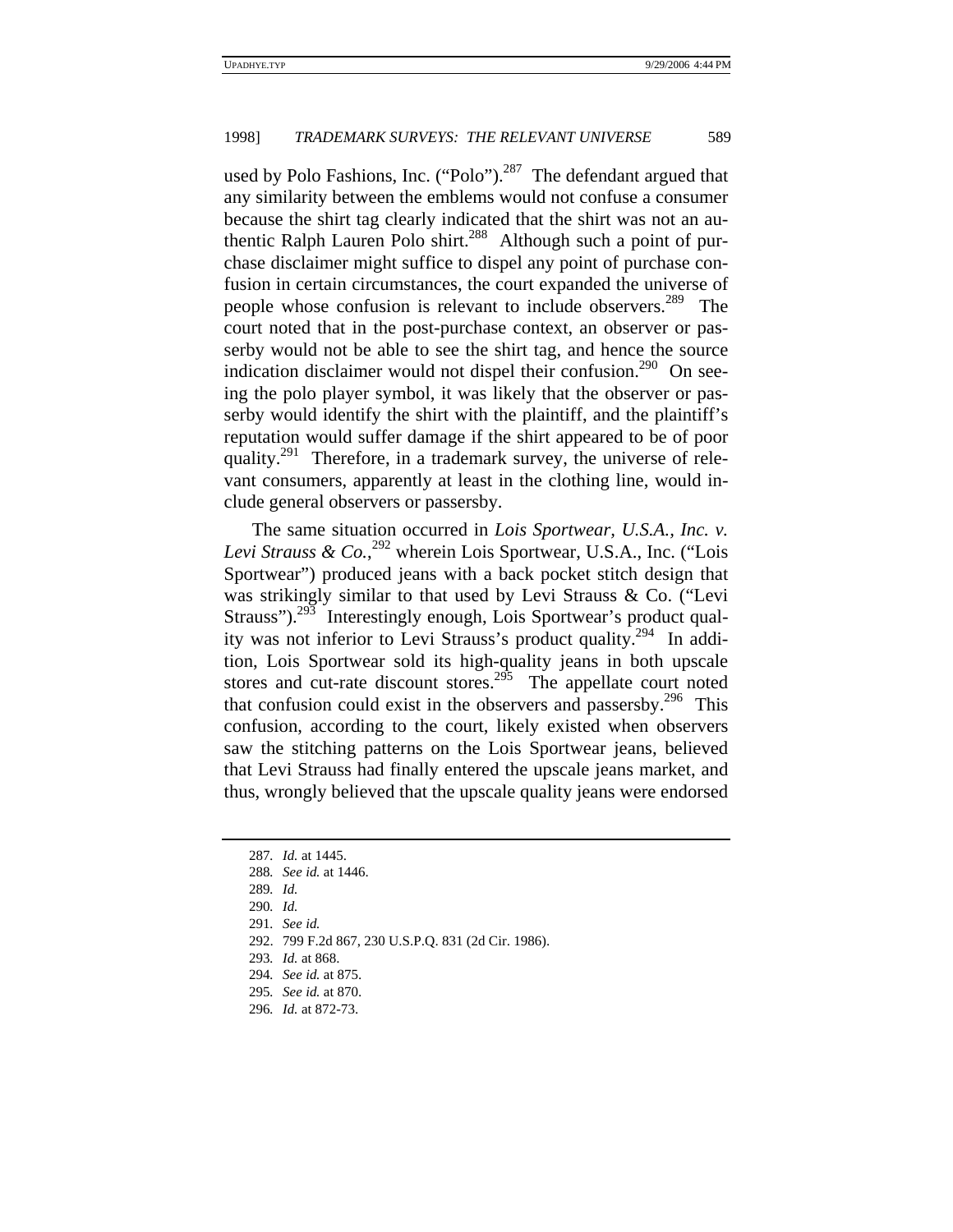used by Polo Fashions, Inc. ("Polo").[287] The defendant argued that any similarity between the emblems would not confuse a consumer because the shirt tag clearly indicated that the shirt was not an authentic Ralph Lauren Polo shirt.[288] Although such a point of purchase disclaimer might suffice to dispel any point of purchase confusion in certain circumstances, the court expanded the universe of people whose confusion is relevant to include observers.[289] The court noted that in the post-purchase context, an observer or passerby would not be able to see the shirt tag, and hence the source indication disclaimer would not dispel their confusion.[290] On seeing the polo player symbol, it was likely that the observer or passerby would identify the shirt with the plaintiff, and the plaintiff's reputation would suffer damage if the shirt appeared to be of poor quality.[291] Therefore, in a trademark survey, the universe of relevant consumers, apparently at least in the clothing line, would include general observers or passersby.

The same situation occurred in *Lois Sportwear, U.S.A., Inc. v. Levi Strauss & Co.*,[292] wherein Lois Sportwear, U.S.A., Inc. ("Lois Sportwear") produced jeans with a back pocket stitch design that was strikingly similar to that used by Levi Strauss & Co. ("Levi Strauss").[293] Interestingly enough, Lois Sportwear's product quality was not inferior to Levi Strauss's product quality.[294] In addition, Lois Sportwear sold its high-quality jeans in both upscale stores and cut-rate discount stores.[295] The appellate court noted that confusion could exist in the observers and passersby.[296] This confusion, according to the court, likely existed when observers saw the stitching patterns on the Lois Sportwear jeans, believed that Levi Strauss had finally entered the upscale jeans market, and thus, wrongly believed that the upscale quality jeans were endorsed

---

287. *Id.* at 1445.
288. *See id.* at 1446.
289. *Id.*
290. *Id.*
291. *See id.*
292. 799 F.2d 867, 230 U.S.P.Q. 831 (2d Cir. 1986).
293. *Id.* at 868.
294. *See id.* at 875.
295. *See id.* at 870.
296. *Id.* at 872-73.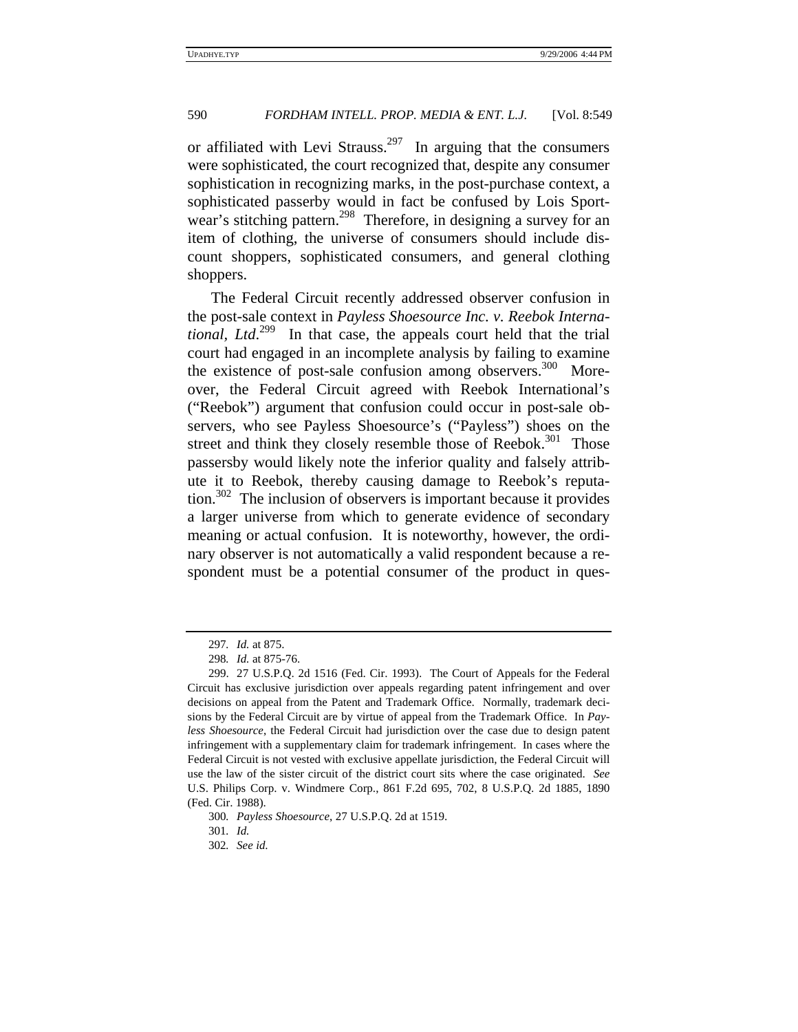or affiliated with Levi Strauss.[297] In arguing that the consumers were sophisticated, the court recognized that, despite any consumer sophistication in recognizing marks, in the post-purchase context, a sophisticated passerby would in fact be confused by Lois Sportwear's stitching pattern.[298] Therefore, in designing a survey for an item of clothing, the universe of consumers should include discount shoppers, sophisticated consumers, and general clothing shoppers.

The Federal Circuit recently addressed observer confusion in the post-sale context in *Payless Shoesource Inc. v. Reebok International, Ltd*.[299] In that case, the appeals court held that the trial court had engaged in an incomplete analysis by failing to examine the existence of post-sale confusion among observers.[300] Moreover, the Federal Circuit agreed with Reebok International's ("Reebok") argument that confusion could occur in post-sale observers, who see Payless Shoesource's ("Payless") shoes on the street and think they closely resemble those of Reebok.[301] Those passersby would likely note the inferior quality and falsely attribute it to Reebok, thereby causing damage to Reebok's reputation.[302] The inclusion of observers is important because it provides a larger universe from which to generate evidence of secondary meaning or actual confusion. It is noteworthy, however, the ordinary observer is not automatically a valid respondent because a respondent must be a potential consumer of the product in ques-

---

297. *Id.* at 875.

298. *Id.* at 875-76.

299. 27 U.S.P.Q. 2d 1516 (Fed. Cir. 1993). The Court of Appeals for the Federal Circuit has exclusive jurisdiction over appeals regarding patent infringement and over decisions on appeal from the Patent and Trademark Office. Normally, trademark decisions by the Federal Circuit are by virtue of appeal from the Trademark Office. In *Payless Shoesource*, the Federal Circuit had jurisdiction over the case due to design patent infringement with a supplementary claim for trademark infringement. In cases where the Federal Circuit is not vested with exclusive appellate jurisdiction, the Federal Circuit will use the law of the sister circuit of the district court sits where the case originated. *See* U.S. Philips Corp. v. Windmere Corp., 861 F.2d 695, 702, 8 U.S.P.Q. 2d 1885, 1890 (Fed. Cir. 1988).

300. *Payless Shoesource*, 27 U.S.P.Q. 2d at 1519.

301. *Id.*

302. *See id.*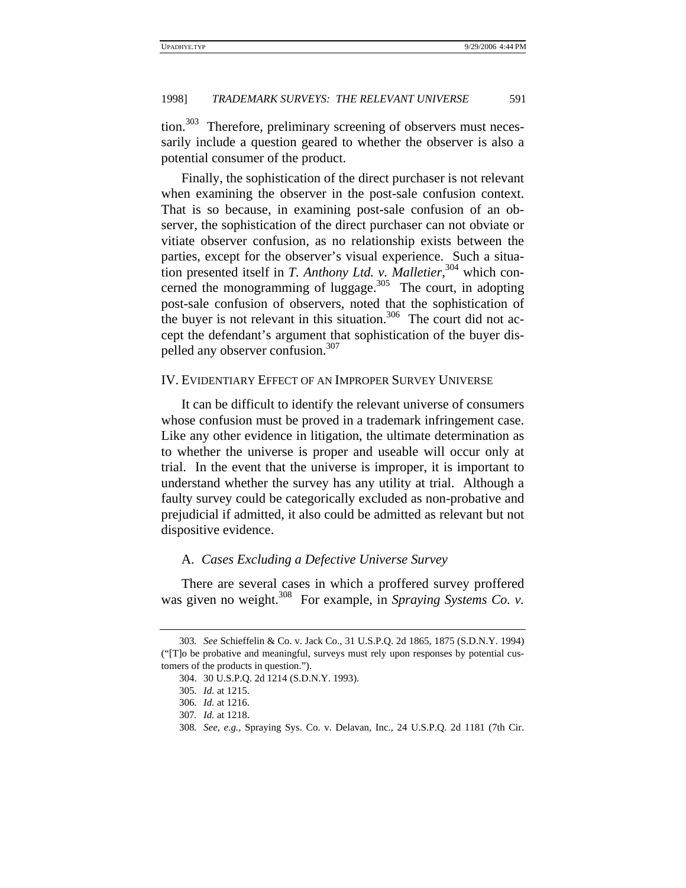tion.[303] Therefore, preliminary screening of observers must necessarily include a question geared to whether the observer is also a potential consumer of the product.

Finally, the sophistication of the direct purchaser is not relevant when examining the observer in the post-sale confusion context. That is so because, in examining post-sale confusion of an observer, the sophistication of the direct purchaser can not obviate or vitiate observer confusion, as no relationship exists between the parties, except for the observer's visual experience. Such a situation presented itself in *T. Anthony Ltd. v. Malletier*,[304] which concerned the monogramming of luggage.[305] The court, in adopting post-sale confusion of observers, noted that the sophistication of the buyer is not relevant in this situation.[306] The court did not accept the defendant's argument that sophistication of the buyer dispelled any observer confusion.[307]

## IV. Evidentiary Effect of an Improper Survey Universe

It can be difficult to identify the relevant universe of consumers whose confusion must be proved in a trademark infringement case. Like any other evidence in litigation, the ultimate determination as to whether the universe is proper and useable will occur only at trial. In the event that the universe is improper, it is important to understand whether the survey has any utility at trial. Although a faulty survey could be categorically excluded as non-probative and prejudicial if admitted, it also could be admitted as relevant but not dispositive evidence.

### A. *Cases Excluding a Defective Universe Survey*

There are several cases in which a proffered survey proffered was given no weight.[308] For example, in *Spraying Systems Co. v.*

---

303. *See* Schieffelin & Co. v. Jack Co., 31 U.S.P.Q. 2d 1865, 1875 (S.D.N.Y. 1994) ("[T]o be probative and meaningful, surveys must rely upon responses by potential customers of the products in question.").

304. 30 U.S.P.Q. 2d 1214 (S.D.N.Y. 1993).

305. *Id.* at 1215.

306. *Id.* at 1216.

307. *Id.* at 1218.

308. *See, e.g.*, Spraying Sys. Co. v. Delavan, Inc., 24 U.S.P.Q. 2d 1181 (7th Cir.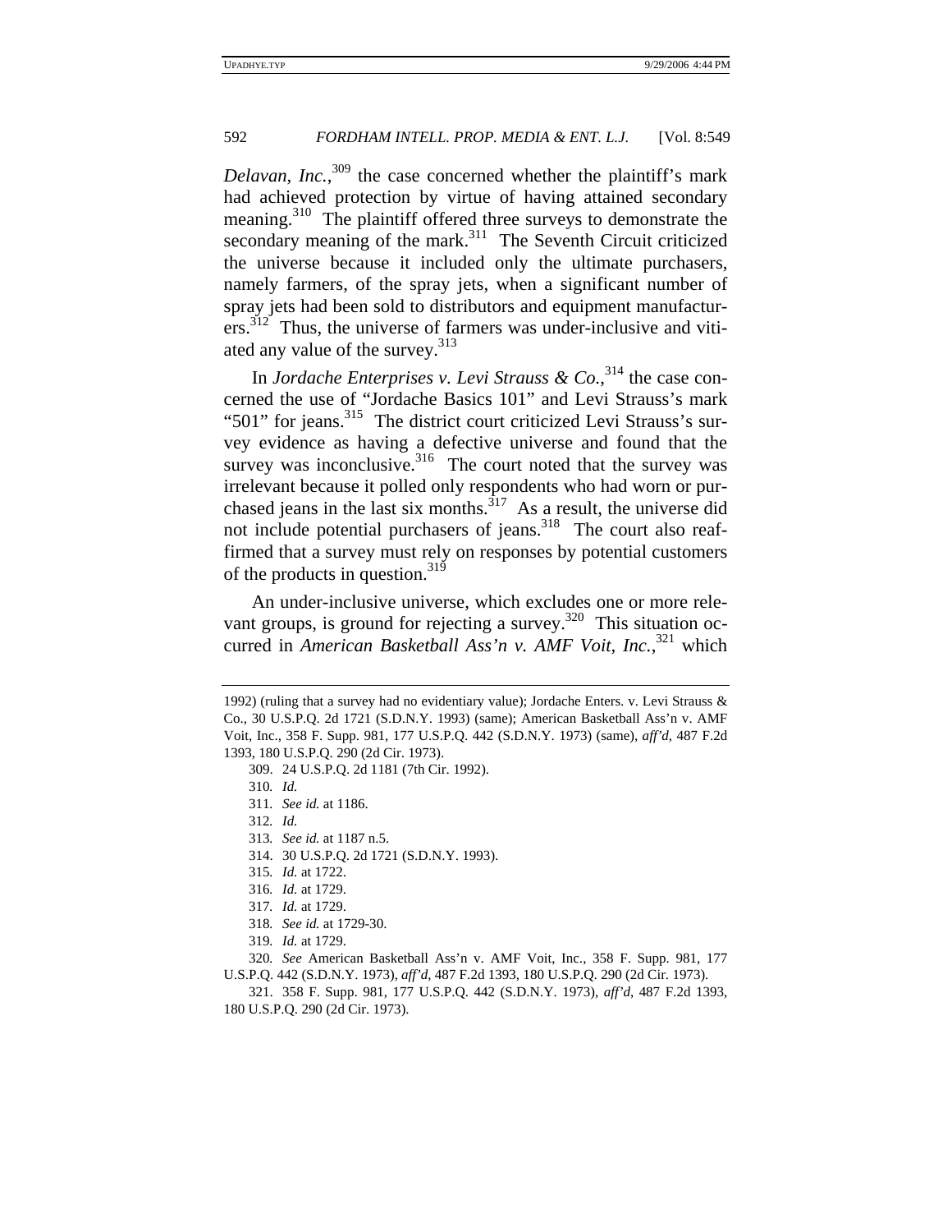*Delavan, Inc.*,[309] the case concerned whether the plaintiff's mark had achieved protection by virtue of having attained secondary meaning.[310] The plaintiff offered three surveys to demonstrate the secondary meaning of the mark.[311] The Seventh Circuit criticized the universe because it included only the ultimate purchasers, namely farmers, of the spray jets, when a significant number of spray jets had been sold to distributors and equipment manufacturers.[312] Thus, the universe of farmers was under-inclusive and vitiated any value of the survey.[313]

In *Jordache Enterprises v. Levi Strauss & Co.*,[314] the case concerned the use of "Jordache Basics 101" and Levi Strauss's mark "501" for jeans.[315] The district court criticized Levi Strauss's survey evidence as having a defective universe and found that the survey was inconclusive.[316] The court noted that the survey was irrelevant because it polled only respondents who had worn or purchased jeans in the last six months.[317] As a result, the universe did not include potential purchasers of jeans.[318] The court also reaffirmed that a survey must rely on responses by potential customers of the products in question.[319]

An under-inclusive universe, which excludes one or more relevant groups, is ground for rejecting a survey.[320] This situation occurred in *American Basketball Ass'n v. AMF Voit, Inc.*,[321] which

---

1992) (ruling that a survey had no evidentiary value); Jordache Enters. v. Levi Strauss & Co., 30 U.S.P.Q. 2d 1721 (S.D.N.Y. 1993) (same); American Basketball Ass'n v. AMF Voit, Inc., 358 F. Supp. 981, 177 U.S.P.Q. 442 (S.D.N.Y. 1973) (same), *aff'd*, 487 F.2d 1393, 180 U.S.P.Q. 290 (2d Cir. 1973).

309. 24 U.S.P.Q. 2d 1181 (7th Cir. 1992).

310. *Id.*

311. *See id.* at 1186.

312. *Id.*

313. *See id.* at 1187 n.5.

314. 30 U.S.P.Q. 2d 1721 (S.D.N.Y. 1993).

315. *Id.* at 1722.

316. *Id.* at 1729.

317. *Id.* at 1729.

318. *See id.* at 1729-30.

319. *Id.* at 1729.

320. *See* American Basketball Ass'n v. AMF Voit, Inc., 358 F. Supp. 981, 177 U.S.P.Q. 442 (S.D.N.Y. 1973), *aff'd*, 487 F.2d 1393, 180 U.S.P.Q. 290 (2d Cir. 1973).

321. 358 F. Supp. 981, 177 U.S.P.Q. 442 (S.D.N.Y. 1973), *aff'd*, 487 F.2d 1393, 180 U.S.P.Q. 290 (2d Cir. 1973).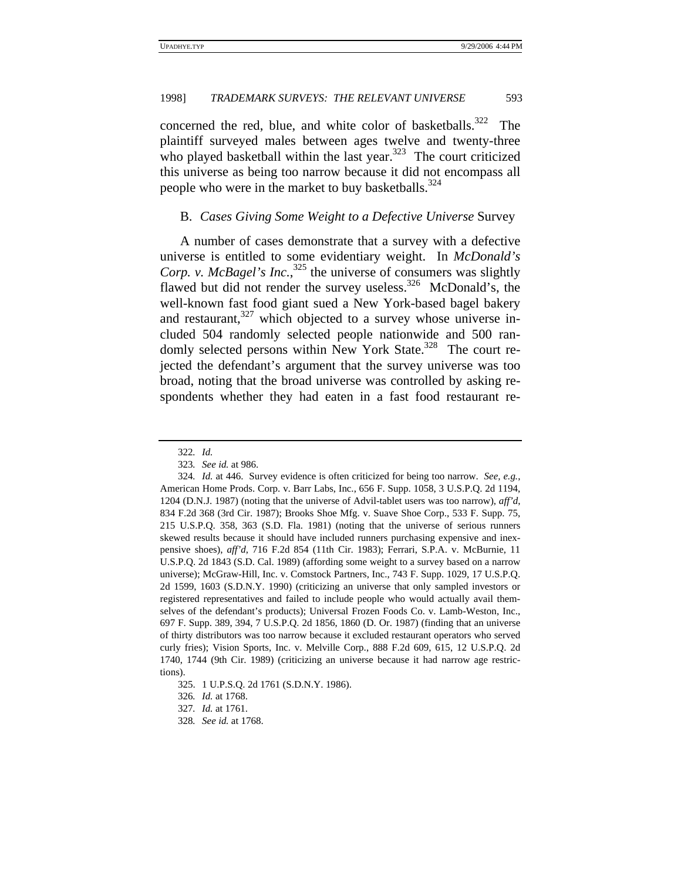concerned the red, blue, and white color of basketballs.[322] The plaintiff surveyed males between ages twelve and twenty-three who played basketball within the last year.[323] The court criticized this universe as being too narrow because it did not encompass all people who were in the market to buy basketballs.[324]

### B. *Cases Giving Some Weight to a Defective Universe* Survey

A number of cases demonstrate that a survey with a defective universe is entitled to some evidentiary weight. In *McDonald's Corp. v. McBagel's Inc.*,[325] the universe of consumers was slightly flawed but did not render the survey useless.[326] McDonald's, the well-known fast food giant sued a New York-based bagel bakery and restaurant,[327] which objected to a survey whose universe included 504 randomly selected people nationwide and 500 randomly selected persons within New York State.[328] The court rejected the defendant's argument that the survey universe was too broad, noting that the broad universe was controlled by asking respondents whether they had eaten in a fast food restaurant re-

---

322. *Id.*

323. *See id.* at 986.

324. *Id.* at 446. Survey evidence is often criticized for being too narrow. *See, e.g.*, American Home Prods. Corp. v. Barr Labs, Inc., 656 F. Supp. 1058, 3 U.S.P.Q. 2d 1194, 1204 (D.N.J. 1987) (noting that the universe of Advil-tablet users was too narrow), *aff'd*, 834 F.2d 368 (3rd Cir. 1987); Brooks Shoe Mfg. v. Suave Shoe Corp., 533 F. Supp. 75, 215 U.S.P.Q. 358, 363 (S.D. Fla. 1981) (noting that the universe of serious runners skewed results because it should have included runners purchasing expensive and inexpensive shoes), *aff'd*, 716 F.2d 854 (11th Cir. 1983); Ferrari, S.P.A. v. McBurnie, 11 U.S.P.Q. 2d 1843 (S.D. Cal. 1989) (affording some weight to a survey based on a narrow universe); McGraw-Hill, Inc. v. Comstock Partners, Inc., 743 F. Supp. 1029, 17 U.S.P.Q. 2d 1599, 1603 (S.D.N.Y. 1990) (criticizing an universe that only sampled investors or registered representatives and failed to include people who would actually avail themselves of the defendant's products); Universal Frozen Foods Co. v. Lamb-Weston, Inc., 697 F. Supp. 389, 394, 7 U.S.P.Q. 2d 1856, 1860 (D. Or. 1987) (finding that an universe of thirty distributors was too narrow because it excluded restaurant operators who served curly fries); Vision Sports, Inc. v. Melville Corp., 888 F.2d 609, 615, 12 U.S.P.Q. 2d 1740, 1744 (9th Cir. 1989) (criticizing an universe because it had narrow age restrictions).

325. 1 U.P.S.Q. 2d 1761 (S.D.N.Y. 1986).

326. *Id.* at 1768.

327. *Id.* at 1761.

328. *See id.* at 1768.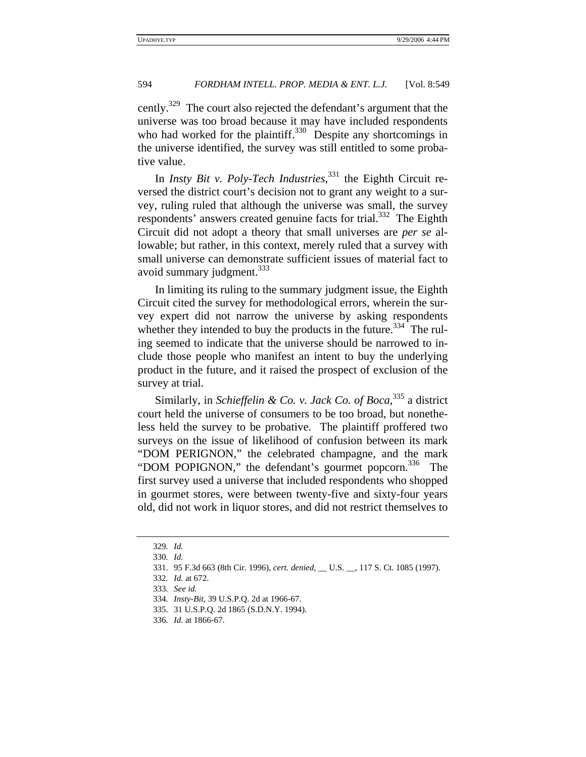cently.[329] The court also rejected the defendant's argument that the universe was too broad because it may have included respondents who had worked for the plaintiff.[330] Despite any shortcomings in the universe identified, the survey was still entitled to some probative value.

In *Insty Bit v. Poly-Tech Industries*,[331] the Eighth Circuit reversed the district court's decision not to grant any weight to a survey, ruling ruled that although the universe was small, the survey respondents' answers created genuine facts for trial.[332] The Eighth Circuit did not adopt a theory that small universes are *per se* allowable; but rather, in this context, merely ruled that a survey with small universe can demonstrate sufficient issues of material fact to avoid summary judgment.[333]

In limiting its ruling to the summary judgment issue, the Eighth Circuit cited the survey for methodological errors, wherein the survey expert did not narrow the universe by asking respondents whether they intended to buy the products in the future.[334] The ruling seemed to indicate that the universe should be narrowed to include those people who manifest an intent to buy the underlying product in the future, and it raised the prospect of exclusion of the survey at trial.

Similarly, in *Schieffelin & Co. v. Jack Co. of Boca*,[335] a district court held the universe of consumers to be too broad, but nonetheless held the survey to be probative. The plaintiff proffered two surveys on the issue of likelihood of confusion between its mark "DOM PERIGNON," the celebrated champagne, and the mark "DOM POPIGNON," the defendant's gourmet popcorn.[336] The first survey used a universe that included respondents who shopped in gourmet stores, were between twenty-five and sixty-four years old, did not work in liquor stores, and did not restrict themselves to

---

329. *Id.*

330. *Id.*

331. 95 F.3d 663 (8th Cir. 1996), *cert. denied*, __ U.S. __, 117 S. Ct. 1085 (1997).

332. *Id.* at 672.

333. *See id.*

334. *Insty-Bit*, 39 U.S.P.Q. 2d at 1966-67.

335. 31 U.S.P.Q. 2d 1865 (S.D.N.Y. 1994).

336. *Id.* at 1866-67.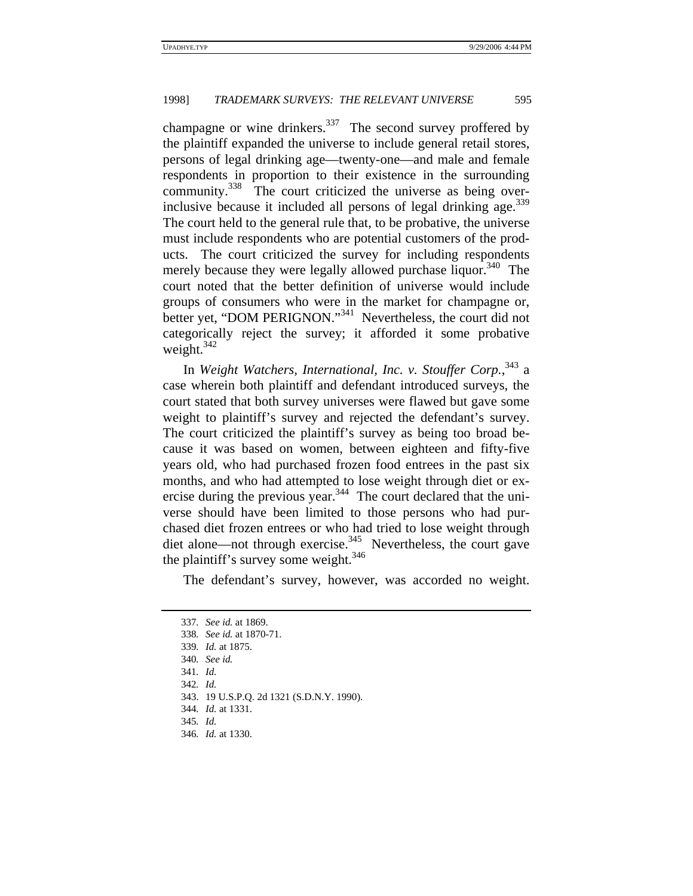champagne or wine drinkers.[337] The second survey proffered by the plaintiff expanded the universe to include general retail stores, persons of legal drinking age—twenty-one—and male and female respondents in proportion to their existence in the surrounding community.[338] The court criticized the universe as being over-inclusive because it included all persons of legal drinking age.[339] The court held to the general rule that, to be probative, the universe must include respondents who are potential customers of the products. The court criticized the survey for including respondents merely because they were legally allowed purchase liquor.[340] The court noted that the better definition of universe would include groups of consumers who were in the market for champagne or, better yet, "DOM PERIGNON."[341] Nevertheless, the court did not categorically reject the survey; it afforded it some probative weight.[342]

In *Weight Watchers, International, Inc. v. Stouffer Corp.*,[343] a case wherein both plaintiff and defendant introduced surveys, the court stated that both survey universes were flawed but gave some weight to plaintiff's survey and rejected the defendant's survey. The court criticized the plaintiff's survey as being too broad because it was based on women, between eighteen and fifty-five years old, who had purchased frozen food entrees in the past six months, and who had attempted to lose weight through diet or exercise during the previous year.[344] The court declared that the universe should have been limited to those persons who had purchased diet frozen entrees or who had tried to lose weight through diet alone—not through exercise.[345] Nevertheless, the court gave the plaintiff's survey some weight.[346]

The defendant's survey, however, was accorded no weight.

---

337. *See id.* at 1869.
338. *See id.* at 1870-71.
339. *Id.* at 1875.
340. *See id.*
341. *Id.*
342. *Id.*
343. 19 U.S.P.Q. 2d 1321 (S.D.N.Y. 1990).
344. *Id.* at 1331.
345. *Id.*
346. *Id.* at 1330.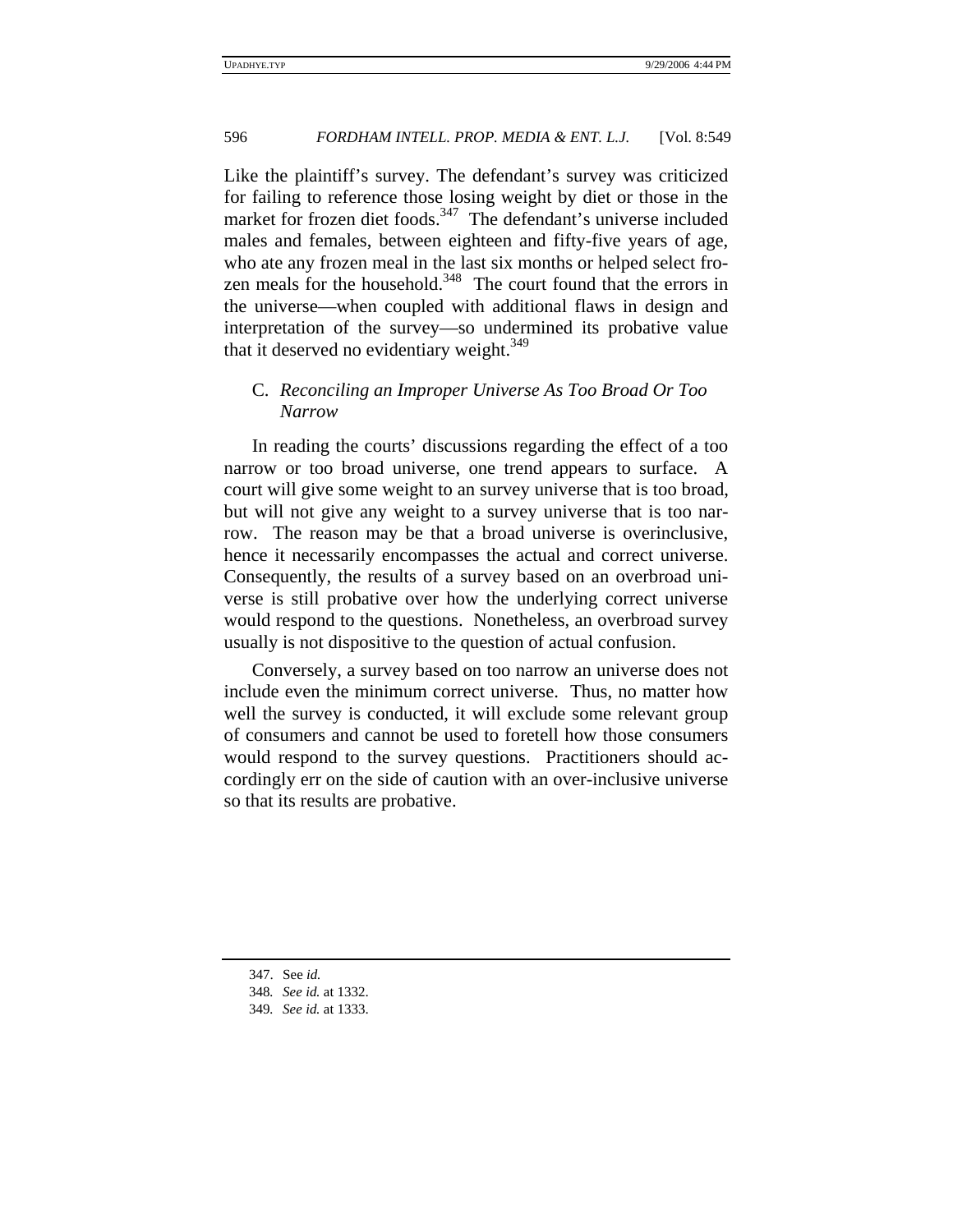Like the plaintiff's survey. The defendant's survey was criticized for failing to reference those losing weight by diet or those in the market for frozen diet foods.[347] The defendant's universe included males and females, between eighteen and fifty-five years of age, who ate any frozen meal in the last six months or helped select frozen meals for the household.[348] The court found that the errors in the universe—when coupled with additional flaws in design and interpretation of the survey—so undermined its probative value that it deserved no evidentiary weight.[349]

### C. *Reconciling an Improper Universe As Too Broad Or Too Narrow*

In reading the courts' discussions regarding the effect of a too narrow or too broad universe, one trend appears to surface. A court will give some weight to an survey universe that is too broad, but will not give any weight to a survey universe that is too narrow. The reason may be that a broad universe is overinclusive, hence it necessarily encompasses the actual and correct universe. Consequently, the results of a survey based on an overbroad universe is still probative over how the underlying correct universe would respond to the questions. Nonetheless, an overbroad survey usually is not dispositive to the question of actual confusion.

Conversely, a survey based on too narrow an universe does not include even the minimum correct universe. Thus, no matter how well the survey is conducted, it will exclude some relevant group of consumers and cannot be used to foretell how those consumers would respond to the survey questions. Practitioners should accordingly err on the side of caution with an over-inclusive universe so that its results are probative.

---

347. See *id.*

348. *See id.* at 1332.

349. *See id.* at 1333.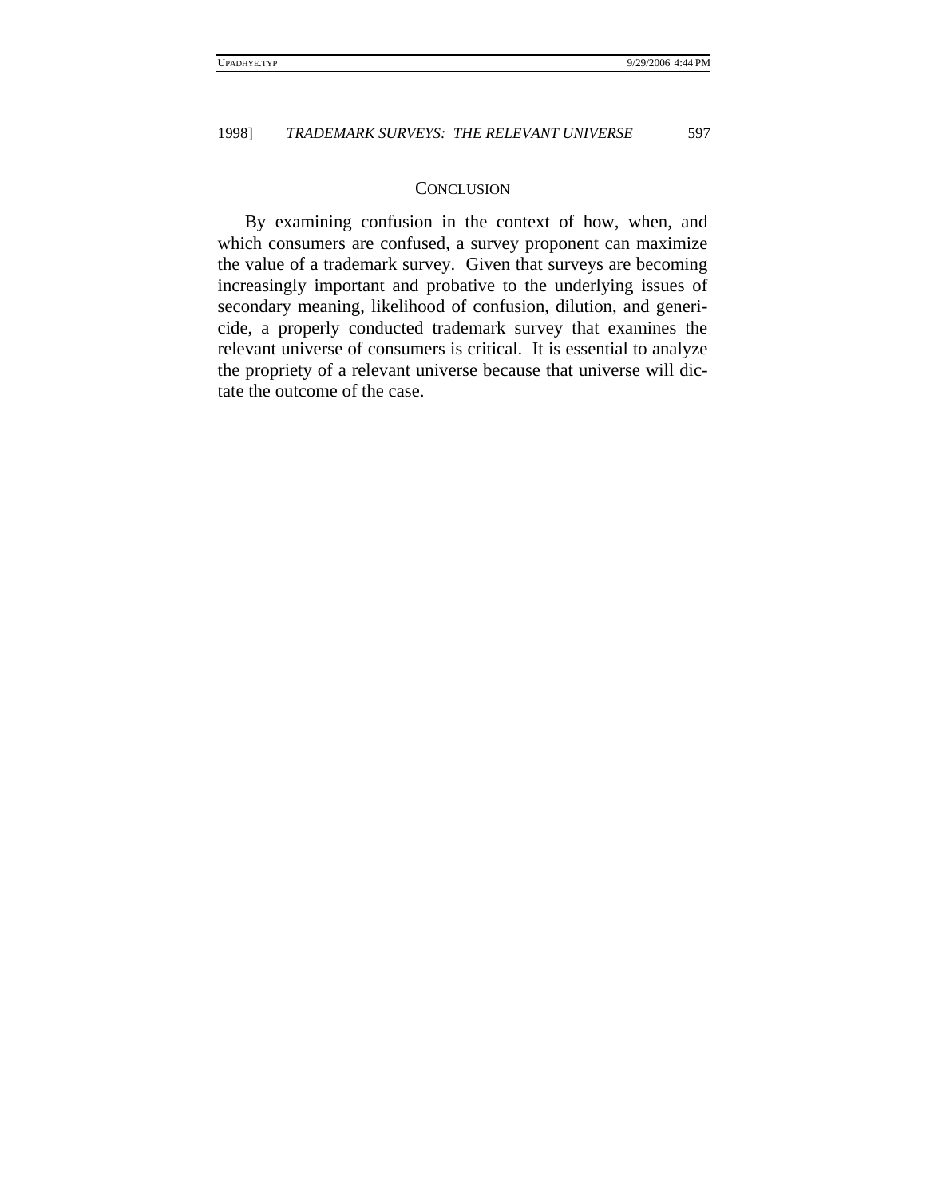## CONCLUSION

By examining confusion in the context of how, when, and which consumers are confused, a survey proponent can maximize the value of a trademark survey. Given that surveys are becoming increasingly important and probative to the underlying issues of secondary meaning, likelihood of confusion, dilution, and genericide, a properly conducted trademark survey that examines the relevant universe of consumers is critical. It is essential to analyze the propriety of a relevant universe because that universe will dictate the outcome of the case.